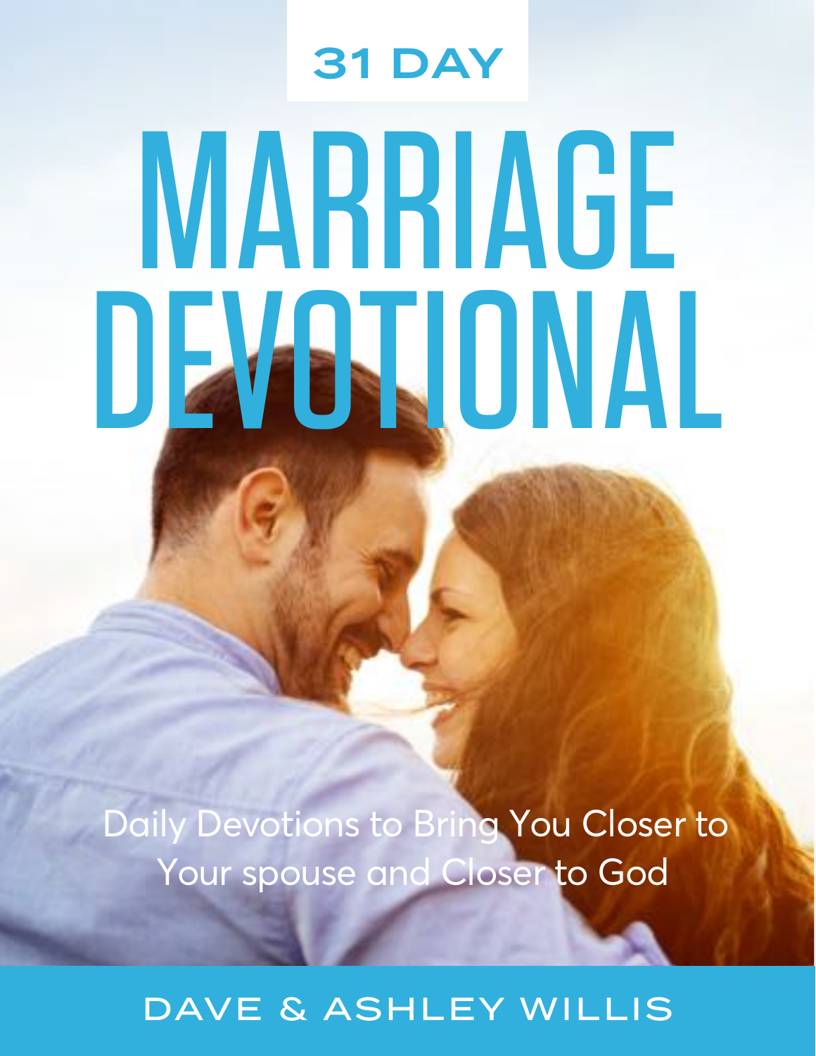31 DAY

# MARRIAGE DEVOTIONAL

Daily Devotions to Bring You Closer to Your spouse and Closer to God

DAVE & ASHLEY WILLIS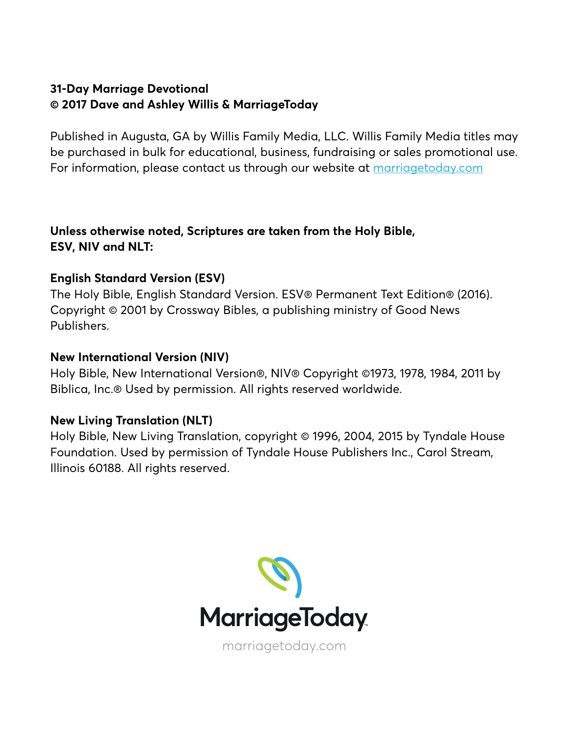**31-Day Marriage Devotional**
**© 2017 Dave and Ashley Willis & MarriageToday**

Published in Augusta, GA by Willis Family Media, LLC. Willis Family Media titles may be purchased in bulk for educational, business, fundraising or sales promotional use. For information, please contact us through our website at [marriagetoday.com](http://marriagetoday.com)

**Unless otherwise noted, Scriptures are taken from the Holy Bible, ESV, NIV and NLT:**

**English Standard Version (ESV)**
The Holy Bible, English Standard Version. ESV® Permanent Text Edition® (2016). Copyright © 2001 by Crossway Bibles, a publishing ministry of Good News Publishers.

**New International Version (NIV)**
Holy Bible, New International Version®, NIV® Copyright ©1973, 1978, 1984, 2011 by Biblica, Inc.® Used by permission. All rights reserved worldwide.

**New Living Translation (NLT)**
Holy Bible, New Living Translation, copyright © 1996, 2004, 2015 by Tyndale House Foundation. Used by permission of Tyndale House Publishers Inc., Carol Stream, Illinois 60188. All rights reserved.

MarriageToday

marriagetoday.com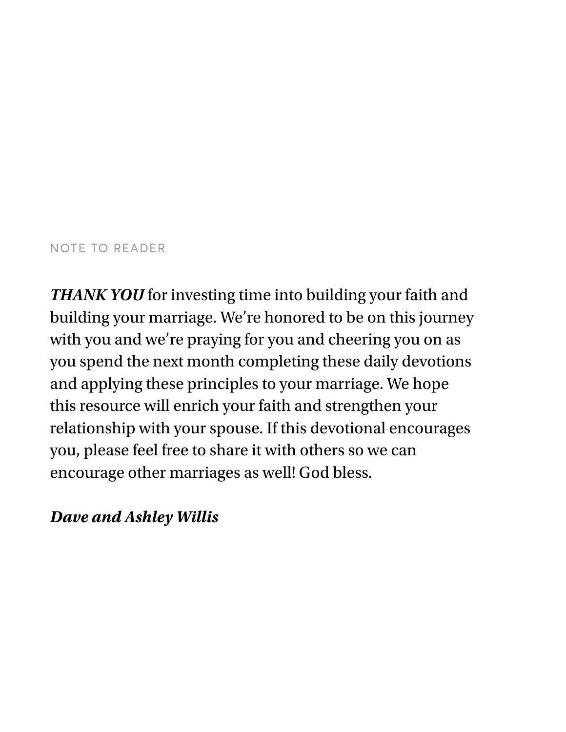## NOTE TO READER

***THANK YOU*** for investing time into building your faith and building your marriage. We're honored to be on this journey with you and we're praying for you and cheering you on as you spend the next month completing these daily devotions and applying these principles to your marriage. We hope this resource will enrich your faith and strengthen your relationship with your spouse. If this devotional encourages you, please feel free to share it with others so we can encourage other marriages as well! God bless.

***Dave and Ashley Willis***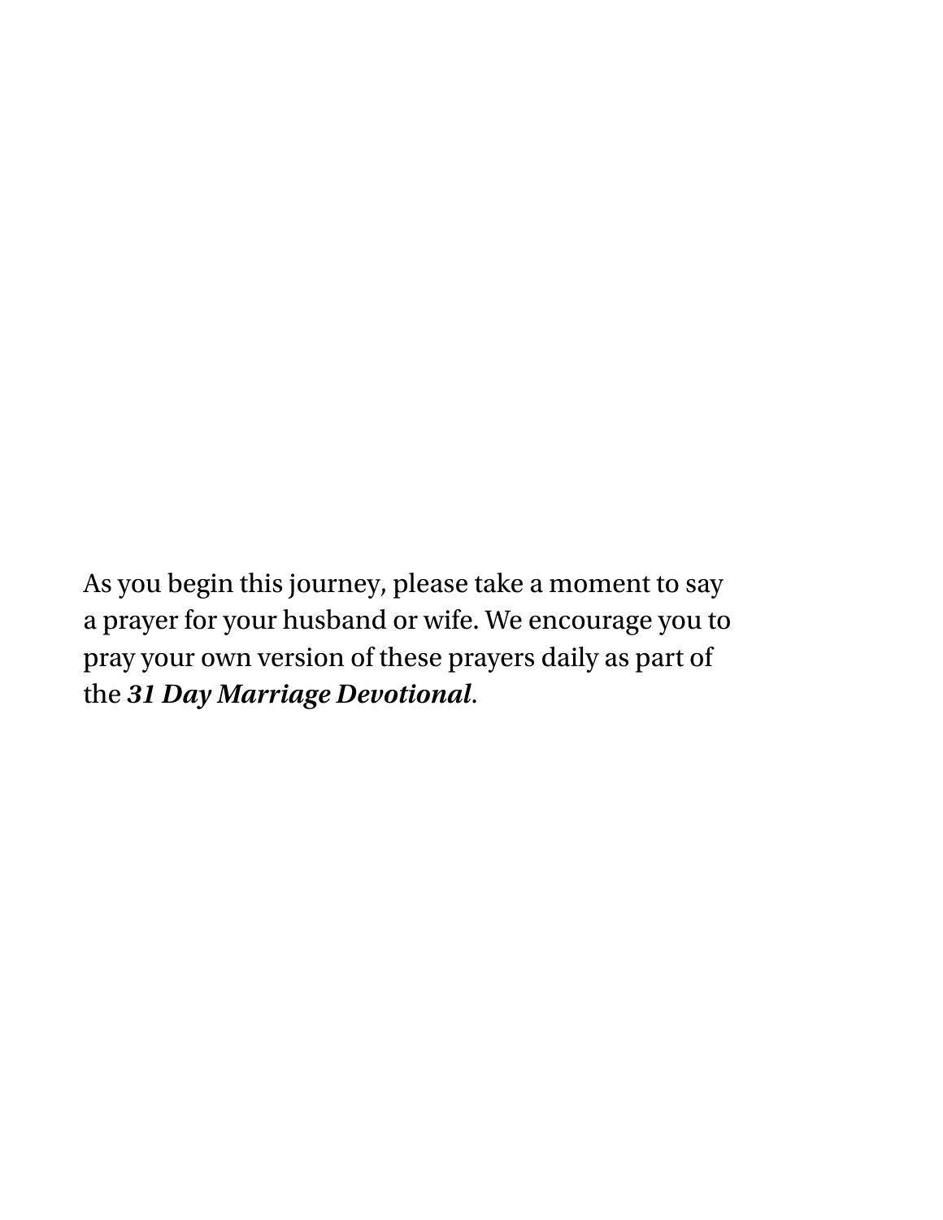As you begin this journey, please take a moment to say a prayer for your husband or wife. We encourage you to pray your own version of these prayers daily as part of the ***31 Day Marriage Devotional***.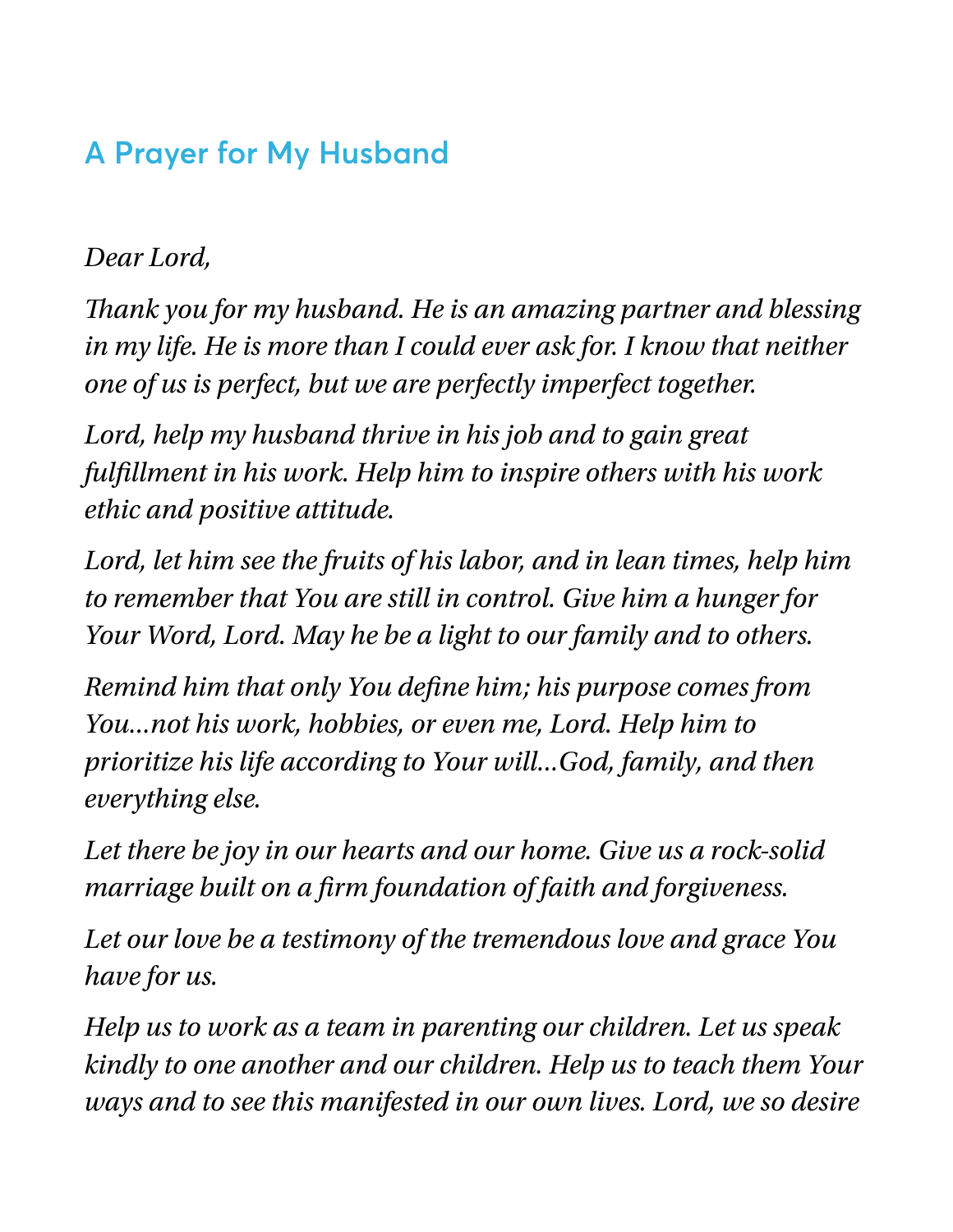## A Prayer for My Husband

*Dear Lord,*

*Thank you for my husband. He is an amazing partner and blessing in my life. He is more than I could ever ask for. I know that neither one of us is perfect, but we are perfectly imperfect together.*

*Lord, help my husband thrive in his job and to gain great fulfillment in his work. Help him to inspire others with his work ethic and positive attitude.*

*Lord, let him see the fruits of his labor, and in lean times, help him to remember that You are still in control. Give him a hunger for Your Word, Lord. May he be a light to our family and to others.*

*Remind him that only You define him; his purpose comes from You…not his work, hobbies, or even me, Lord. Help him to prioritize his life according to Your will…God, family, and then everything else.*

*Let there be joy in our hearts and our home. Give us a rock-solid marriage built on a firm foundation of faith and forgiveness.*

*Let our love be a testimony of the tremendous love and grace You have for us.*

*Help us to work as a team in parenting our children. Let us speak kindly to one another and our children. Help us to teach them Your ways and to see this manifested in our own lives. Lord, we so desire*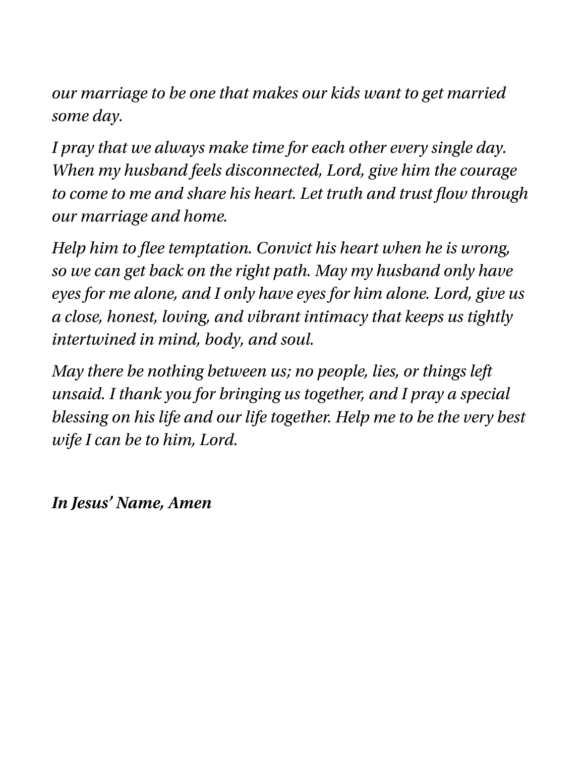*our marriage to be one that makes our kids want to get married some day.*

*I pray that we always make time for each other every single day. When my husband feels disconnected, Lord, give him the courage to come to me and share his heart. Let truth and trust flow through our marriage and home.*

*Help him to flee temptation. Convict his heart when he is wrong, so we can get back on the right path. May my husband only have eyes for me alone, and I only have eyes for him alone. Lord, give us a close, honest, loving, and vibrant intimacy that keeps us tightly intertwined in mind, body, and soul.*

*May there be nothing between us; no people, lies, or things left unsaid. I thank you for bringing us together, and I pray a special blessing on his life and our life together. Help me to be the very best wife I can be to him, Lord.*

***In Jesus' Name, Amen***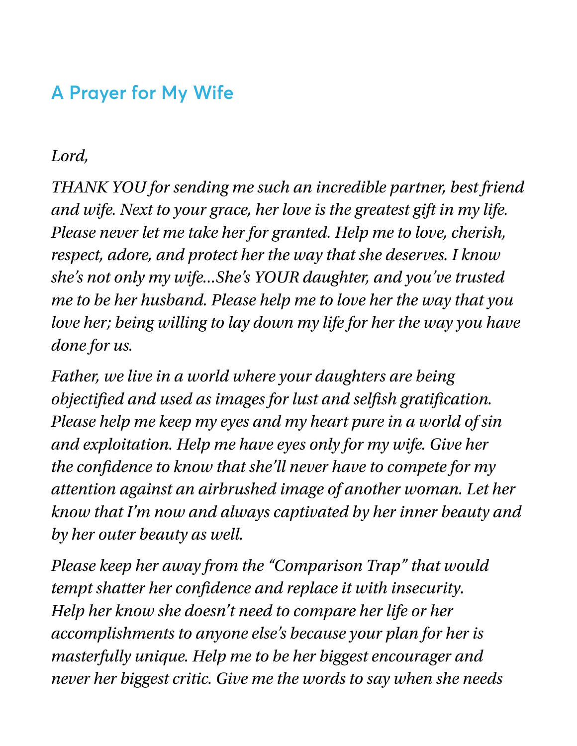## A Prayer for My Wife

*Lord,*

*THANK YOU for sending me such an incredible partner, best friend and wife. Next to your grace, her love is the greatest gift in my life. Please never let me take her for granted. Help me to love, cherish, respect, adore, and protect her the way that she deserves. I know she's not only my wife...She's YOUR daughter, and you've trusted me to be her husband. Please help me to love her the way that you love her; being willing to lay down my life for her the way you have done for us.*

*Father, we live in a world where your daughters are being objectified and used as images for lust and selfish gratification. Please help me keep my eyes and my heart pure in a world of sin and exploitation. Help me have eyes only for my wife. Give her the confidence to know that she'll never have to compete for my attention against an airbrushed image of another woman. Let her know that I'm now and always captivated by her inner beauty and by her outer beauty as well.*

*Please keep her away from the "Comparison Trap" that would tempt shatter her confidence and replace it with insecurity. Help her know she doesn't need to compare her life or her accomplishments to anyone else's because your plan for her is masterfully unique. Help me to be her biggest encourager and never her biggest critic. Give me the words to say when she needs*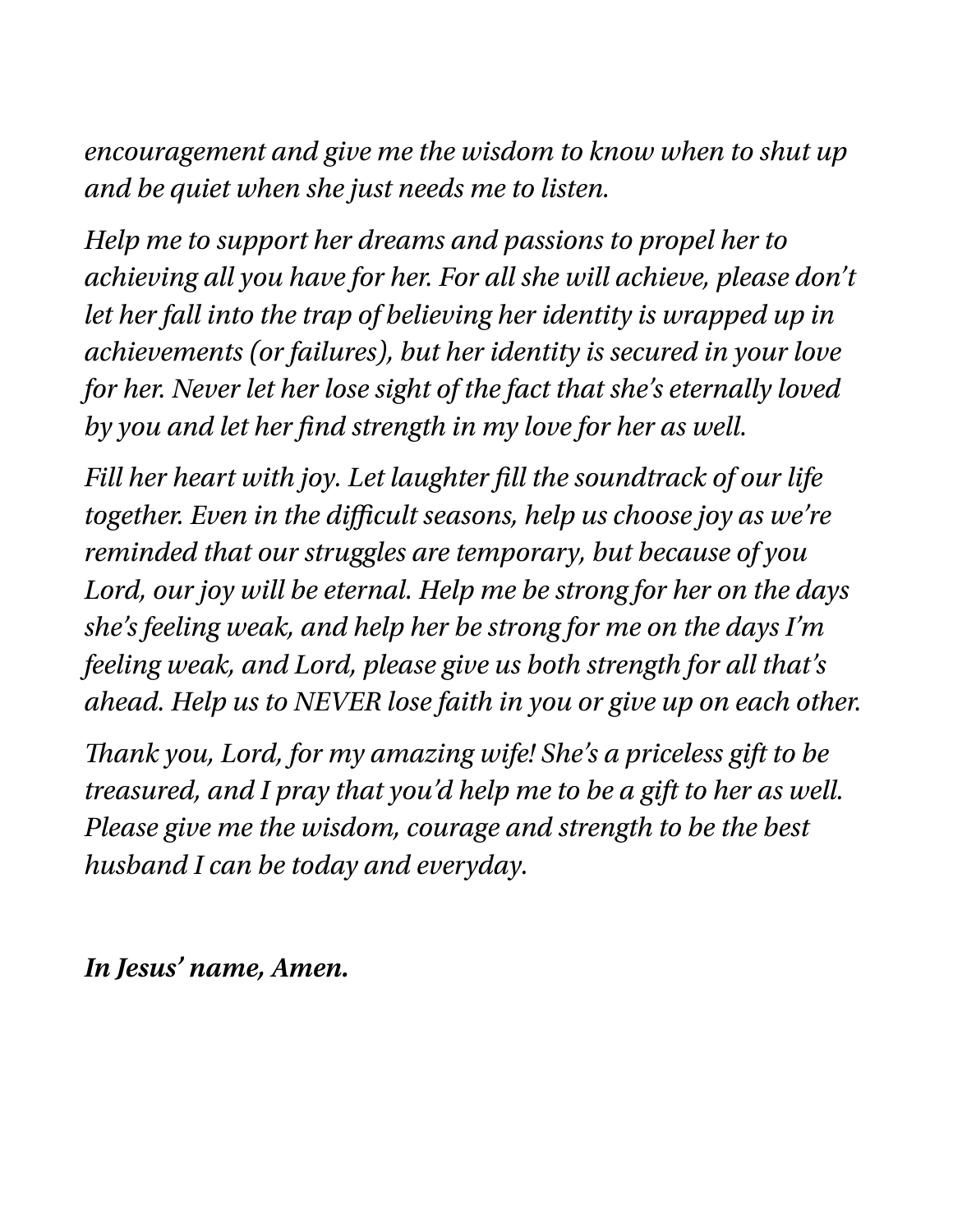*encouragement and give me the wisdom to know when to shut up and be quiet when she just needs me to listen.*

*Help me to support her dreams and passions to propel her to achieving all you have for her. For all she will achieve, please don't let her fall into the trap of believing her identity is wrapped up in achievements (or failures), but her identity is secured in your love for her. Never let her lose sight of the fact that she's eternally loved by you and let her find strength in my love for her as well.*

*Fill her heart with joy. Let laughter fill the soundtrack of our life together. Even in the difficult seasons, help us choose joy as we're reminded that our struggles are temporary, but because of you Lord, our joy will be eternal. Help me be strong for her on the days she's feeling weak, and help her be strong for me on the days I'm feeling weak, and Lord, please give us both strength for all that's ahead. Help us to NEVER lose faith in you or give up on each other.*

*Thank you, Lord, for my amazing wife! She's a priceless gift to be treasured, and I pray that you'd help me to be a gift to her as well. Please give me the wisdom, courage and strength to be the best husband I can be today and everyday.*

***In Jesus' name, Amen.***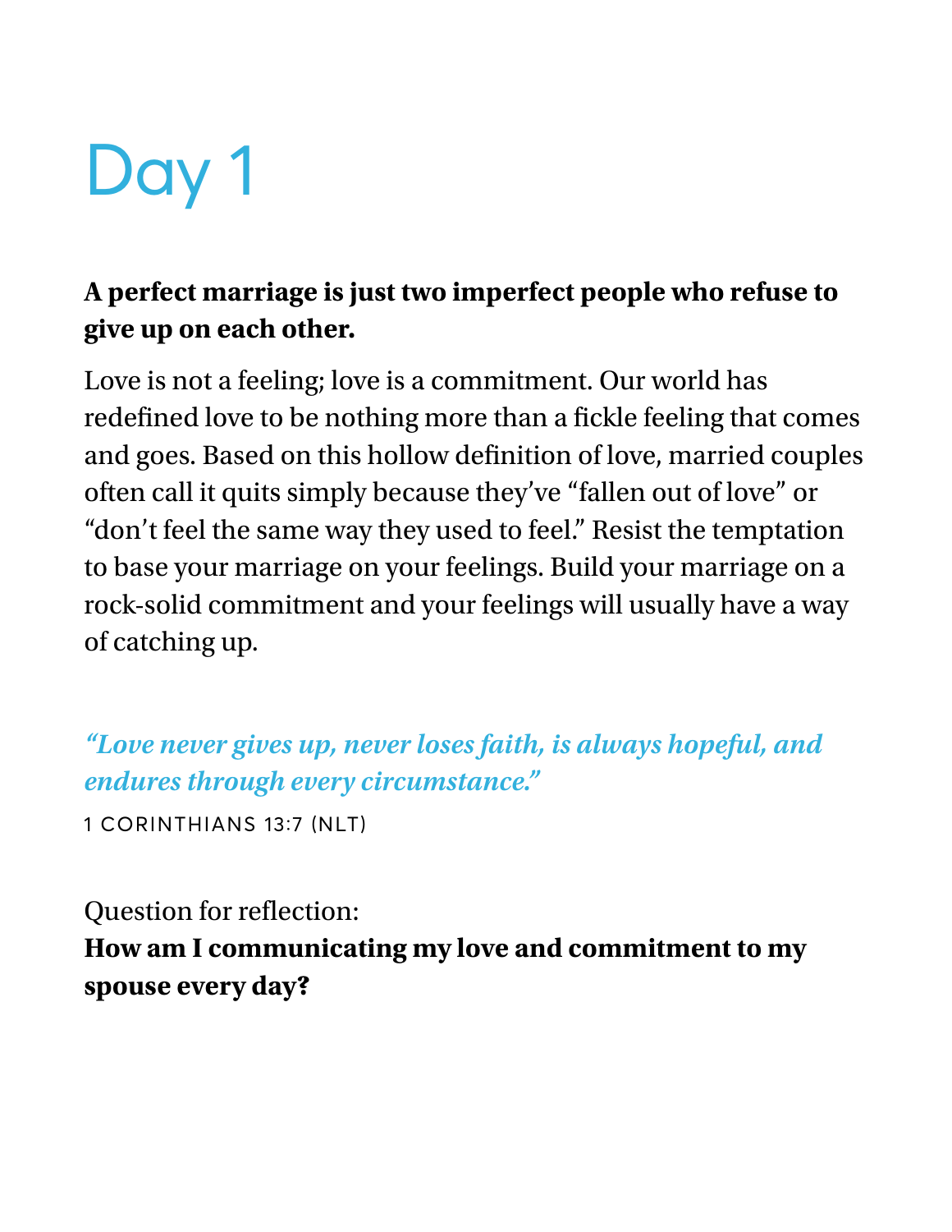# Day 1

**A perfect marriage is just two imperfect people who refuse to give up on each other.**

Love is not a feeling; love is a commitment. Our world has redefined love to be nothing more than a fickle feeling that comes and goes. Based on this hollow definition of love, married couples often call it quits simply because they've "fallen out of love" or "don't feel the same way they used to feel." Resist the temptation to base your marriage on your feelings. Build your marriage on a rock-solid commitment and your feelings will usually have a way of catching up.

***"Love never gives up, never loses faith, is always hopeful, and endures through every circumstance."***

1 CORINTHIANS 13:7 (NLT)

Question for reflection:
**How am I communicating my love and commitment to my spouse every day?**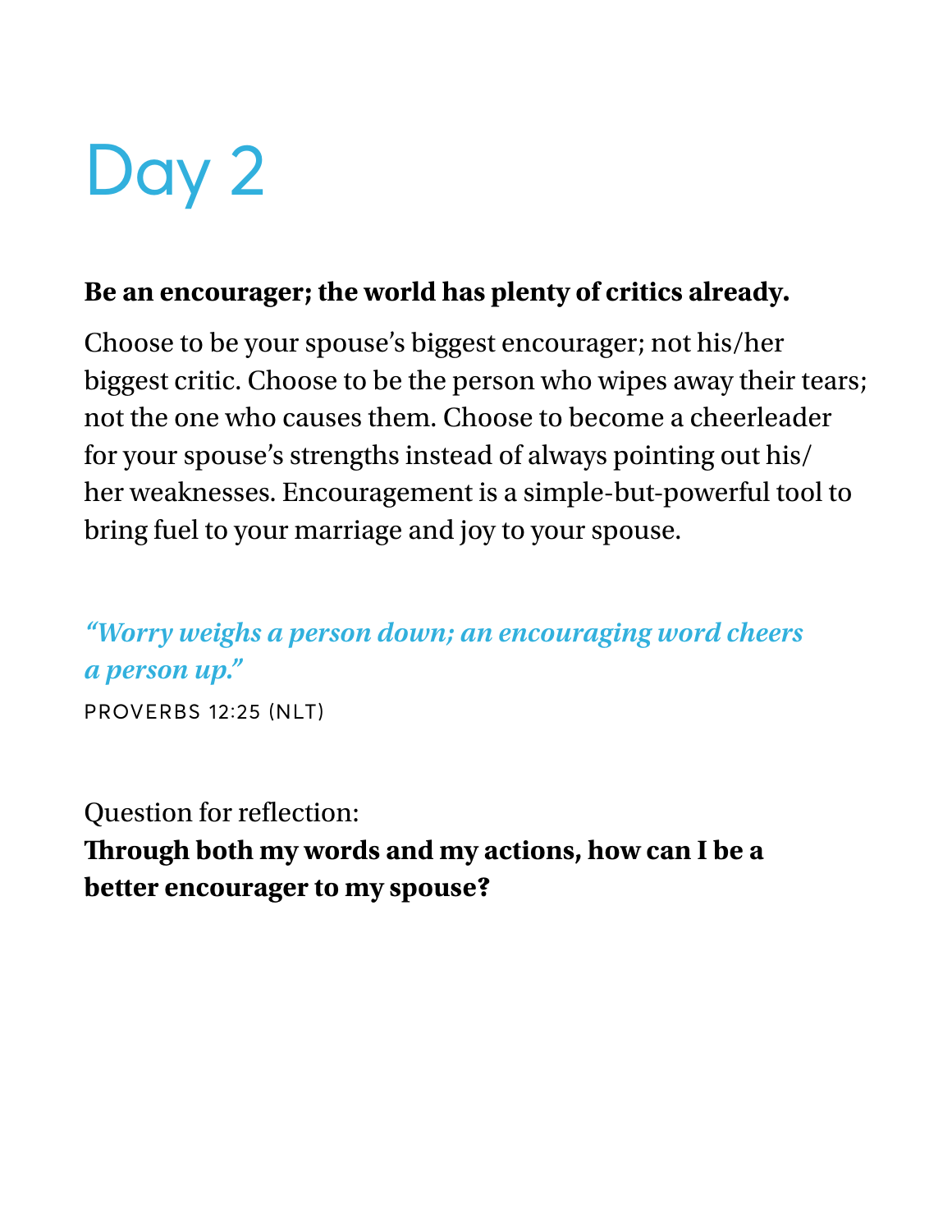# Day 2

**Be an encourager; the world has plenty of critics already.**

Choose to be your spouse's biggest encourager; not his/her biggest critic. Choose to be the person who wipes away their tears; not the one who causes them. Choose to become a cheerleader for your spouse's strengths instead of always pointing out his/her weaknesses. Encouragement is a simple-but-powerful tool to bring fuel to your marriage and joy to your spouse.

***"Worry weighs a person down; an encouraging word cheers a person up."***

PROVERBS 12:25 (NLT)

Question for reflection:
**Through both my words and my actions, how can I be a better encourager to my spouse?**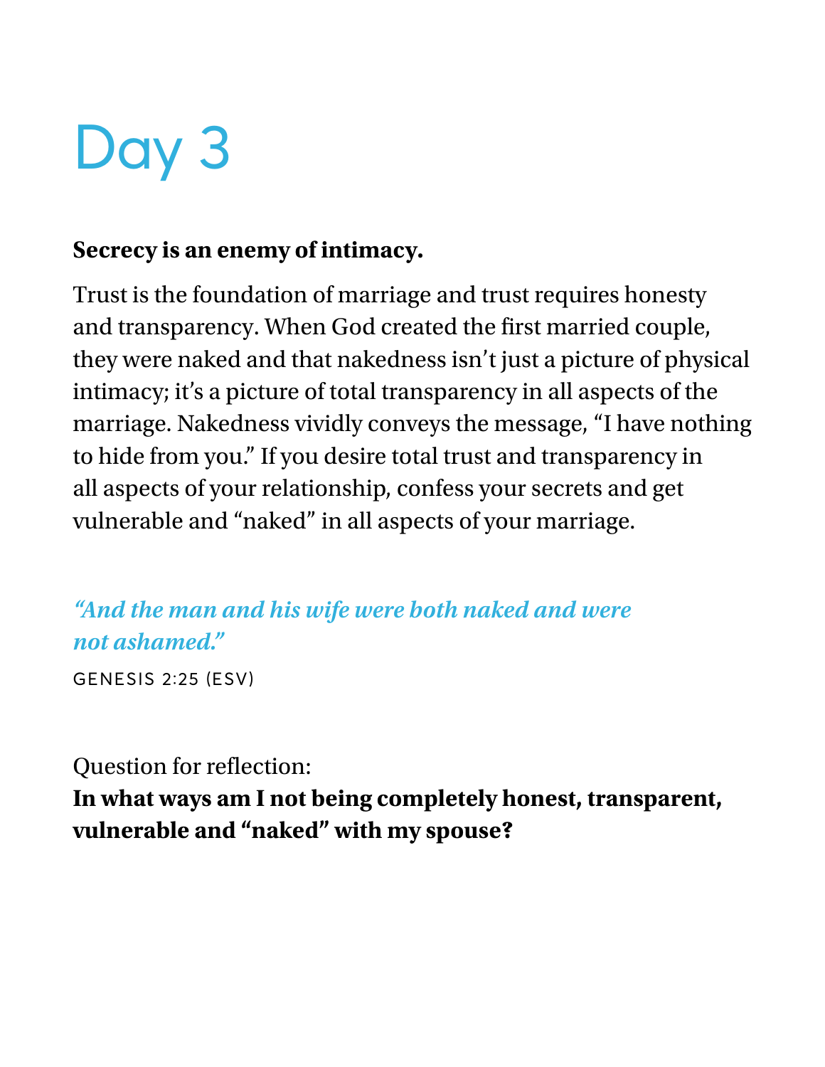# Day 3

**Secrecy is an enemy of intimacy.**

Trust is the foundation of marriage and trust requires honesty and transparency. When God created the first married couple, they were naked and that nakedness isn't just a picture of physical intimacy; it's a picture of total transparency in all aspects of the marriage. Nakedness vividly conveys the message, "I have nothing to hide from you." If you desire total trust and transparency in all aspects of your relationship, confess your secrets and get vulnerable and "naked" in all aspects of your marriage.

***"And the man and his wife were both naked and were not ashamed."***

GENESIS 2:25 (ESV)

Question for reflection:
**In what ways am I not being completely honest, transparent, vulnerable and "naked" with my spouse?**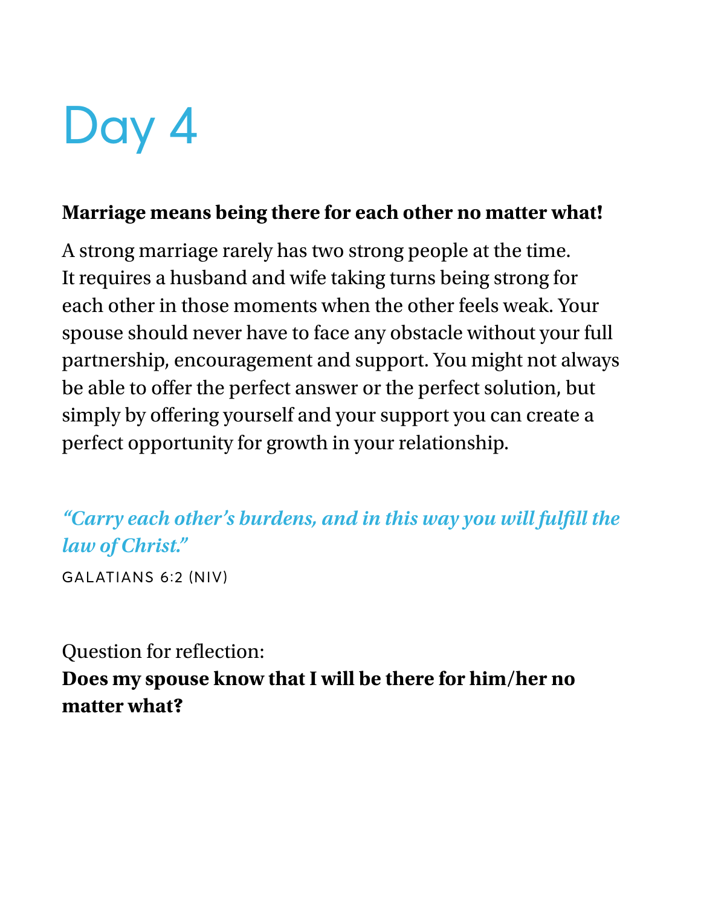# Day 4

**Marriage means being there for each other no matter what!**

A strong marriage rarely has two strong people at the time. It requires a husband and wife taking turns being strong for each other in those moments when the other feels weak. Your spouse should never have to face any obstacle without your full partnership, encouragement and support. You might not always be able to offer the perfect answer or the perfect solution, but simply by offering yourself and your support you can create a perfect opportunity for growth in your relationship.

*"Carry each other's burdens, and in this way you will fulfill the law of Christ."*

GALATIANS 6:2 (NIV)

Question for reflection:
**Does my spouse know that I will be there for him/her no matter what?**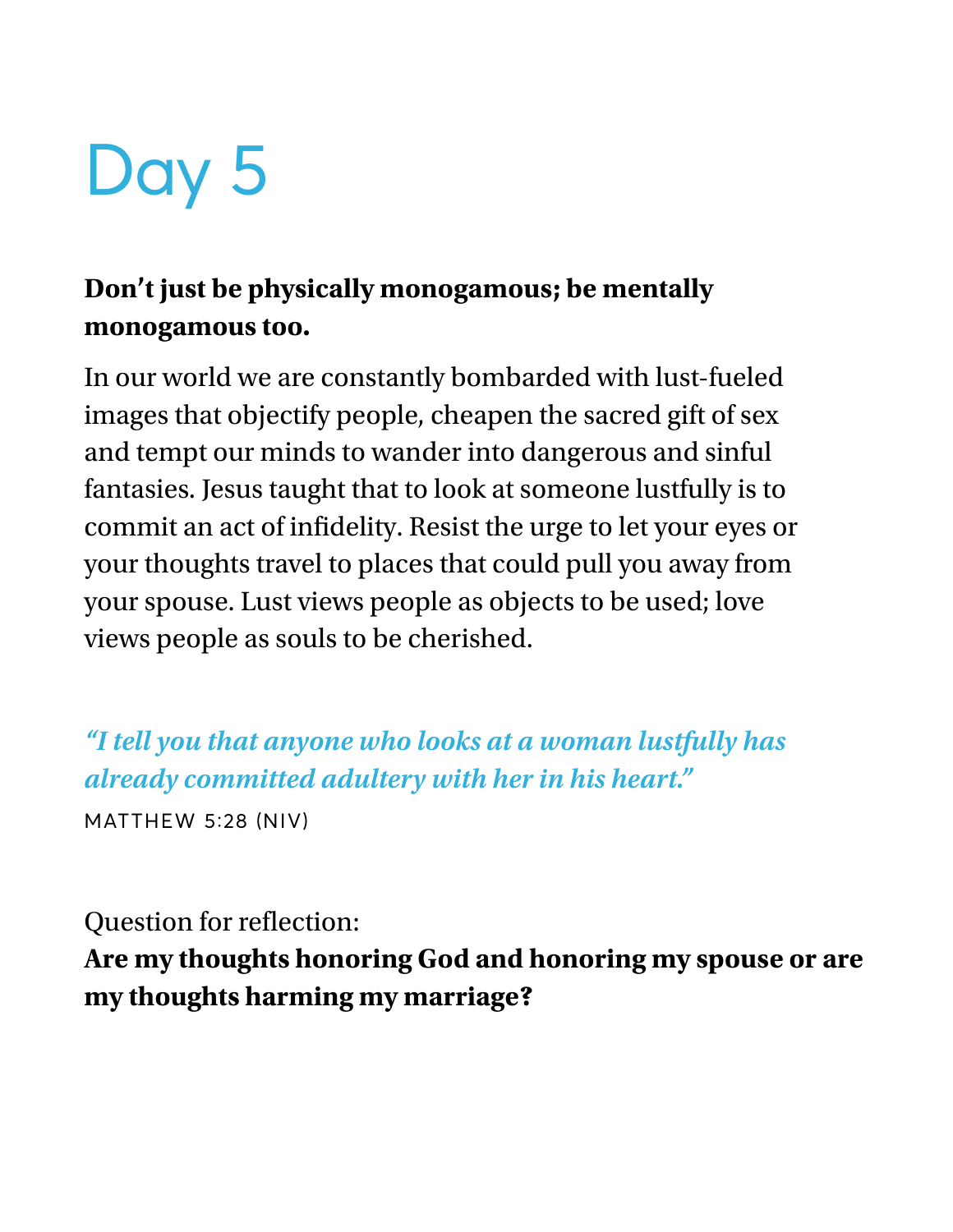# Day 5

**Don't just be physically monogamous; be mentally monogamous too.**

In our world we are constantly bombarded with lust-fueled images that objectify people, cheapen the sacred gift of sex and tempt our minds to wander into dangerous and sinful fantasies. Jesus taught that to look at someone lustfully is to commit an act of infidelity. Resist the urge to let your eyes or your thoughts travel to places that could pull you away from your spouse. Lust views people as objects to be used; love views people as souls to be cherished.

*"I tell you that anyone who looks at a woman lustfully has already committed adultery with her in his heart."*

MATTHEW 5:28 (NIV)

Question for reflection:
**Are my thoughts honoring God and honoring my spouse or are my thoughts harming my marriage?**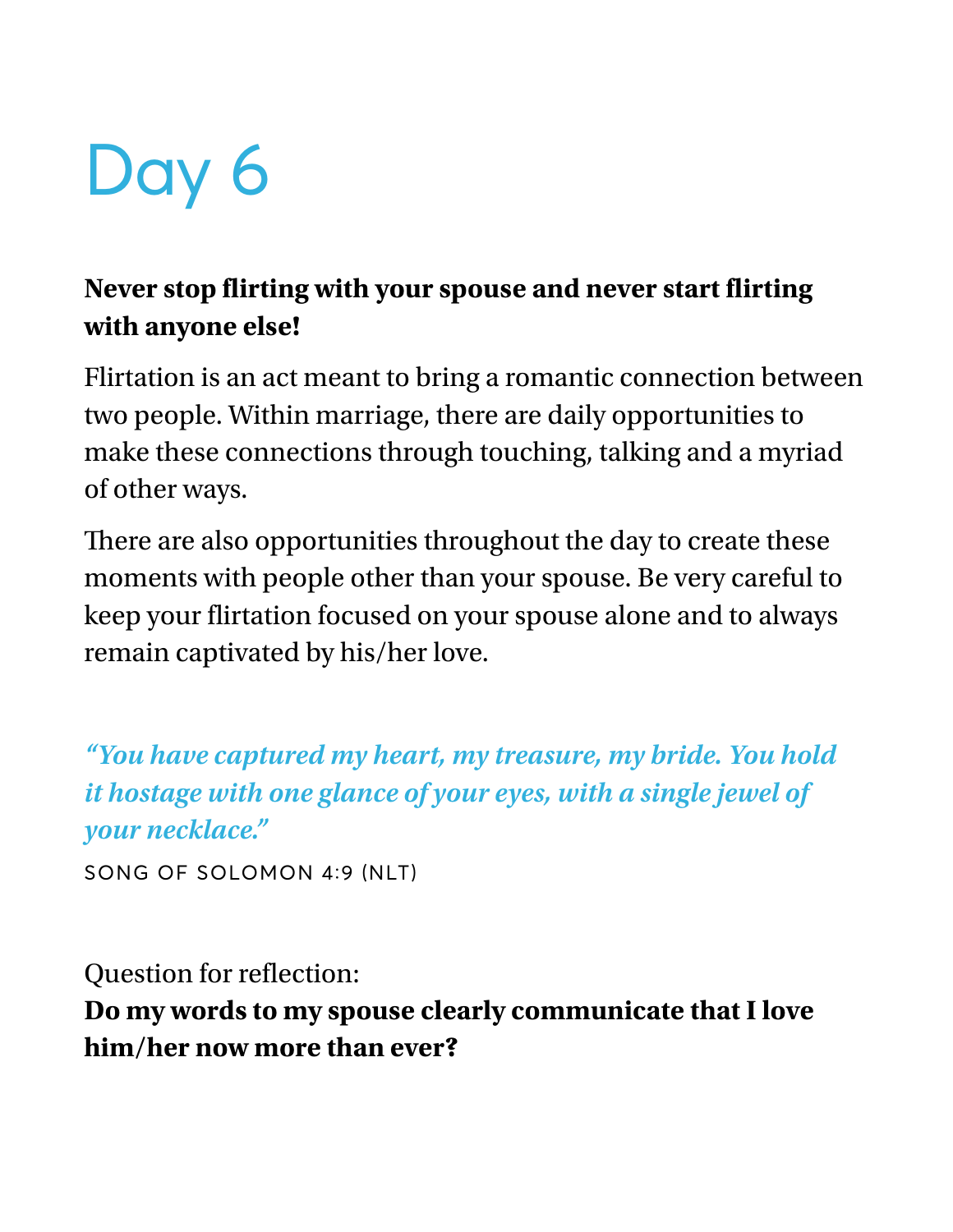# Day 6

**Never stop flirting with your spouse and never start flirting with anyone else!**

Flirtation is an act meant to bring a romantic connection between two people. Within marriage, there are daily opportunities to make these connections through touching, talking and a myriad of other ways.

There are also opportunities throughout the day to create these moments with people other than your spouse. Be very careful to keep your flirtation focused on your spouse alone and to always remain captivated by his/her love.

***"You have captured my heart, my treasure, my bride. You hold it hostage with one glance of your eyes, with a single jewel of your necklace."***

SONG OF SOLOMON 4:9 (NLT)

Question for reflection:
**Do my words to my spouse clearly communicate that I love him/her now more than ever?**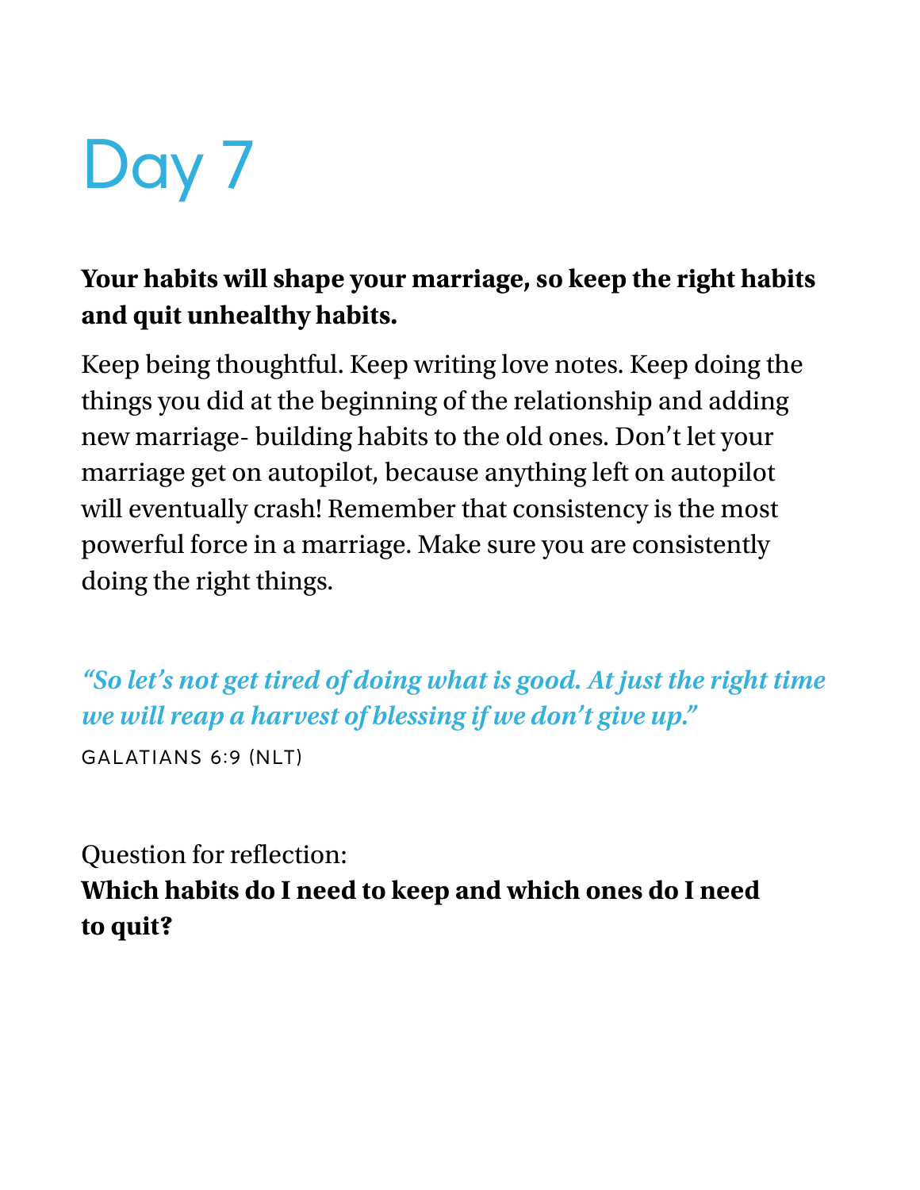# Day 7

**Your habits will shape your marriage, so keep the right habits and quit unhealthy habits.**

Keep being thoughtful. Keep writing love notes. Keep doing the things you did at the beginning of the relationship and adding new marriage- building habits to the old ones. Don't let your marriage get on autopilot, because anything left on autopilot will eventually crash! Remember that consistency is the most powerful force in a marriage. Make sure you are consistently doing the right things.

***"So let's not get tired of doing what is good. At just the right time we will reap a harvest of blessing if we don't give up."***

GALATIANS 6:9 (NLT)

Question for reflection:
**Which habits do I need to keep and which ones do I need to quit?**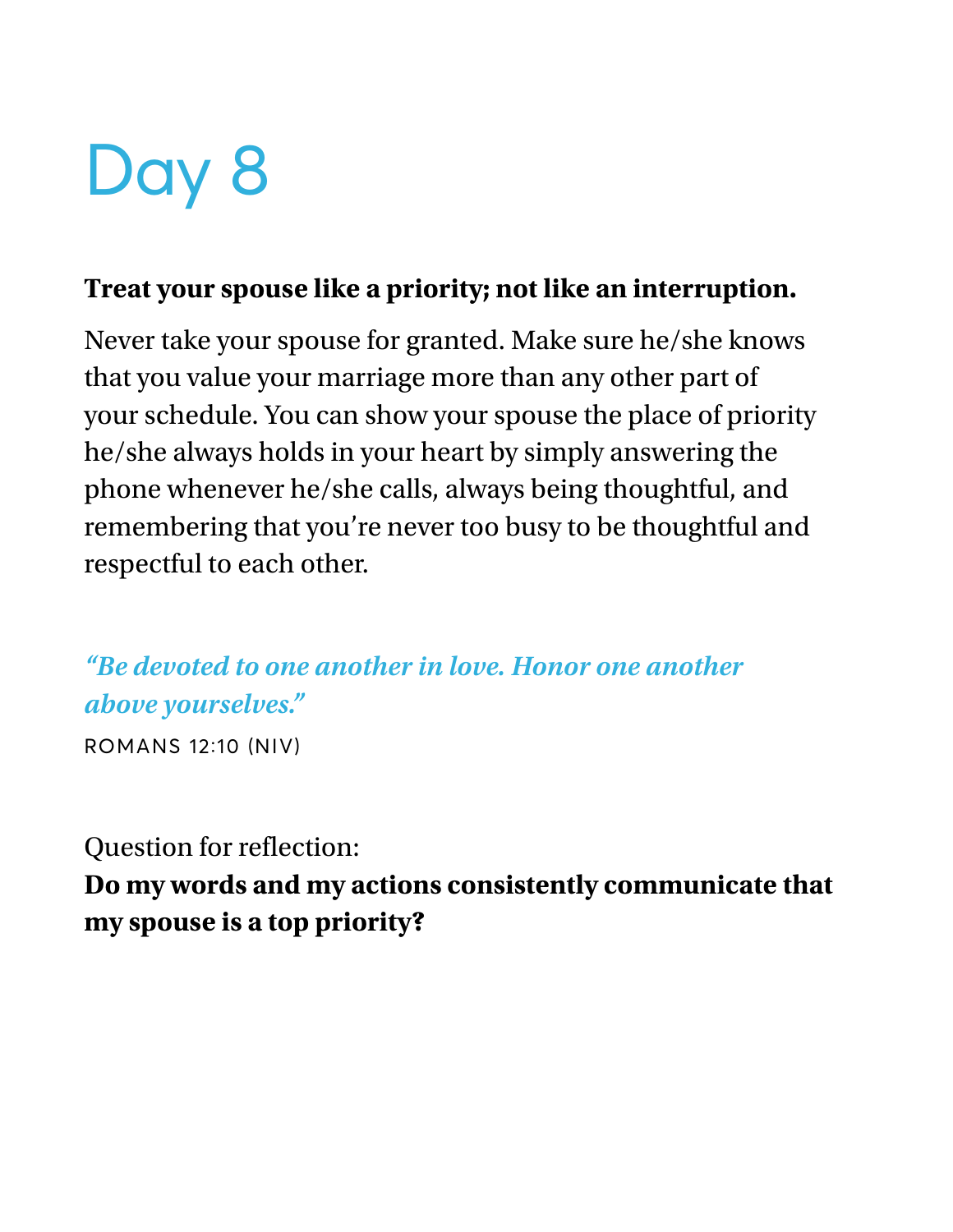# Day 8

**Treat your spouse like a priority; not like an interruption.**

Never take your spouse for granted. Make sure he/she knows that you value your marriage more than any other part of your schedule. You can show your spouse the place of priority he/she always holds in your heart by simply answering the phone whenever he/she calls, always being thoughtful, and remembering that you're never too busy to be thoughtful and respectful to each other.

***"Be devoted to one another in love. Honor one another above yourselves."***

ROMANS 12:10 (NIV)

Question for reflection:

**Do my words and my actions consistently communicate that my spouse is a top priority?**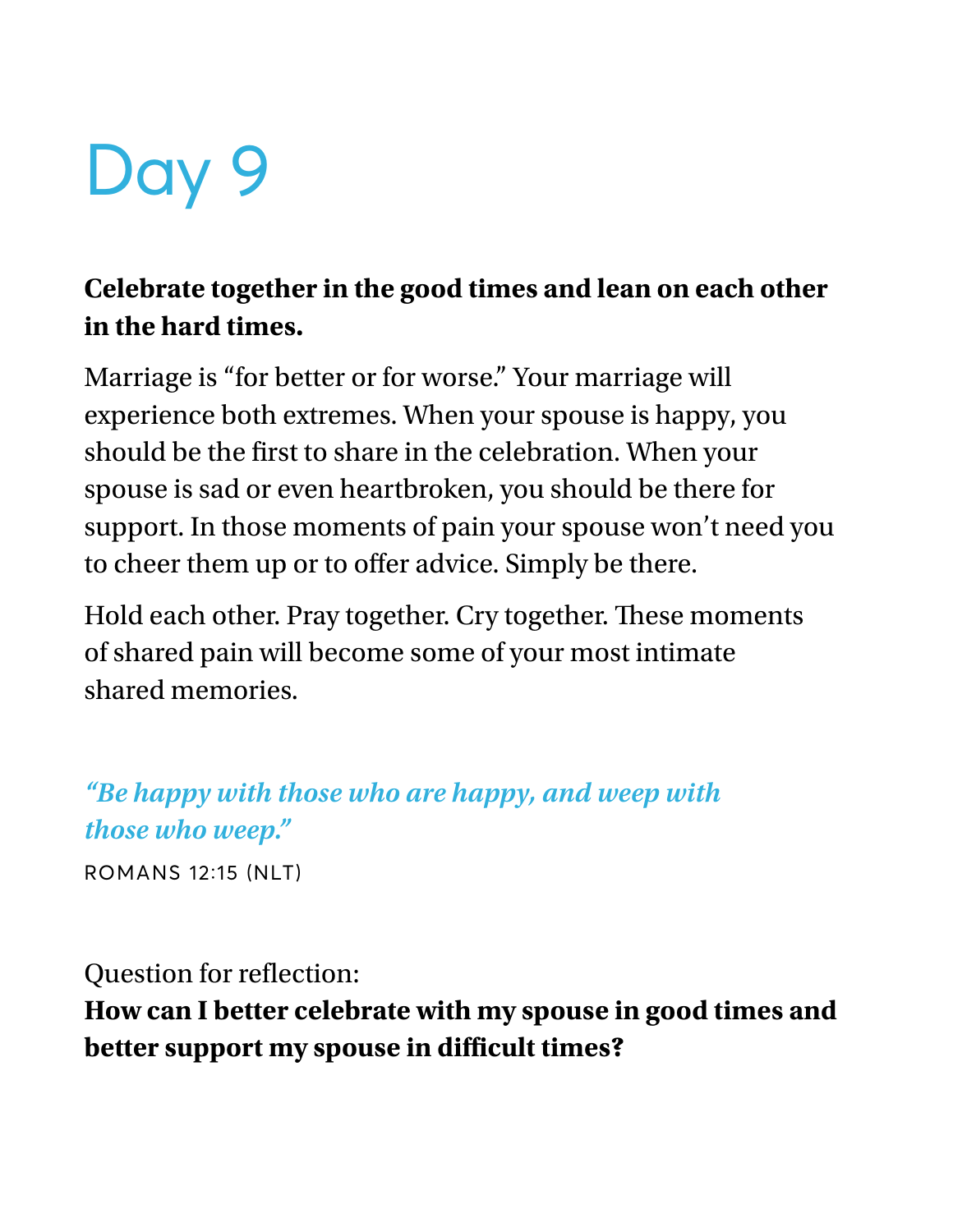# Day 9

**Celebrate together in the good times and lean on each other in the hard times.**

Marriage is "for better or for worse." Your marriage will experience both extremes. When your spouse is happy, you should be the first to share in the celebration. When your spouse is sad or even heartbroken, you should be there for support. In those moments of pain your spouse won't need you to cheer them up or to offer advice. Simply be there.

Hold each other. Pray together. Cry together. These moments of shared pain will become some of your most intimate shared memories.

***"Be happy with those who are happy, and weep with those who weep."***

ROMANS 12:15 (NLT)

Question for reflection:
**How can I better celebrate with my spouse in good times and better support my spouse in difficult times?**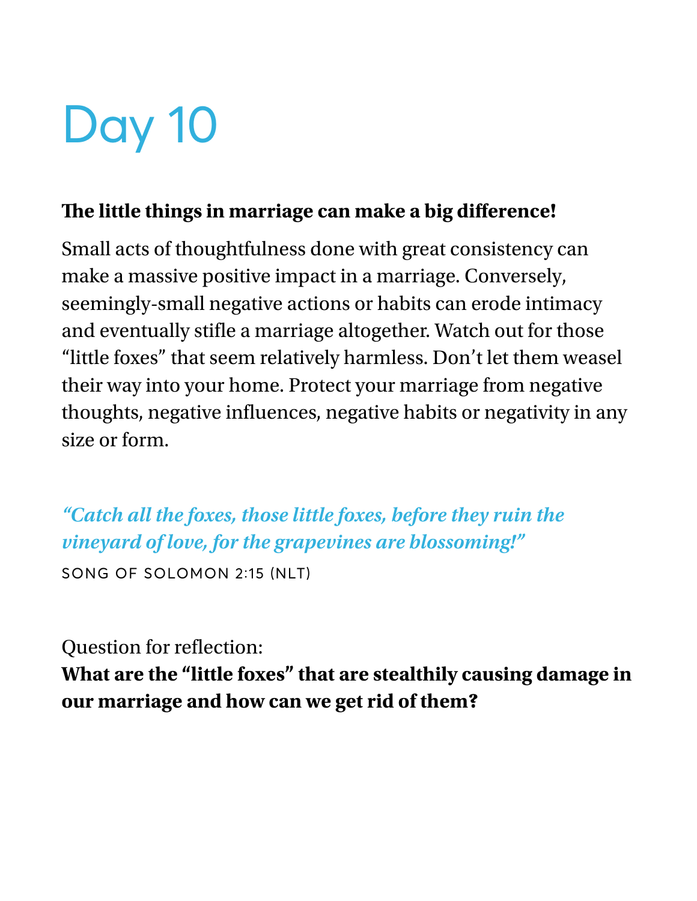# Day 10

**The little things in marriage can make a big difference!**

Small acts of thoughtfulness done with great consistency can make a massive positive impact in a marriage. Conversely, seemingly-small negative actions or habits can erode intimacy and eventually stifle a marriage altogether. Watch out for those "little foxes" that seem relatively harmless. Don't let them weasel their way into your home. Protect your marriage from negative thoughts, negative influences, negative habits or negativity in any size or form.

*"Catch all the foxes, those little foxes, before they ruin the vineyard of love, for the grapevines are blossoming!"*

SONG OF SOLOMON 2:15 (NLT)

Question for reflection:

**What are the "little foxes" that are stealthily causing damage in our marriage and how can we get rid of them?**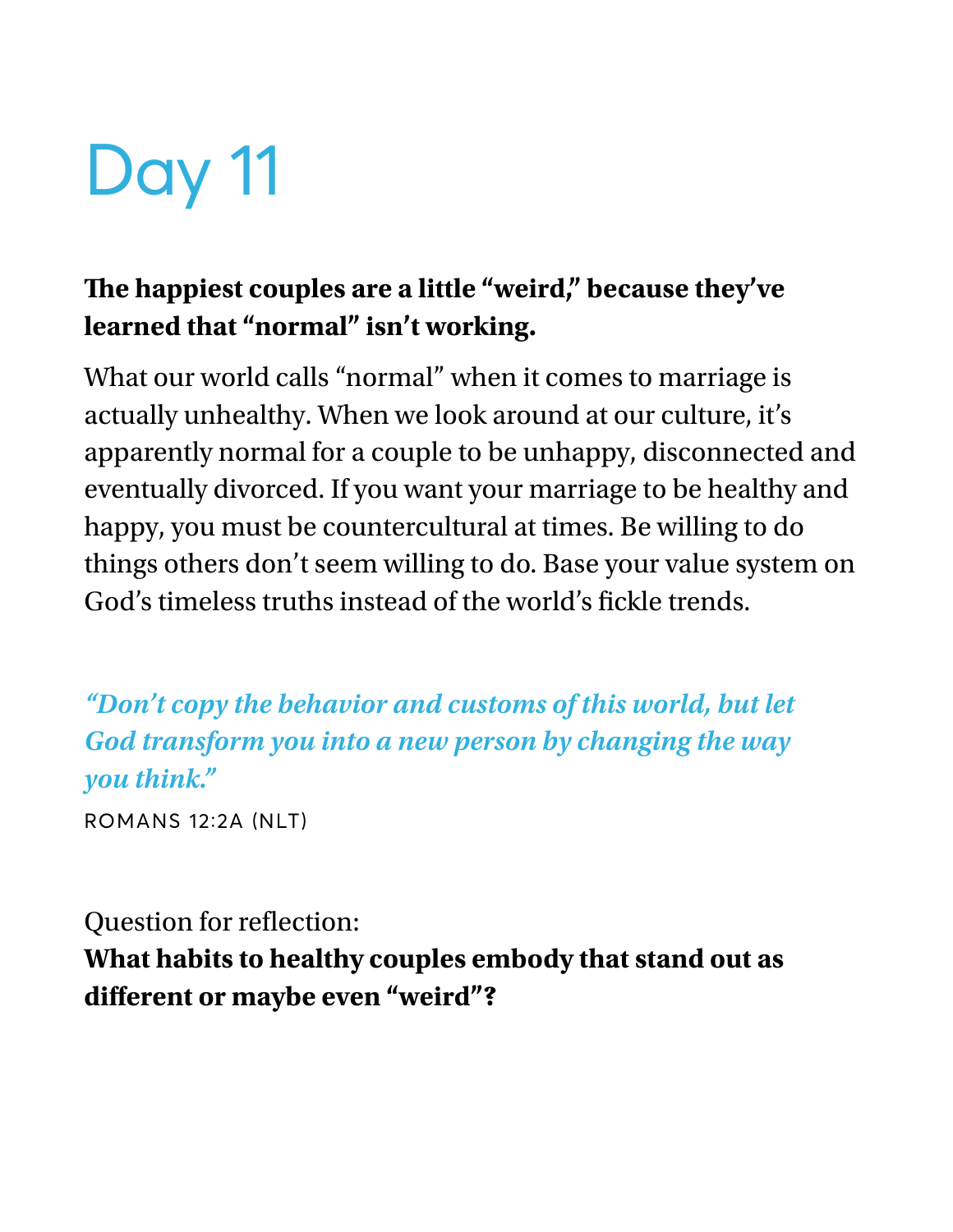# Day 11

**The happiest couples are a little "weird," because they've learned that "normal" isn't working.**

What our world calls "normal" when it comes to marriage is actually unhealthy. When we look around at our culture, it's apparently normal for a couple to be unhappy, disconnected and eventually divorced. If you want your marriage to be healthy and happy, you must be countercultural at times. Be willing to do things others don't seem willing to do. Base your value system on God's timeless truths instead of the world's fickle trends.

***"Don't copy the behavior and customs of this world, but let God transform you into a new person by changing the way you think."***

ROMANS 12:2A (NLT)

Question for reflection:
**What habits to healthy couples embody that stand out as different or maybe even "weird"?**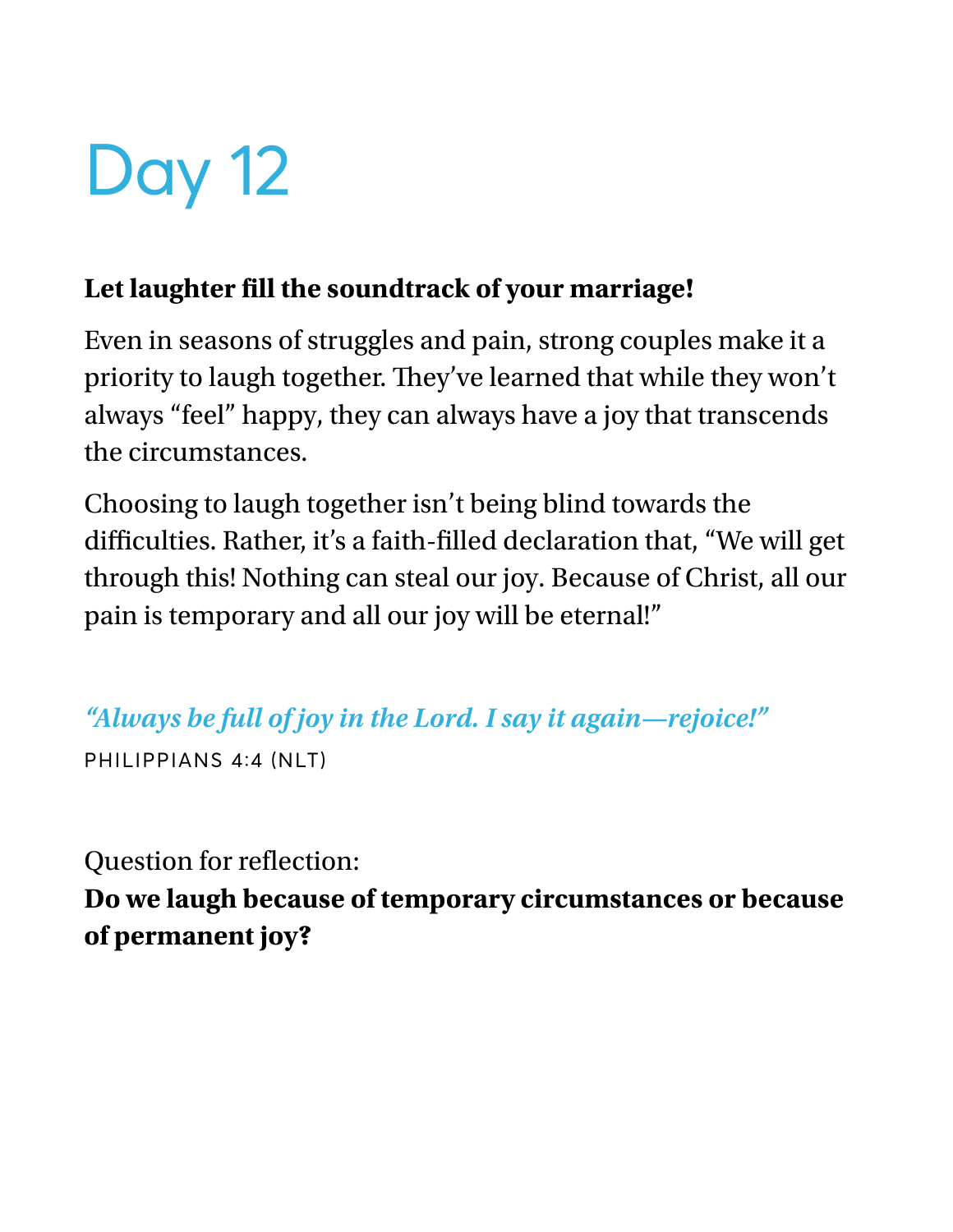# Day 12

**Let laughter fill the soundtrack of your marriage!**

Even in seasons of struggles and pain, strong couples make it a priority to laugh together. They've learned that while they won't always "feel" happy, they can always have a joy that transcends the circumstances.

Choosing to laugh together isn't being blind towards the difficulties. Rather, it's a faith-filled declaration that, "We will get through this! Nothing can steal our joy. Because of Christ, all our pain is temporary and all our joy will be eternal!"

*"Always be full of joy in the Lord. I say it again—rejoice!"*

PHILIPPIANS 4:4 (NLT)

Question for reflection:

**Do we laugh because of temporary circumstances or because of permanent joy?**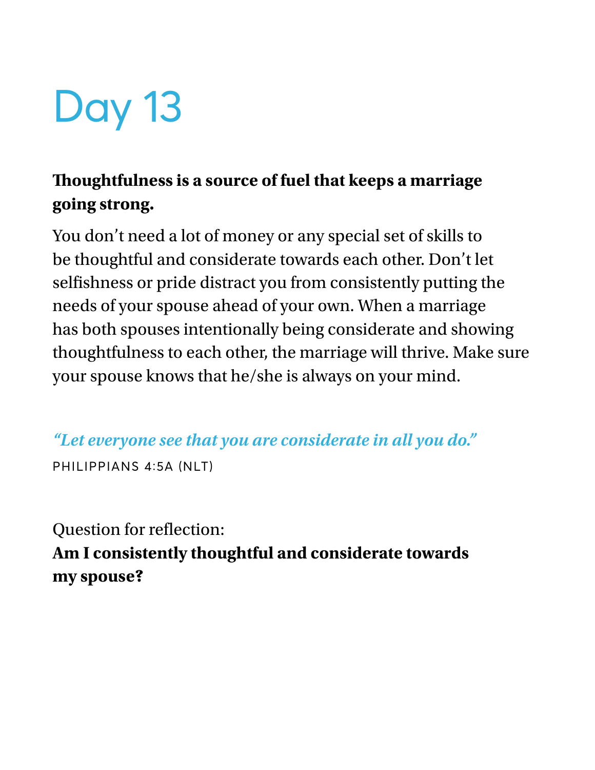# Day 13

**Thoughtfulness is a source of fuel that keeps a marriage going strong.**

You don't need a lot of money or any special set of skills to be thoughtful and considerate towards each other. Don't let selfishness or pride distract you from consistently putting the needs of your spouse ahead of your own. When a marriage has both spouses intentionally being considerate and showing thoughtfulness to each other, the marriage will thrive. Make sure your spouse knows that he/she is always on your mind.

*"Let everyone see that you are considerate in all you do."*

PHILIPPIANS 4:5A (NLT)

Question for reflection:

**Am I consistently thoughtful and considerate towards my spouse?**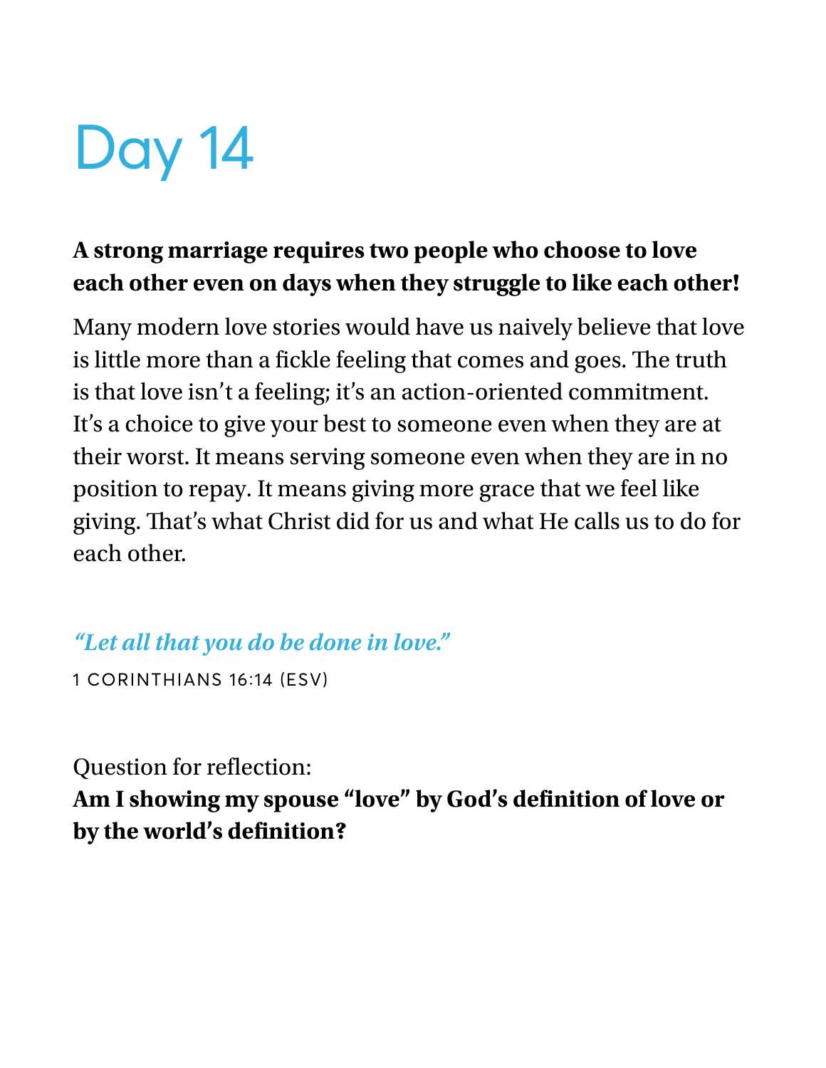# Day 14

**A strong marriage requires two people who choose to love each other even on days when they struggle to like each other!**

Many modern love stories would have us naively believe that love is little more than a fickle feeling that comes and goes. The truth is that love isn't a feeling; it's an action-oriented commitment. It's a choice to give your best to someone even when they are at their worst. It means serving someone even when they are in no position to repay. It means giving more grace that we feel like giving. That's what Christ did for us and what He calls us to do for each other.

*"Let all that you do be done in love."*

1 CORINTHIANS 16:14 (ESV)

Question for reflection:
**Am I showing my spouse "love" by God's definition of love or by the world's definition?**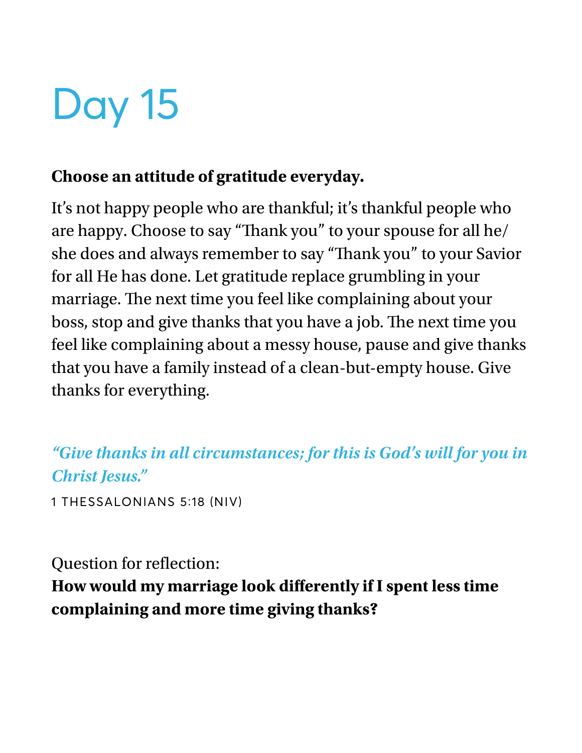# Day 15

**Choose an attitude of gratitude everyday.**

It's not happy people who are thankful; it's thankful people who are happy. Choose to say "Thank you" to your spouse for all he/she does and always remember to say "Thank you" to your Savior for all He has done. Let gratitude replace grumbling in your marriage. The next time you feel like complaining about your boss, stop and give thanks that you have a job. The next time you feel like complaining about a messy house, pause and give thanks that you have a family instead of a clean-but-empty house. Give thanks for everything.

*"Give thanks in all circumstances; for this is God's will for you in Christ Jesus."*

1 THESSALONIANS 5:18 (NIV)

Question for reflection:
**How would my marriage look differently if I spent less time complaining and more time giving thanks?**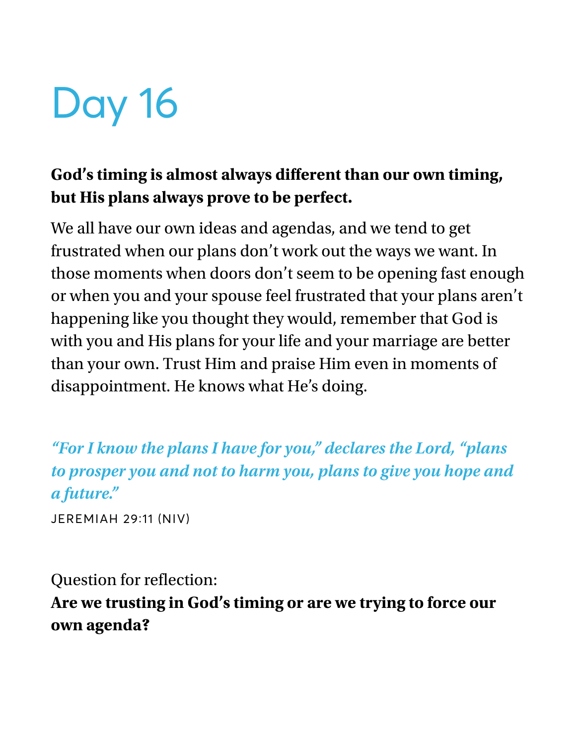# Day 16

**God's timing is almost always different than our own timing, but His plans always prove to be perfect.**

We all have our own ideas and agendas, and we tend to get frustrated when our plans don't work out the ways we want. In those moments when doors don't seem to be opening fast enough or when you and your spouse feel frustrated that your plans aren't happening like you thought they would, remember that God is with you and His plans for your life and your marriage are better than your own. Trust Him and praise Him even in moments of disappointment. He knows what He's doing.

*"For I know the plans I have for you," declares the Lord, "plans to prosper you and not to harm you, plans to give you hope and a future."*

JEREMIAH 29:11 (NIV)

Question for reflection:

**Are we trusting in God's timing or are we trying to force our own agenda?**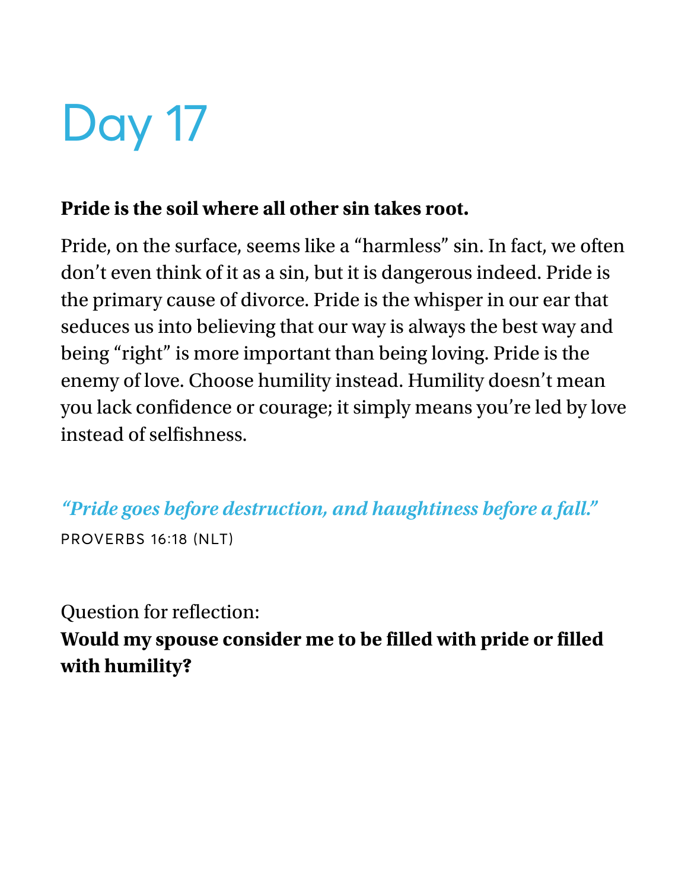# Day 17

**Pride is the soil where all other sin takes root.**

Pride, on the surface, seems like a "harmless" sin. In fact, we often don't even think of it as a sin, but it is dangerous indeed. Pride is the primary cause of divorce. Pride is the whisper in our ear that seduces us into believing that our way is always the best way and being "right" is more important than being loving. Pride is the enemy of love. Choose humility instead. Humility doesn't mean you lack confidence or courage; it simply means you're led by love instead of selfishness.

***"Pride goes before destruction, and haughtiness before a fall."***

PROVERBS 16:18 (NLT)

Question for reflection:

**Would my spouse consider me to be filled with pride or filled with humility?**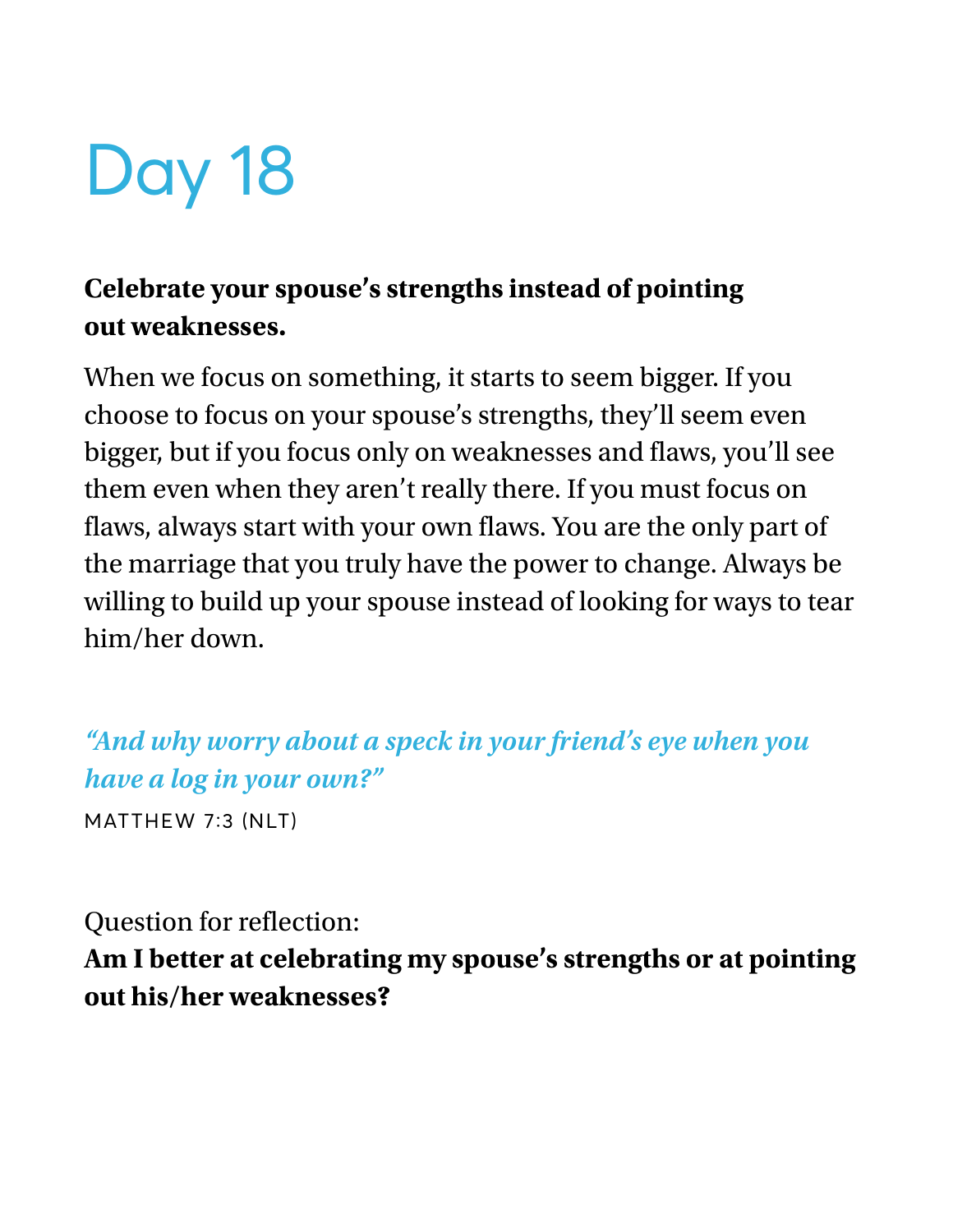# Day 18

**Celebrate your spouse's strengths instead of pointing out weaknesses.**

When we focus on something, it starts to seem bigger. If you choose to focus on your spouse's strengths, they'll seem even bigger, but if you focus only on weaknesses and flaws, you'll see them even when they aren't really there. If you must focus on flaws, always start with your own flaws. You are the only part of the marriage that you truly have the power to change. Always be willing to build up your spouse instead of looking for ways to tear him/her down.

*"And why worry about a speck in your friend's eye when you have a log in your own?"*

MATTHEW 7:3 (NLT)

Question for reflection:
**Am I better at celebrating my spouse's strengths or at pointing out his/her weaknesses?**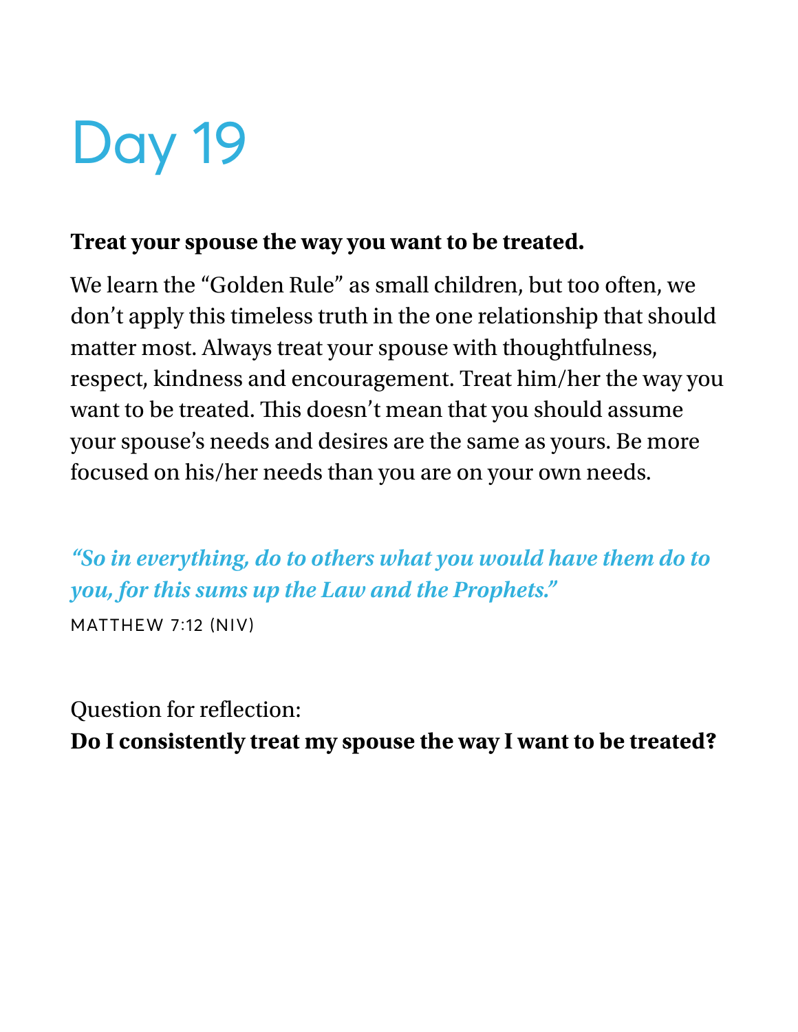# Day 19

**Treat your spouse the way you want to be treated.**

We learn the "Golden Rule" as small children, but too often, we don't apply this timeless truth in the one relationship that should matter most. Always treat your spouse with thoughtfulness, respect, kindness and encouragement. Treat him/her the way you want to be treated. This doesn't mean that you should assume your spouse's needs and desires are the same as yours. Be more focused on his/her needs than you are on your own needs.

***"So in everything, do to others what you would have them do to you, for this sums up the Law and the Prophets."***

MATTHEW 7:12 (NIV)

Question for reflection:
**Do I consistently treat my spouse the way I want to be treated?**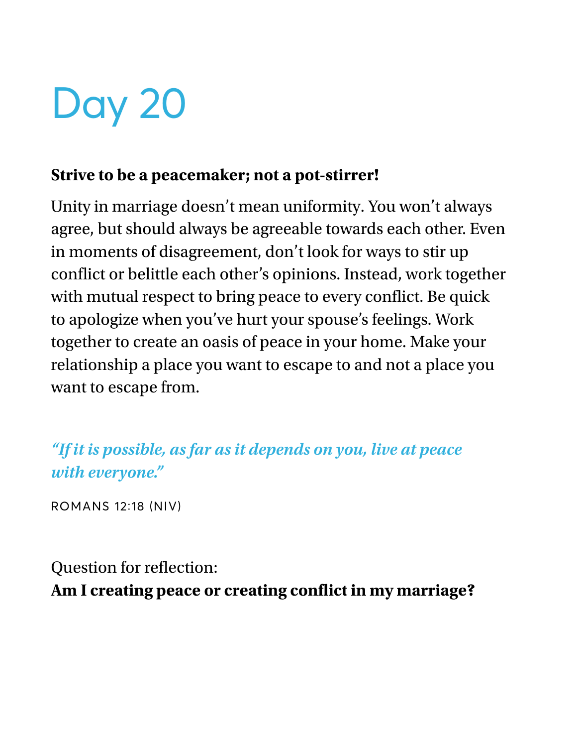# Day 20

**Strive to be a peacemaker; not a pot-stirrer!**

Unity in marriage doesn't mean uniformity. You won't always agree, but should always be agreeable towards each other. Even in moments of disagreement, don't look for ways to stir up conflict or belittle each other's opinions. Instead, work together with mutual respect to bring peace to every conflict. Be quick to apologize when you've hurt your spouse's feelings. Work together to create an oasis of peace in your home. Make your relationship a place you want to escape to and not a place you want to escape from.

***"If it is possible, as far as it depends on you, live at peace with everyone."***

ROMANS 12:18 (NIV)

Question for reflection:
**Am I creating peace or creating conflict in my marriage?**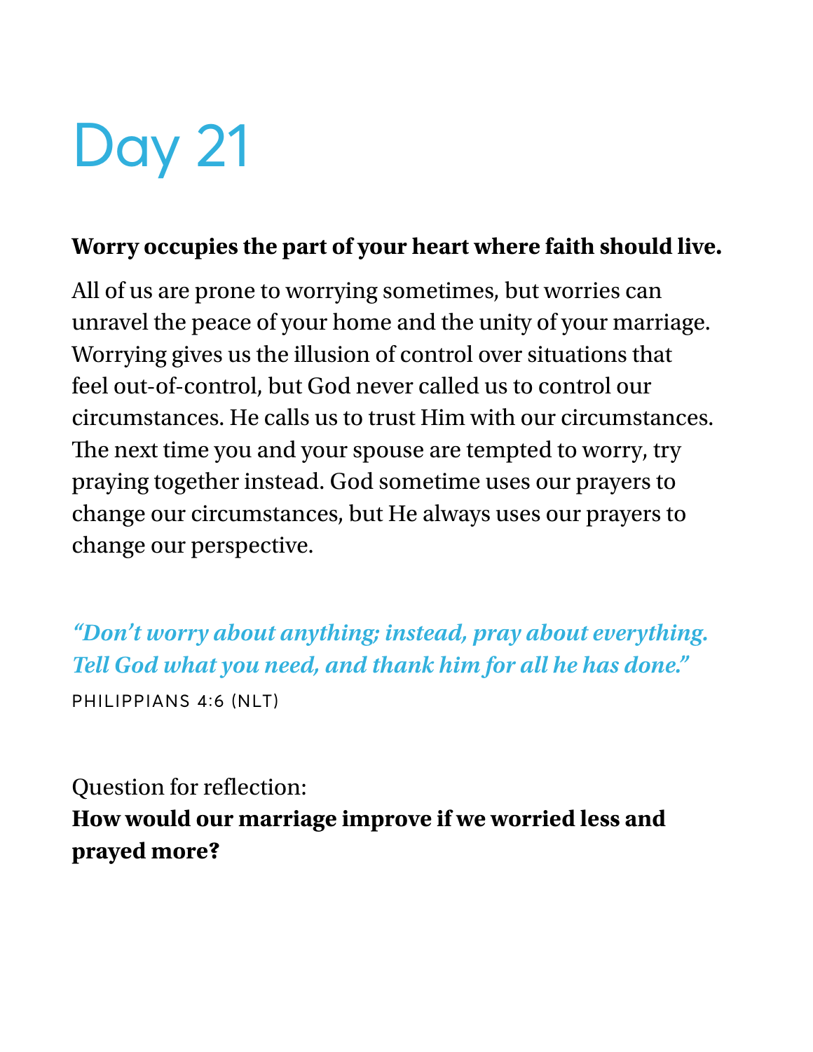# Day 21

**Worry occupies the part of your heart where faith should live.**

All of us are prone to worrying sometimes, but worries can unravel the peace of your home and the unity of your marriage. Worrying gives us the illusion of control over situations that feel out-of-control, but God never called us to control our circumstances. He calls us to trust Him with our circumstances. The next time you and your spouse are tempted to worry, try praying together instead. God sometime uses our prayers to change our circumstances, but He always uses our prayers to change our perspective.

***"Don't worry about anything; instead, pray about everything. Tell God what you need, and thank him for all he has done."***

PHILIPPIANS 4:6 (NLT)

Question for reflection:
**How would our marriage improve if we worried less and prayed more?**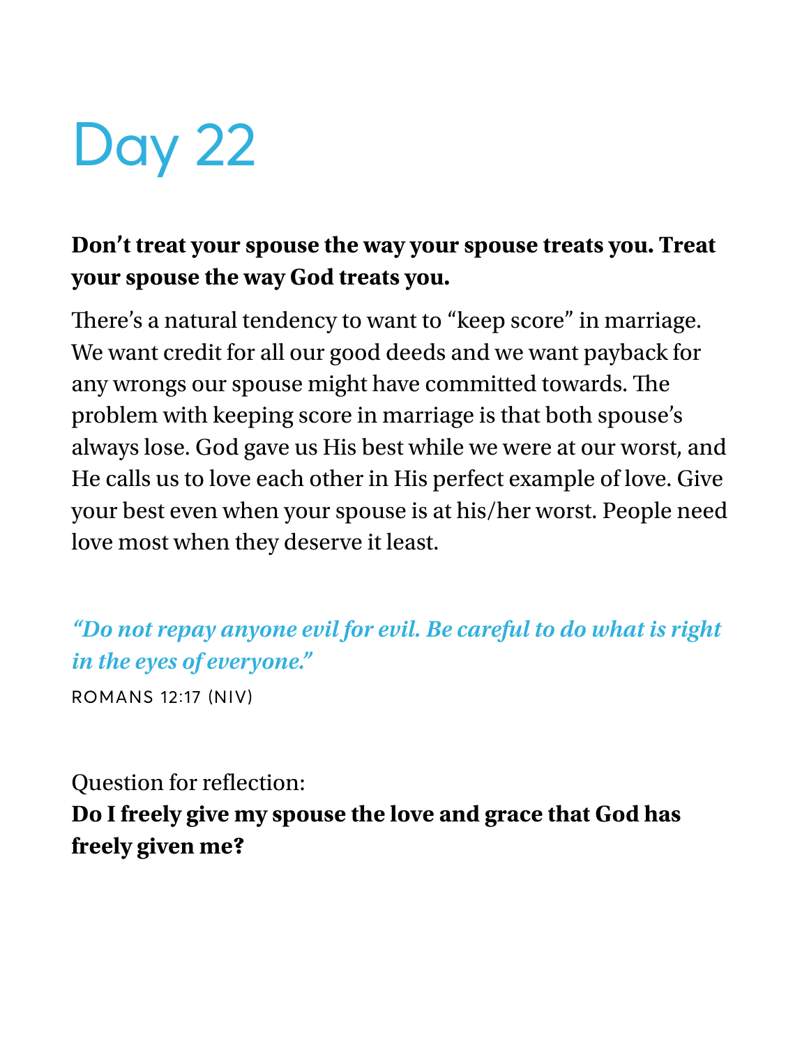# Day 22

**Don't treat your spouse the way your spouse treats you. Treat your spouse the way God treats you.**

There's a natural tendency to want to "keep score" in marriage. We want credit for all our good deeds and we want payback for any wrongs our spouse might have committed towards. The problem with keeping score in marriage is that both spouse's always lose. God gave us His best while we were at our worst, and He calls us to love each other in His perfect example of love. Give your best even when your spouse is at his/her worst. People need love most when they deserve it least.

*"Do not repay anyone evil for evil. Be careful to do what is right in the eyes of everyone."*

ROMANS 12:17 (NIV)

Question for reflection:
**Do I freely give my spouse the love and grace that God has freely given me?**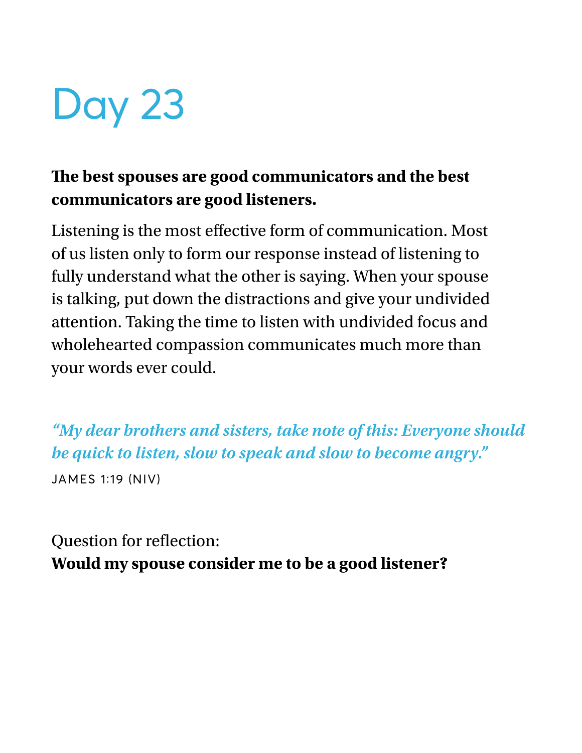# Day 23

**The best spouses are good communicators and the best communicators are good listeners.**

Listening is the most effective form of communication. Most of us listen only to form our response instead of listening to fully understand what the other is saying. When your spouse is talking, put down the distractions and give your undivided attention. Taking the time to listen with undivided focus and wholehearted compassion communicates much more than your words ever could.

***"My dear brothers and sisters, take note of this: Everyone should be quick to listen, slow to speak and slow to become angry."***

JAMES 1:19 (NIV)

Question for reflection:
**Would my spouse consider me to be a good listener?**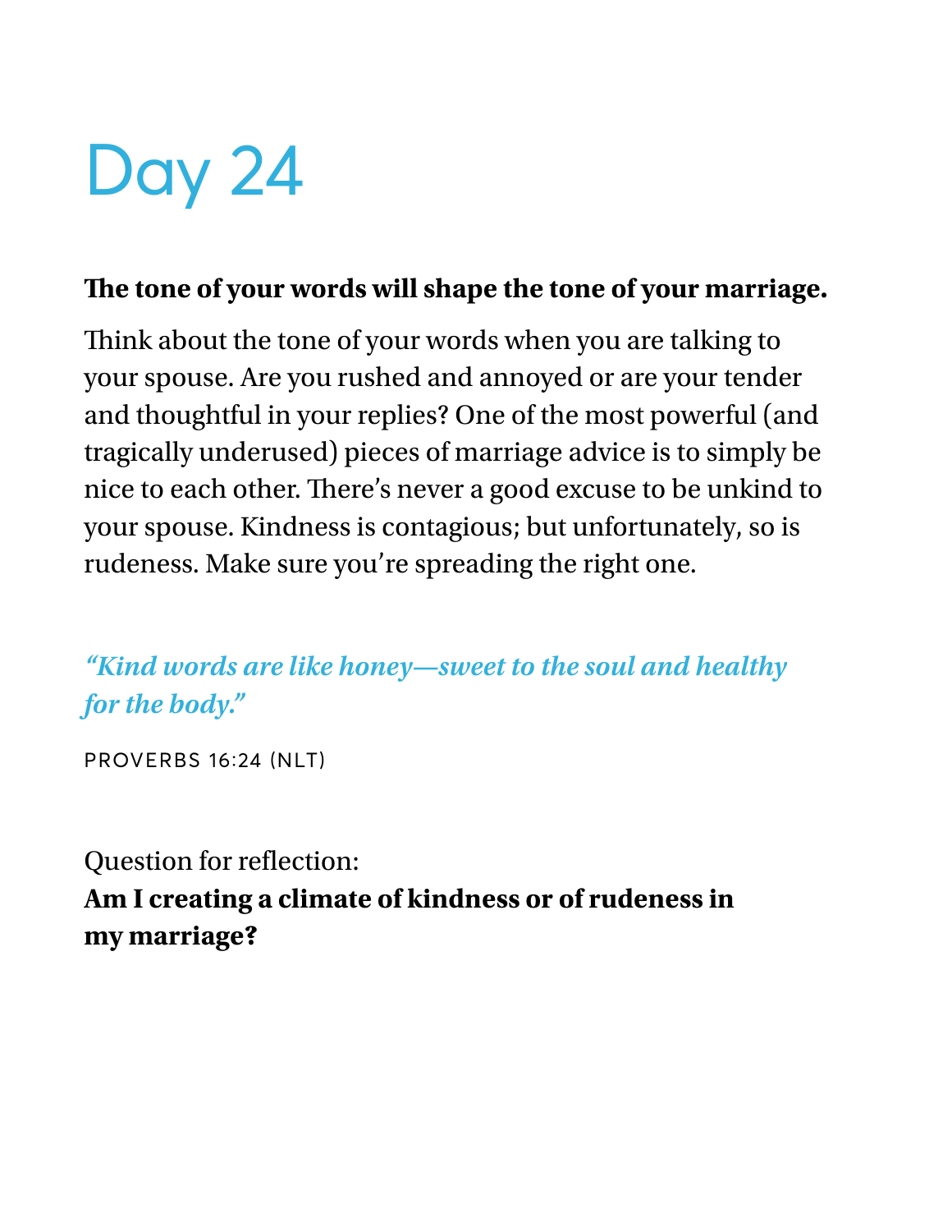# Day 24

**The tone of your words will shape the tone of your marriage.**

Think about the tone of your words when you are talking to your spouse. Are you rushed and annoyed or are your tender and thoughtful in your replies? One of the most powerful (and tragically underused) pieces of marriage advice is to simply be nice to each other. There's never a good excuse to be unkind to your spouse. Kindness is contagious; but unfortunately, so is rudeness. Make sure you're spreading the right one.

*"Kind words are like honey—sweet to the soul and healthy for the body."*

PROVERBS 16:24 (NLT)

Question for reflection:
**Am I creating a climate of kindness or of rudeness in my marriage?**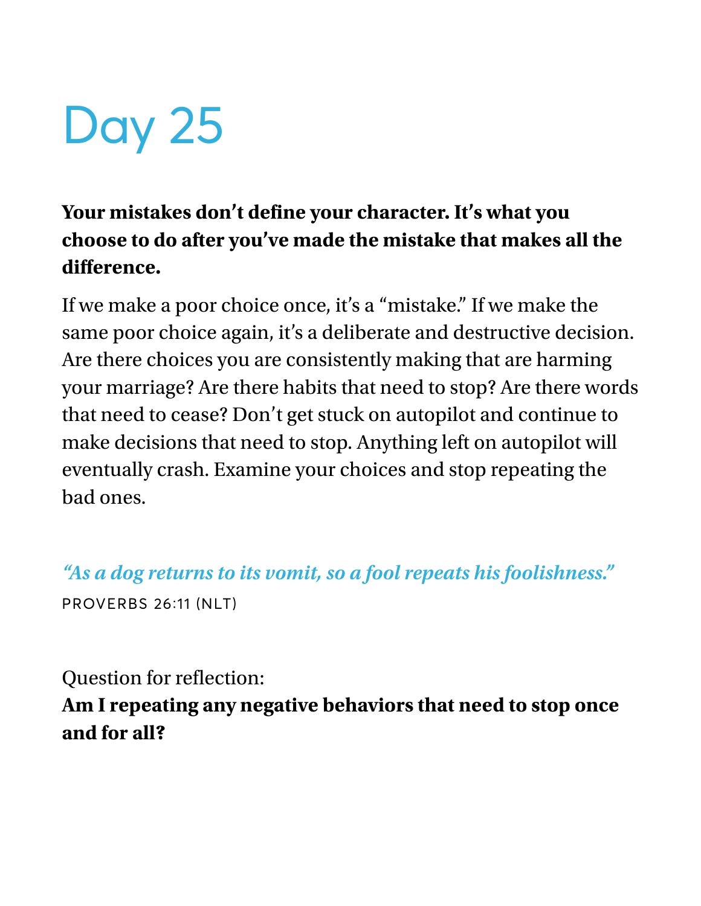# Day 25

**Your mistakes don't define your character. It's what you choose to do after you've made the mistake that makes all the difference.**

If we make a poor choice once, it's a "mistake." If we make the same poor choice again, it's a deliberate and destructive decision. Are there choices you are consistently making that are harming your marriage? Are there habits that need to stop? Are there words that need to cease? Don't get stuck on autopilot and continue to make decisions that need to stop. Anything left on autopilot will eventually crash. Examine your choices and stop repeating the bad ones.

*"As a dog returns to its vomit, so a fool repeats his foolishness."*

PROVERBS 26:11 (NLT)

Question for reflection:
**Am I repeating any negative behaviors that need to stop once and for all?**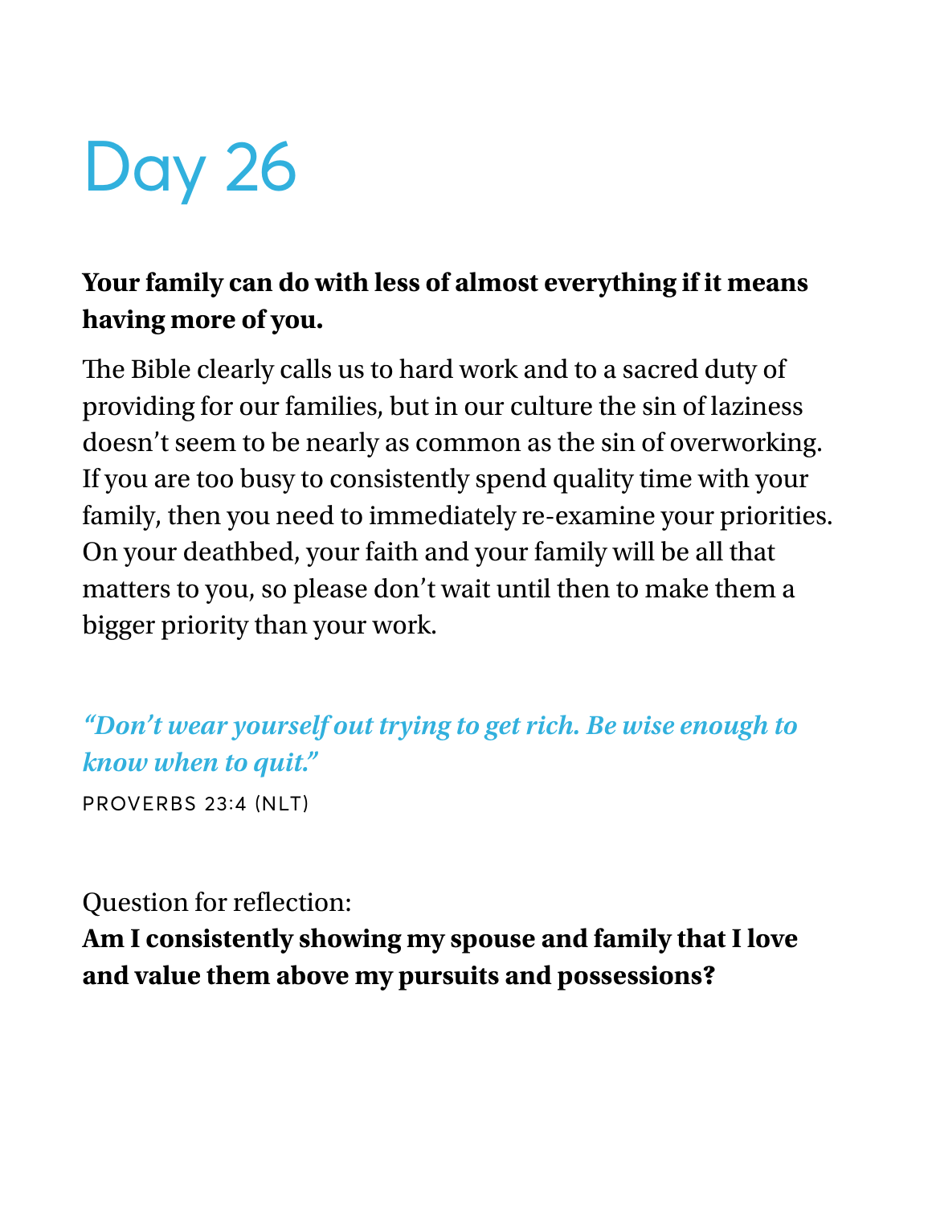# Day 26

**Your family can do with less of almost everything if it means having more of you.**

The Bible clearly calls us to hard work and to a sacred duty of providing for our families, but in our culture the sin of laziness doesn't seem to be nearly as common as the sin of overworking. If you are too busy to consistently spend quality time with your family, then you need to immediately re-examine your priorities. On your deathbed, your faith and your family will be all that matters to you, so please don't wait until then to make them a bigger priority than your work.

***"Don't wear yourself out trying to get rich. Be wise enough to know when to quit."***

PROVERBS 23:4 (NLT)

Question for reflection:
**Am I consistently showing my spouse and family that I love and value them above my pursuits and possessions?**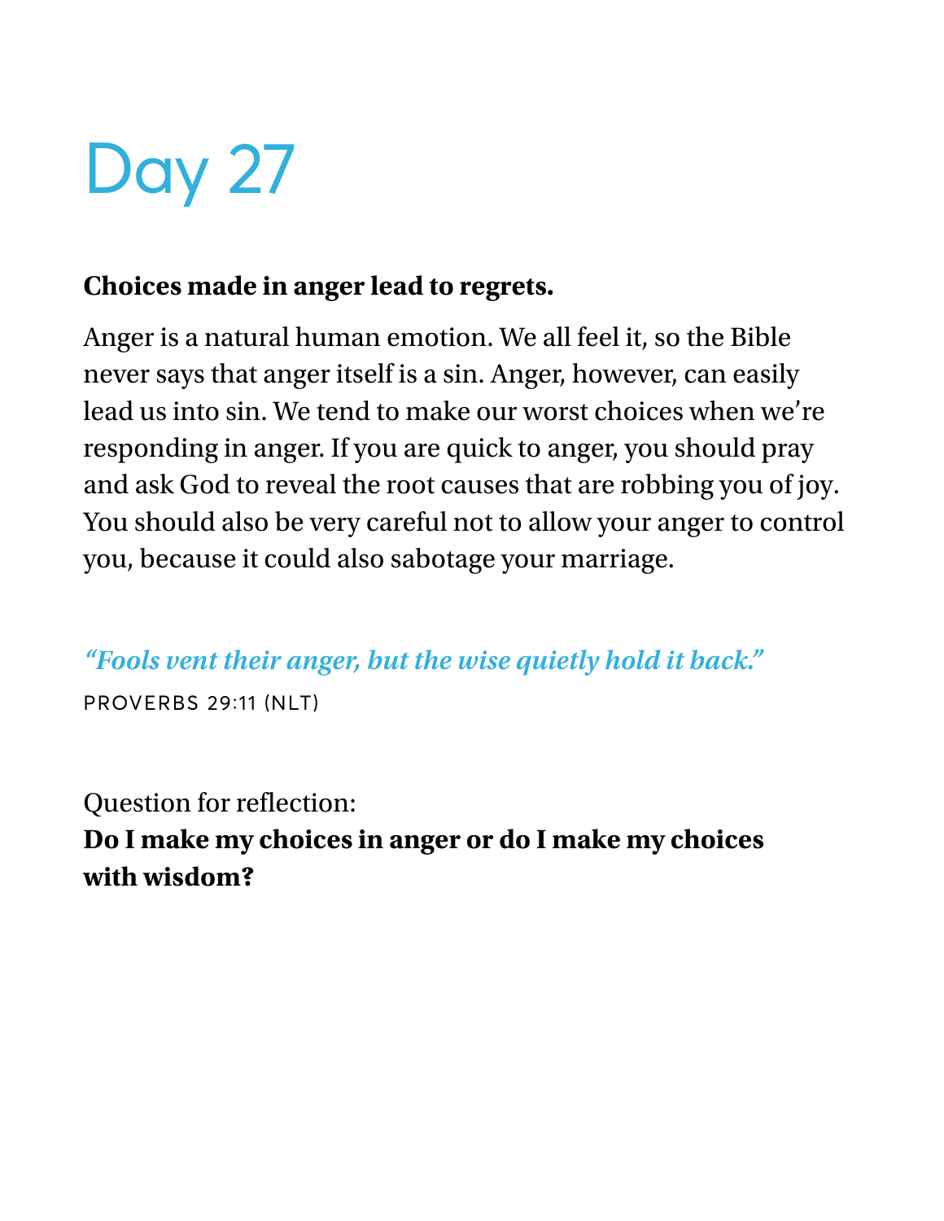# Day 27

**Choices made in anger lead to regrets.**

Anger is a natural human emotion. We all feel it, so the Bible never says that anger itself is a sin. Anger, however, can easily lead us into sin. We tend to make our worst choices when we're responding in anger. If you are quick to anger, you should pray and ask God to reveal the root causes that are robbing you of joy. You should also be very careful not to allow your anger to control you, because it could also sabotage your marriage.

*"Fools vent their anger, but the wise quietly hold it back."*

PROVERBS 29:11 (NLT)

Question for reflection:
**Do I make my choices in anger or do I make my choices with wisdom?**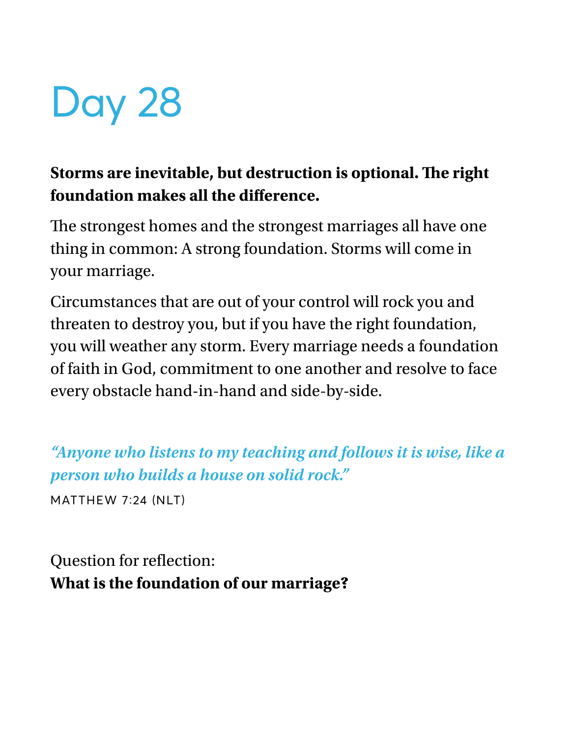# Day 28

**Storms are inevitable, but destruction is optional. The right foundation makes all the difference.**

The strongest homes and the strongest marriages all have one thing in common: A strong foundation. Storms will come in your marriage.

Circumstances that are out of your control will rock you and threaten to destroy you, but if you have the right foundation, you will weather any storm. Every marriage needs a foundation of faith in God, commitment to one another and resolve to face every obstacle hand-in-hand and side-by-side.

***"Anyone who listens to my teaching and follows it is wise, like a person who builds a house on solid rock."***

MATTHEW 7:24 (NLT)

Question for reflection:
**What is the foundation of our marriage?**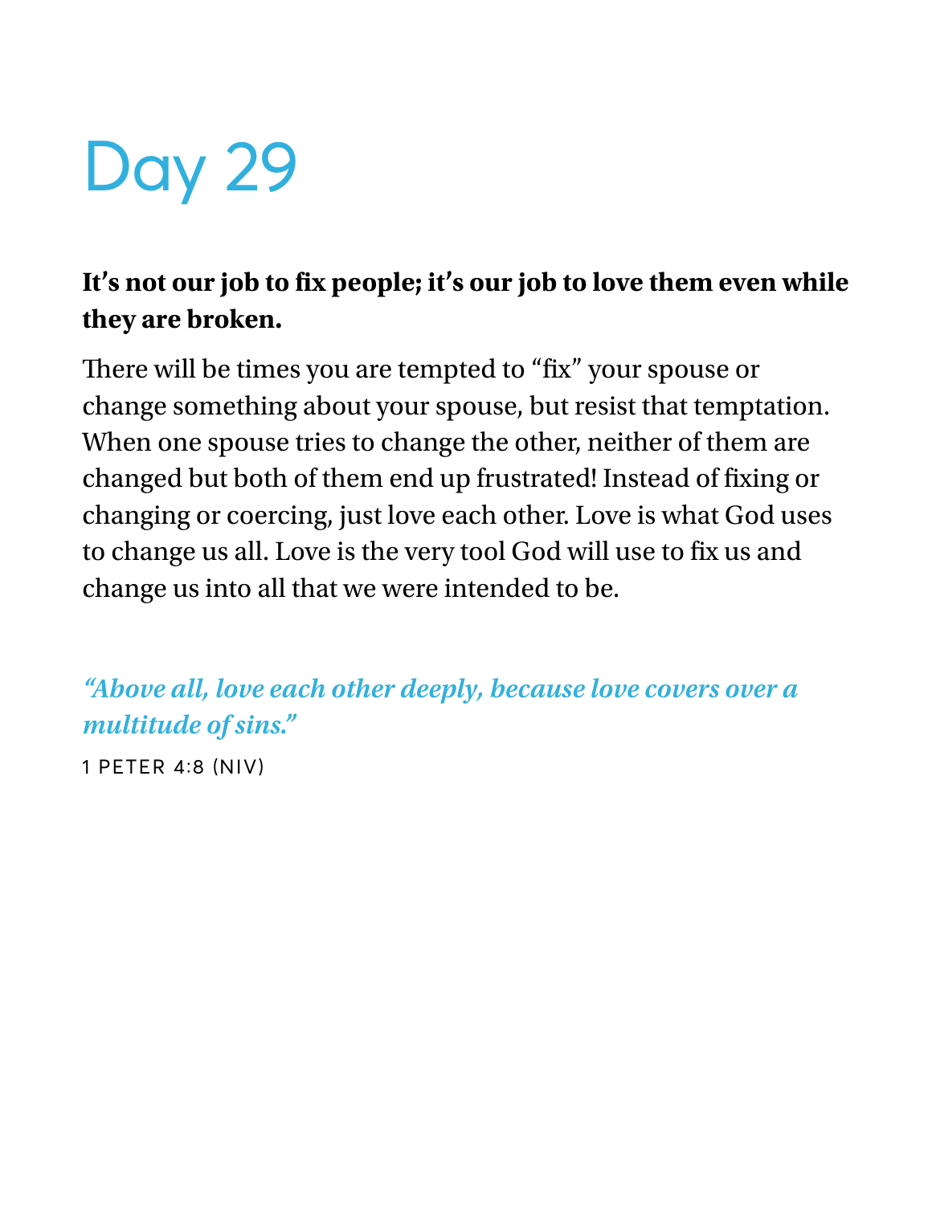# Day 29

**It's not our job to fix people; it's our job to love them even while they are broken.**

There will be times you are tempted to "fix" your spouse or change something about your spouse, but resist that temptation. When one spouse tries to change the other, neither of them are changed but both of them end up frustrated! Instead of fixing or changing or coercing, just love each other. Love is what God uses to change us all. Love is the very tool God will use to fix us and change us into all that we were intended to be.

***"Above all, love each other deeply, because love covers over a multitude of sins."***

1 PETER 4:8 (NIV)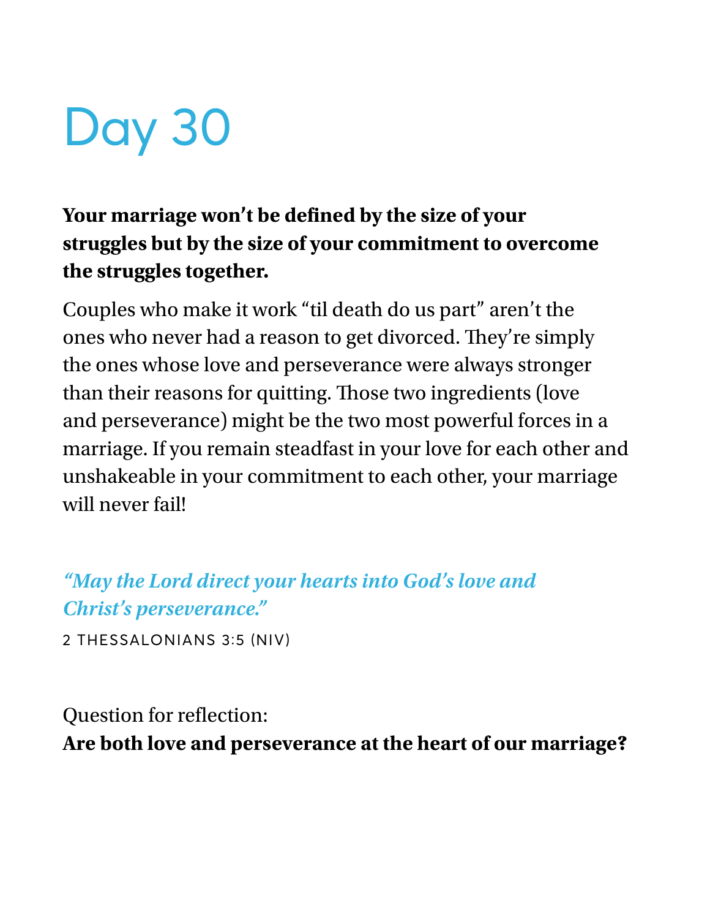# Day 30

**Your marriage won't be defined by the size of your struggles but by the size of your commitment to overcome the struggles together.**

Couples who make it work "til death do us part" aren't the ones who never had a reason to get divorced. They're simply the ones whose love and perseverance were always stronger than their reasons for quitting. Those two ingredients (love and perseverance) might be the two most powerful forces in a marriage. If you remain steadfast in your love for each other and unshakeable in your commitment to each other, your marriage will never fail!

***"May the Lord direct your hearts into God's love and Christ's perseverance."***

2 THESSALONIANS 3:5 (NIV)

Question for reflection:
**Are both love and perseverance at the heart of our marriage?**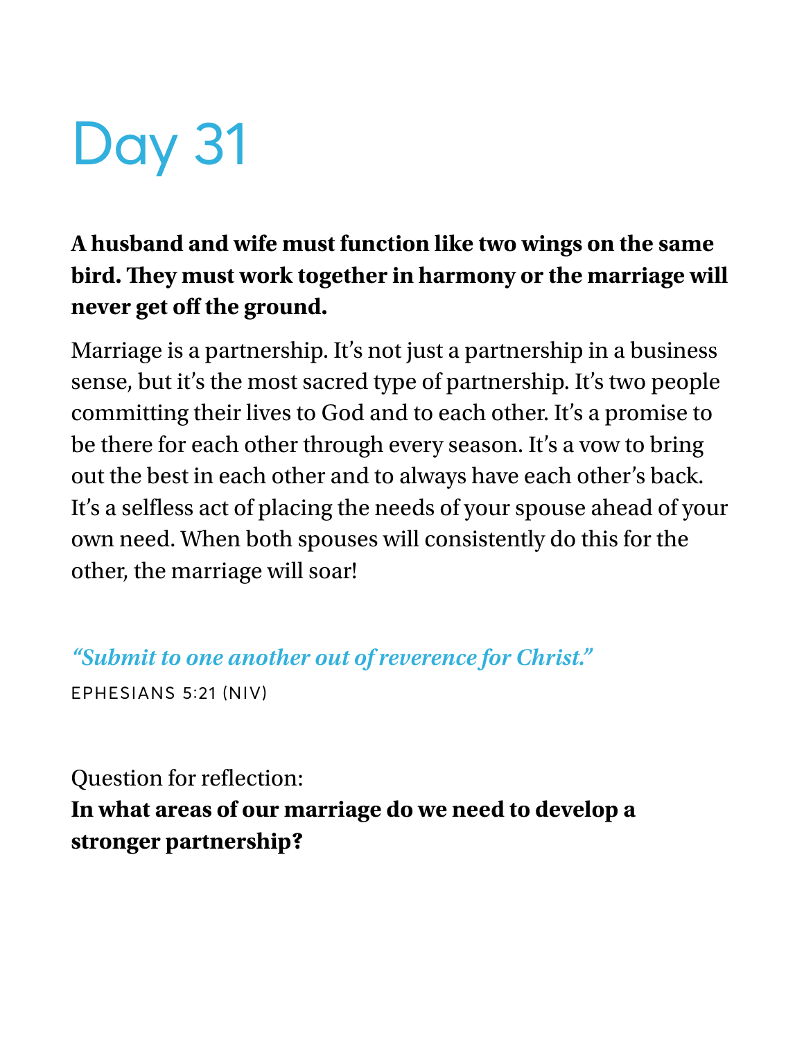# Day 31

**A husband and wife must function like two wings on the same bird. They must work together in harmony or the marriage will never get off the ground.**

Marriage is a partnership. It's not just a partnership in a business sense, but it's the most sacred type of partnership. It's two people committing their lives to God and to each other. It's a promise to be there for each other through every season. It's a vow to bring out the best in each other and to always have each other's back. It's a selfless act of placing the needs of your spouse ahead of your own need. When both spouses will consistently do this for the other, the marriage will soar!

*"Submit to one another out of reverence for Christ."*

EPHESIANS 5:21 (NIV)

Question for reflection:
**In what areas of our marriage do we need to develop a stronger partnership?**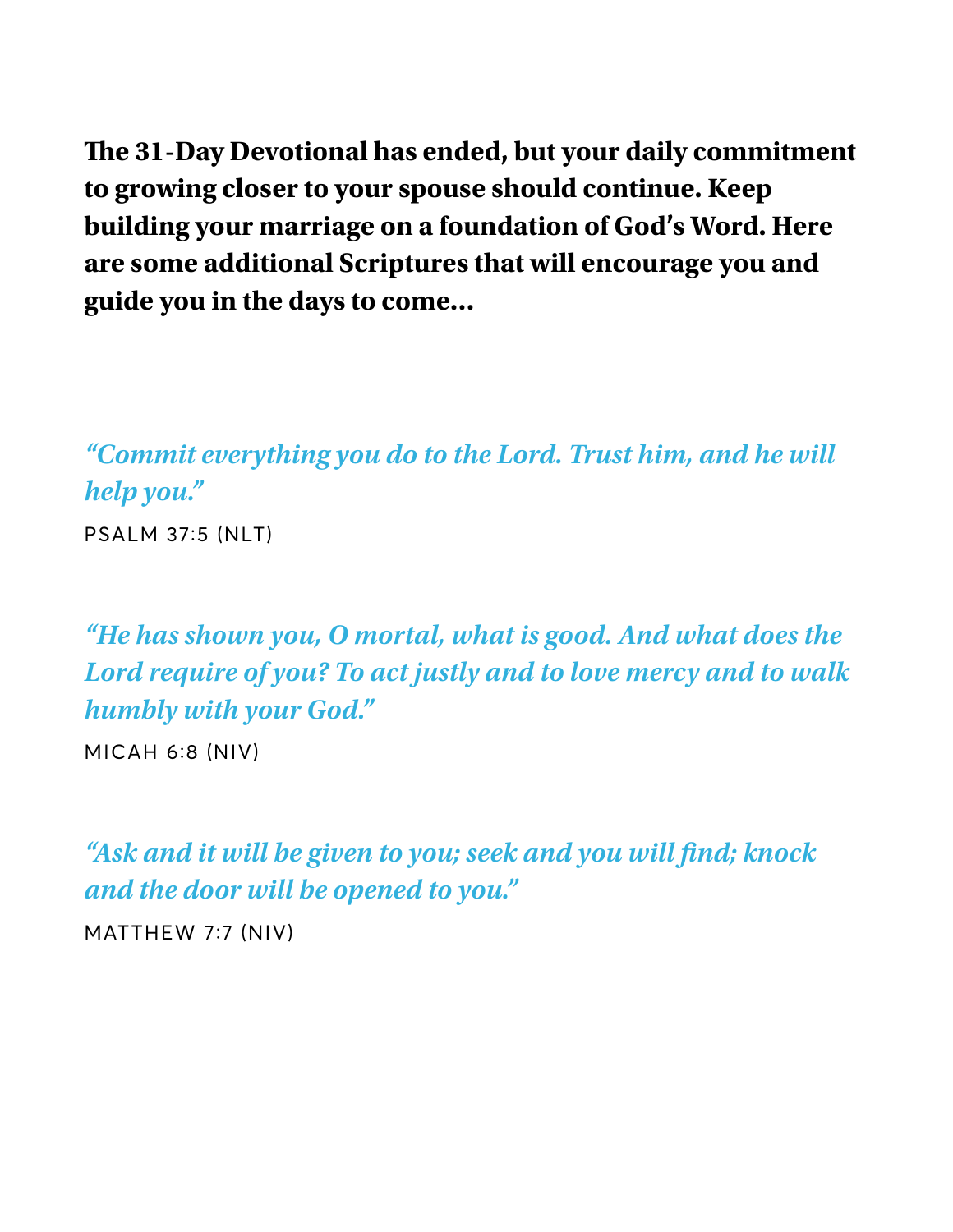**The 31-Day Devotional has ended, but your daily commitment to growing closer to your spouse should continue. Keep building your marriage on a foundation of God's Word. Here are some additional Scriptures that will encourage you and guide you in the days to come...**

***"Commit everything you do to the Lord. Trust him, and he will help you."***

PSALM 37:5 (NLT)

***"He has shown you, O mortal, what is good. And what does the Lord require of you? To act justly and to love mercy and to walk humbly with your God."***

MICAH 6:8 (NIV)

***"Ask and it will be given to you; seek and you will find; knock and the door will be opened to you."***

MATTHEW 7:7 (NIV)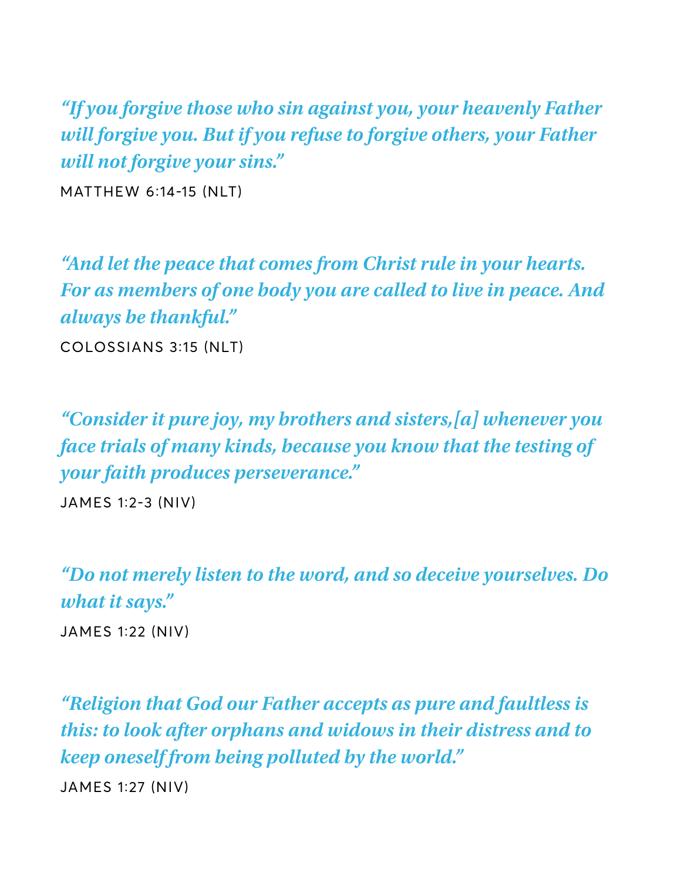*"If you forgive those who sin against you, your heavenly Father will forgive you. But if you refuse to forgive others, your Father will not forgive your sins."*

MATTHEW 6:14-15 (NLT)

*"And let the peace that comes from Christ rule in your hearts. For as members of one body you are called to live in peace. And always be thankful."*

COLOSSIANS 3:15 (NLT)

*"Consider it pure joy, my brothers and sisters,[a] whenever you face trials of many kinds, because you know that the testing of your faith produces perseverance."*

JAMES 1:2-3 (NIV)

*"Do not merely listen to the word, and so deceive yourselves. Do what it says."*

JAMES 1:22 (NIV)

*"Religion that God our Father accepts as pure and faultless is this: to look after orphans and widows in their distress and to keep oneself from being polluted by the world."*

JAMES 1:27 (NIV)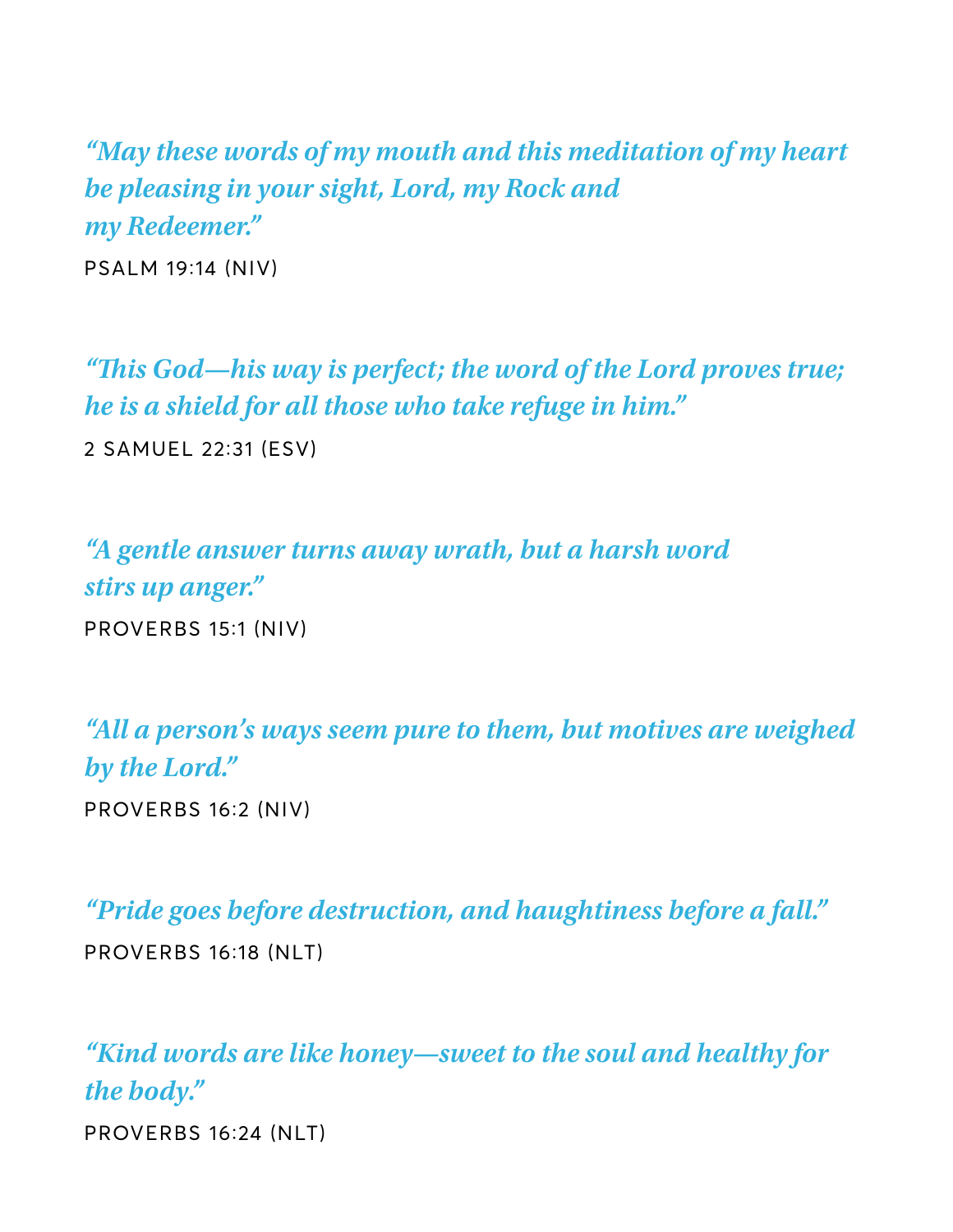*"May these words of my mouth and this meditation of my heart be pleasing in your sight, Lord, my Rock and my Redeemer."*

PSALM 19:14 (NIV)

*"This God—his way is perfect; the word of the Lord proves true; he is a shield for all those who take refuge in him."*

2 SAMUEL 22:31 (ESV)

*"A gentle answer turns away wrath, but a harsh word stirs up anger."*

PROVERBS 15:1 (NIV)

*"All a person's ways seem pure to them, but motives are weighed by the Lord."*

PROVERBS 16:2 (NIV)

*"Pride goes before destruction, and haughtiness before a fall."*

PROVERBS 16:18 (NLT)

*"Kind words are like honey—sweet to the soul and healthy for the body."*

PROVERBS 16:24 (NLT)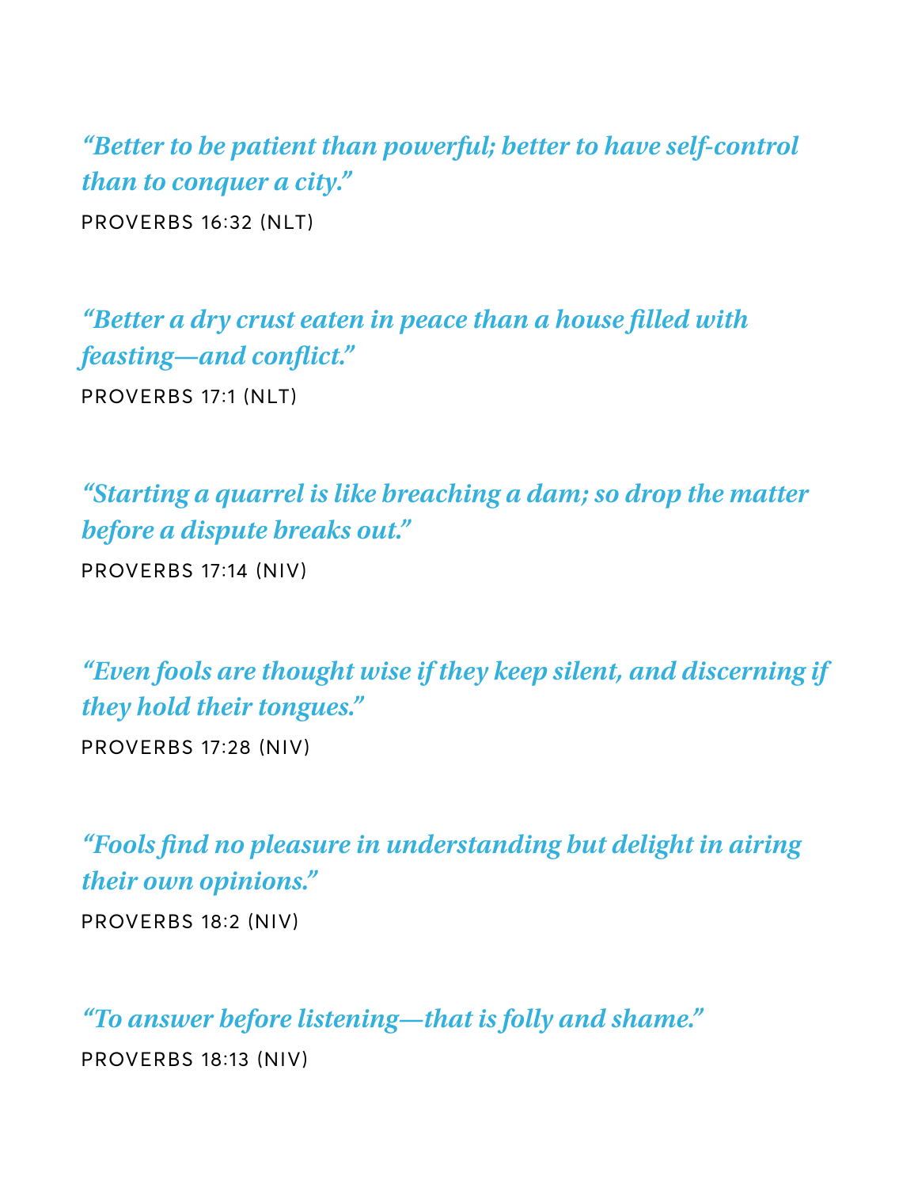*“Better to be patient than powerful; better to have self-control than to conquer a city.”*

PROVERBS 16:32 (NLT)

*“Better a dry crust eaten in peace than a house filled with feasting—and conflict.”*

PROVERBS 17:1 (NLT)

*“Starting a quarrel is like breaching a dam; so drop the matter before a dispute breaks out.”*

PROVERBS 17:14 (NIV)

*“Even fools are thought wise if they keep silent, and discerning if they hold their tongues.”*

PROVERBS 17:28 (NIV)

*“Fools find no pleasure in understanding but delight in airing their own opinions.”*

PROVERBS 18:2 (NIV)

*“To answer before listening—that is folly and shame.”*

PROVERBS 18:13 (NIV)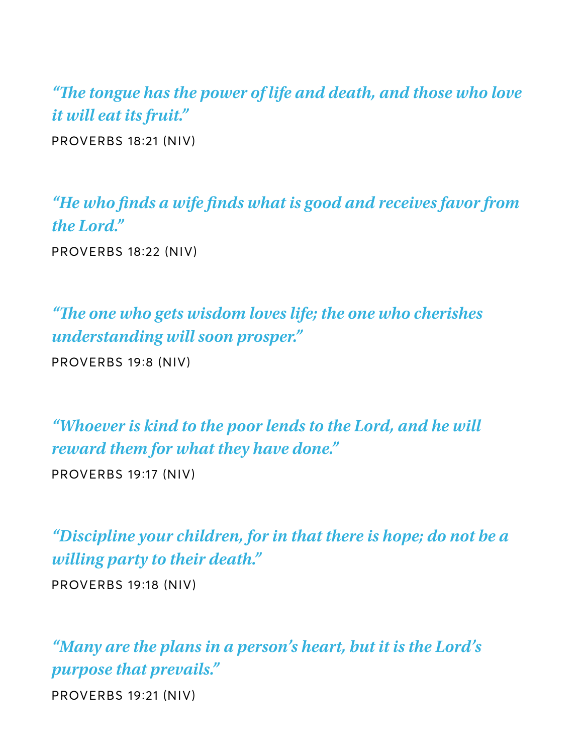*"The tongue has the power of life and death, and those who love it will eat its fruit."*

PROVERBS 18:21 (NIV)

*"He who finds a wife finds what is good and receives favor from the Lord."*

PROVERBS 18:22 (NIV)

*"The one who gets wisdom loves life; the one who cherishes understanding will soon prosper."*

PROVERBS 19:8 (NIV)

*"Whoever is kind to the poor lends to the Lord, and he will reward them for what they have done."*

PROVERBS 19:17 (NIV)

*"Discipline your children, for in that there is hope; do not be a willing party to their death."*

PROVERBS 19:18 (NIV)

*"Many are the plans in a person's heart, but it is the Lord's purpose that prevails."*

PROVERBS 19:21 (NIV)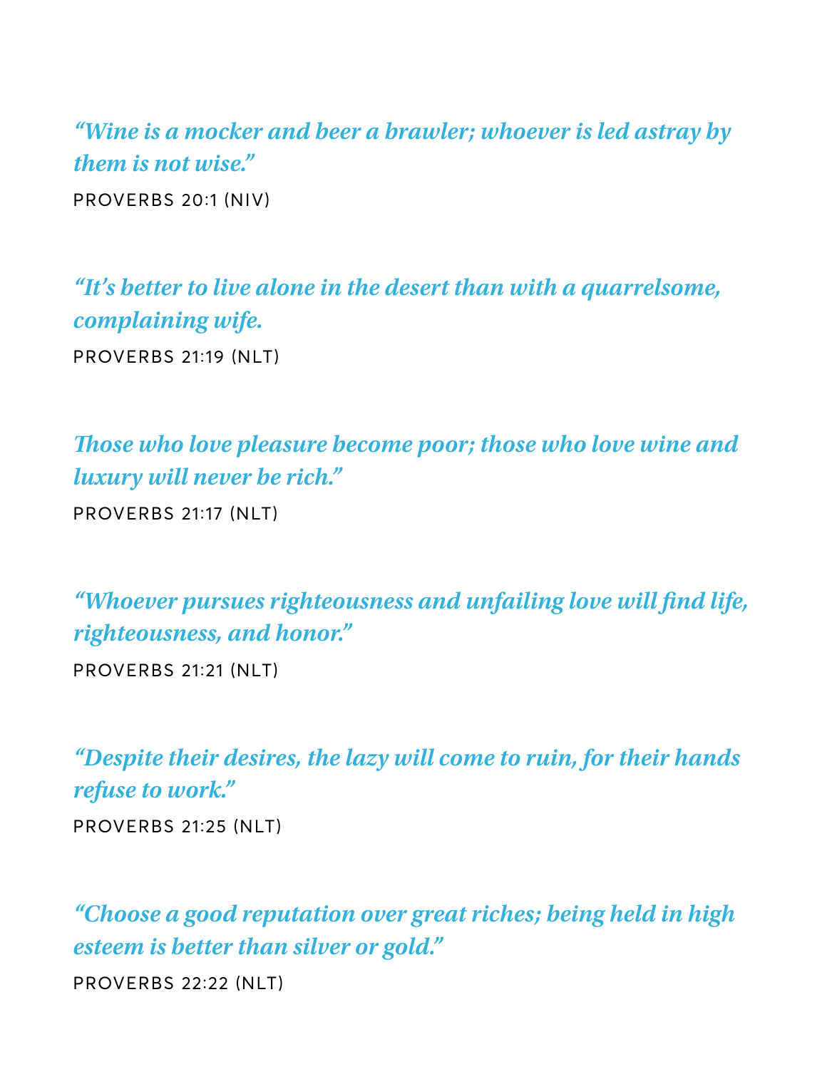*"Wine is a mocker and beer a brawler; whoever is led astray by them is not wise."*

PROVERBS 20:1 (NIV)

*"It's better to live alone in the desert than with a quarrelsome, complaining wife.*

PROVERBS 21:19 (NLT)

*Those who love pleasure become poor; those who love wine and luxury will never be rich."*

PROVERBS 21:17 (NLT)

*"Whoever pursues righteousness and unfailing love will find life, righteousness, and honor."*

PROVERBS 21:21 (NLT)

*"Despite their desires, the lazy will come to ruin, for their hands refuse to work."*

PROVERBS 21:25 (NLT)

*"Choose a good reputation over great riches; being held in high esteem is better than silver or gold."*

PROVERBS 22:22 (NLT)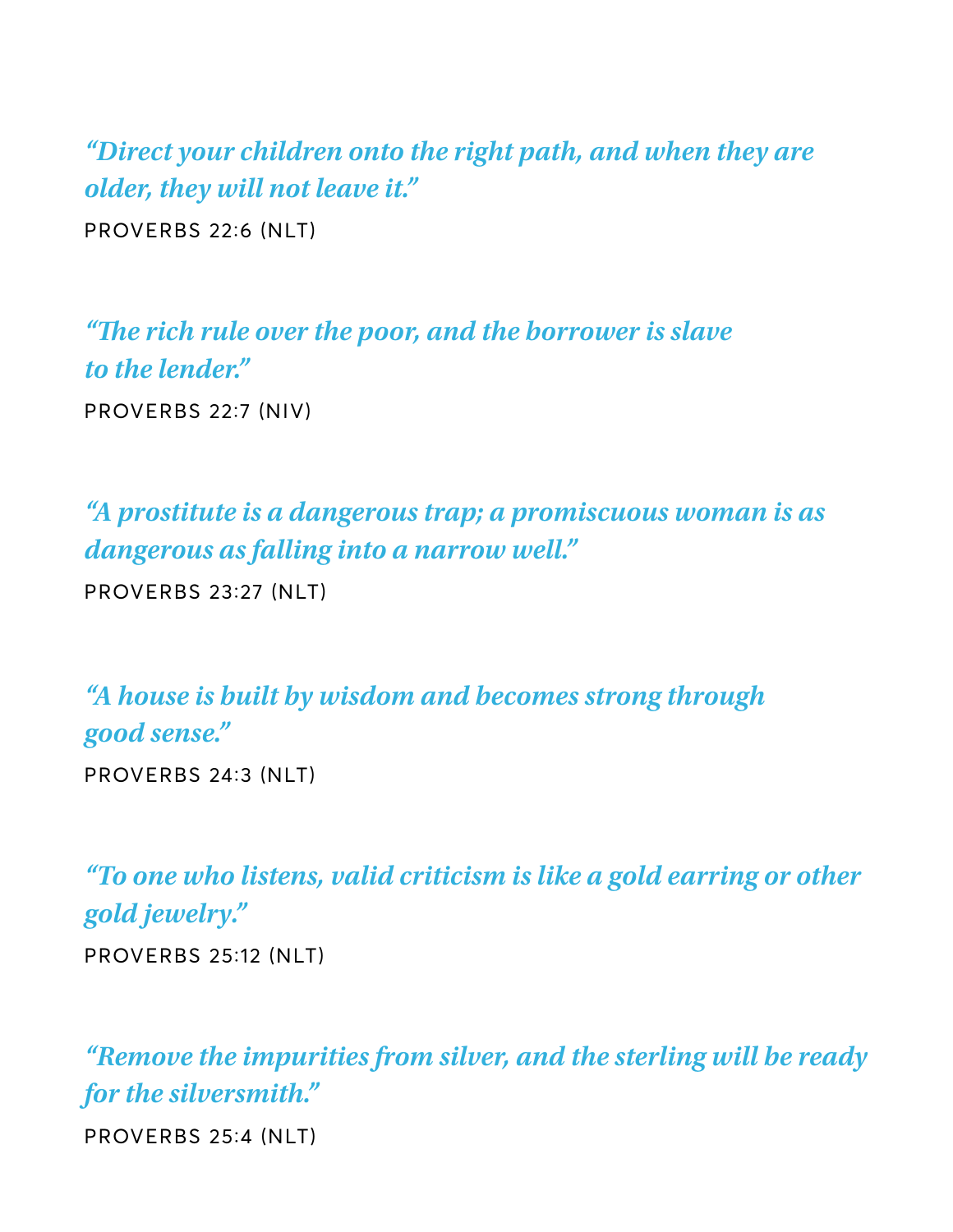*“Direct your children onto the right path, and when they are older, they will not leave it.”*

PROVERBS 22:6 (NLT)

*“The rich rule over the poor, and the borrower is slave to the lender.”*

PROVERBS 22:7 (NIV)

*“A prostitute is a dangerous trap; a promiscuous woman is as dangerous as falling into a narrow well.”*

PROVERBS 23:27 (NLT)

*“A house is built by wisdom and becomes strong through good sense.”*

PROVERBS 24:3 (NLT)

*“To one who listens, valid criticism is like a gold earring or other gold jewelry.”*

PROVERBS 25:12 (NLT)

*“Remove the impurities from silver, and the sterling will be ready for the silversmith.”*

PROVERBS 25:4 (NLT)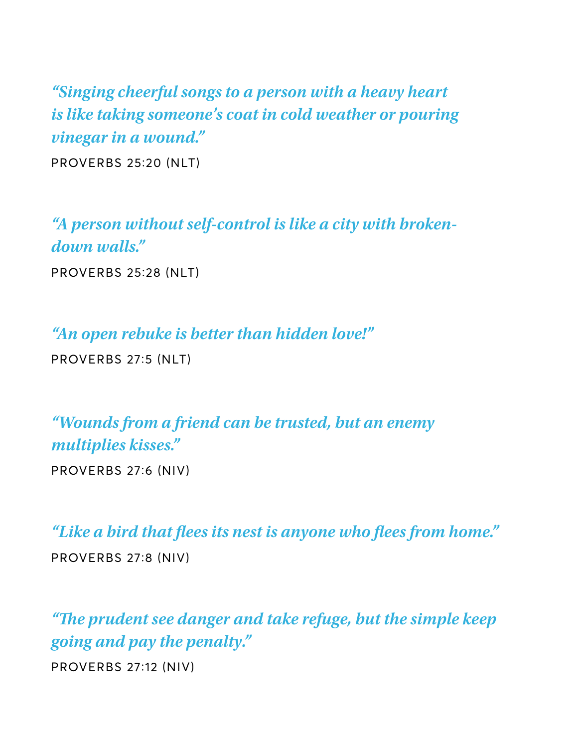*"Singing cheerful songs to a person with a heavy heart is like taking someone's coat in cold weather or pouring vinegar in a wound."*

PROVERBS 25:20 (NLT)

*"A person without self-control is like a city with broken-down walls."*

PROVERBS 25:28 (NLT)

*"An open rebuke is better than hidden love!"*

PROVERBS 27:5 (NLT)

*"Wounds from a friend can be trusted, but an enemy multiplies kisses."*

PROVERBS 27:6 (NIV)

*"Like a bird that flees its nest is anyone who flees from home."*

PROVERBS 27:8 (NIV)

*"The prudent see danger and take refuge, but the simple keep going and pay the penalty."*

PROVERBS 27:12 (NIV)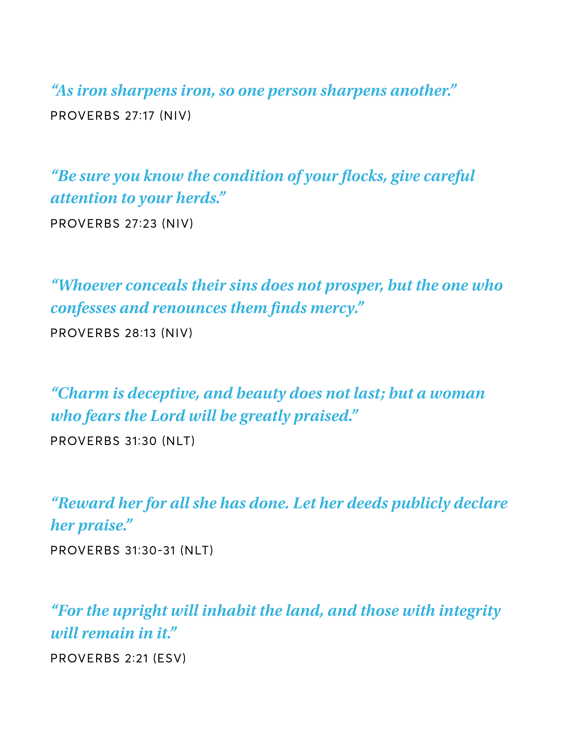*"As iron sharpens iron, so one person sharpens another."*

PROVERBS 27:17 (NIV)

*"Be sure you know the condition of your flocks, give careful attention to your herds."*

PROVERBS 27:23 (NIV)

*"Whoever conceals their sins does not prosper, but the one who confesses and renounces them finds mercy."*

PROVERBS 28:13 (NIV)

*"Charm is deceptive, and beauty does not last; but a woman who fears the Lord will be greatly praised."*

PROVERBS 31:30 (NLT)

*"Reward her for all she has done. Let her deeds publicly declare her praise."*

PROVERBS 31:30-31 (NLT)

*"For the upright will inhabit the land, and those with integrity will remain in it."*

PROVERBS 2:21 (ESV)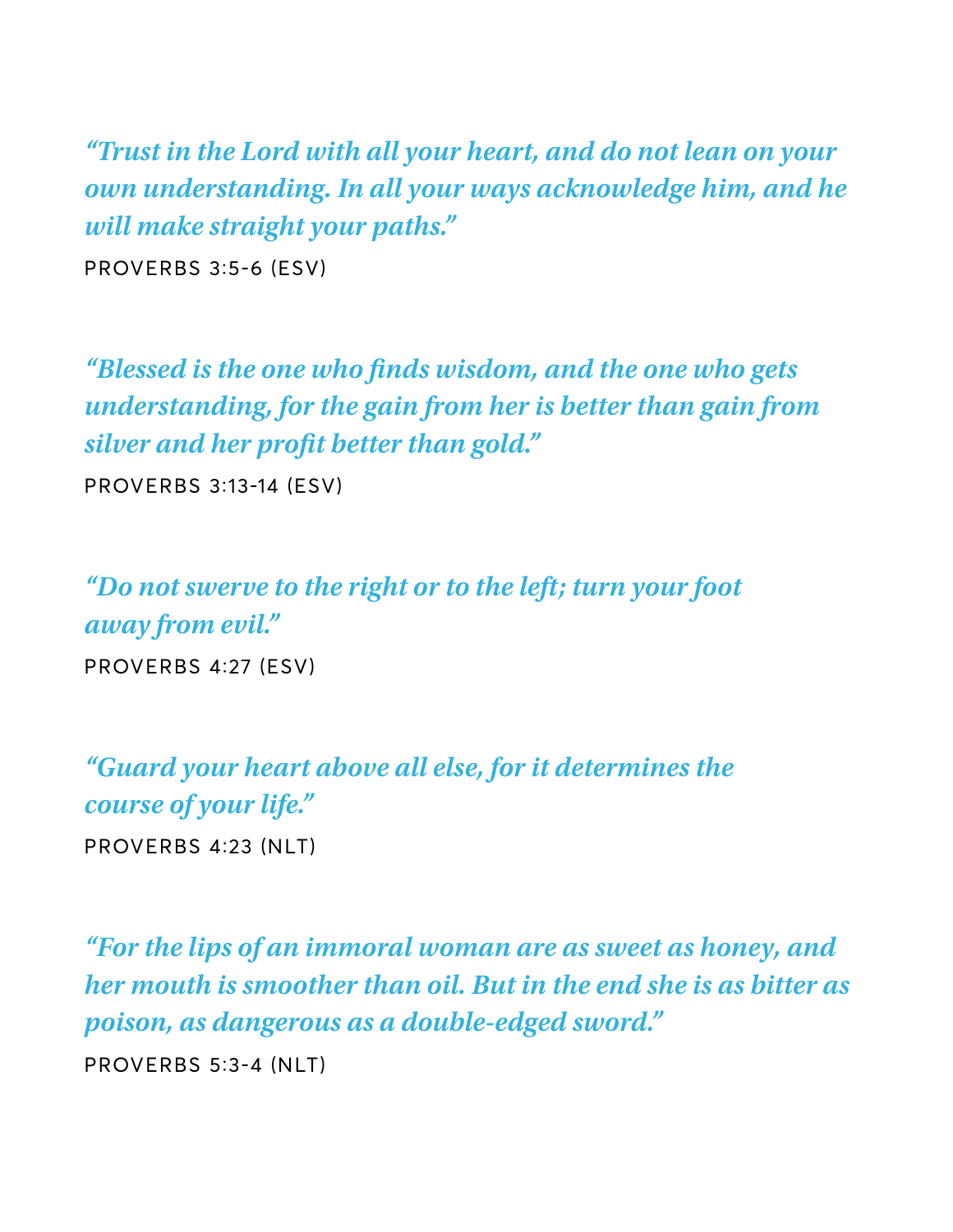*"Trust in the Lord with all your heart, and do not lean on your own understanding. In all your ways acknowledge him, and he will make straight your paths."*

PROVERBS 3:5-6 (ESV)

*"Blessed is the one who finds wisdom, and the one who gets understanding, for the gain from her is better than gain from silver and her profit better than gold."*

PROVERBS 3:13-14 (ESV)

*"Do not swerve to the right or to the left; turn your foot away from evil."*

PROVERBS 4:27 (ESV)

*"Guard your heart above all else, for it determines the course of your life."*

PROVERBS 4:23 (NLT)

*"For the lips of an immoral woman are as sweet as honey, and her mouth is smoother than oil. But in the end she is as bitter as poison, as dangerous as a double-edged sword."*

PROVERBS 5:3-4 (NLT)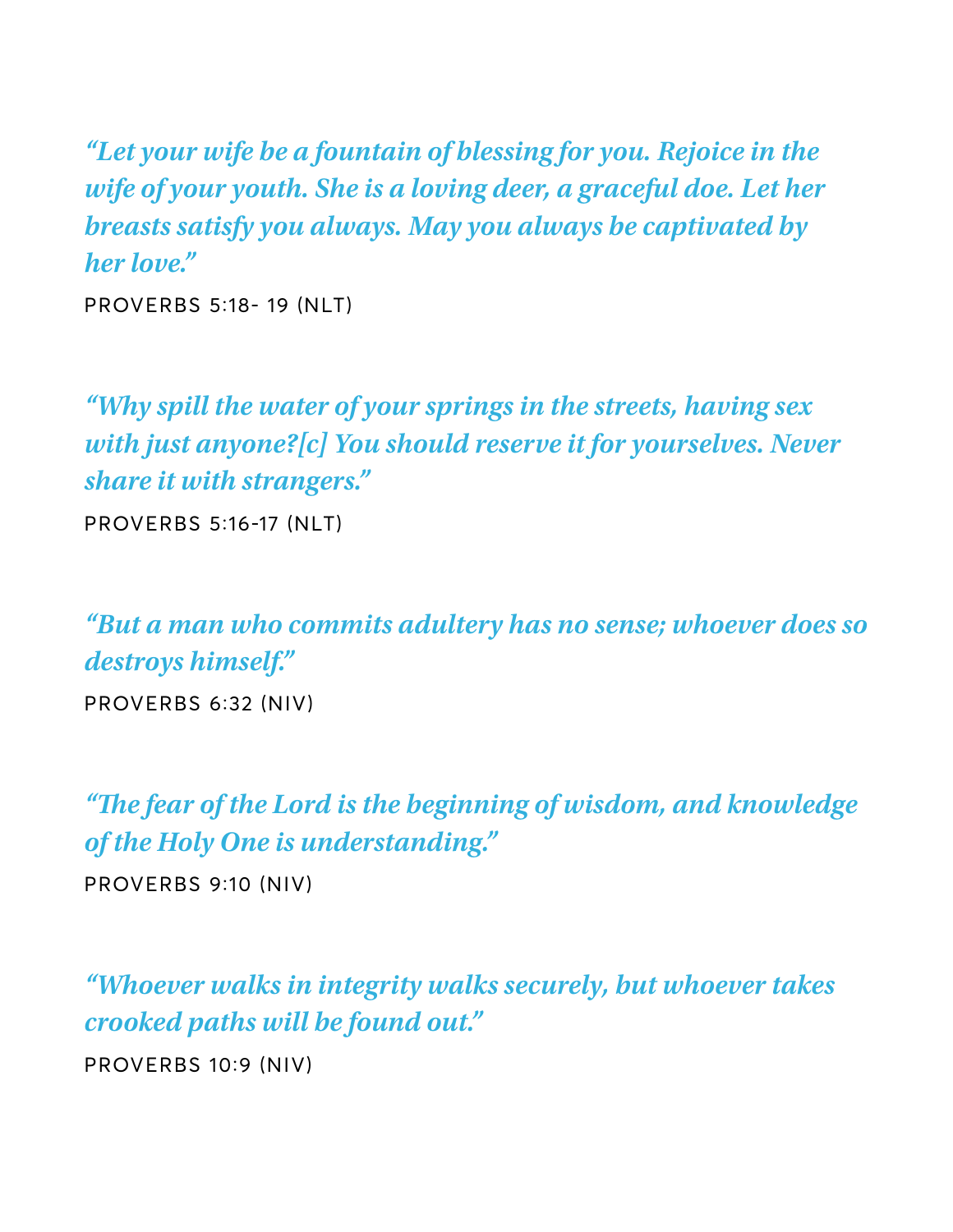*“Let your wife be a fountain of blessing for you. Rejoice in the wife of your youth. She is a loving deer, a graceful doe. Let her breasts satisfy you always. May you always be captivated by her love.”*

PROVERBS 5:18- 19 (NLT)

*“Why spill the water of your springs in the streets, having sex with just anyone?[c] You should reserve it for yourselves. Never share it with strangers.”*

PROVERBS 5:16-17 (NLT)

*“But a man who commits adultery has no sense; whoever does so destroys himself.”*

PROVERBS 6:32 (NIV)

*“The fear of the Lord is the beginning of wisdom, and knowledge of the Holy One is understanding.”*

PROVERBS 9:10 (NIV)

*“Whoever walks in integrity walks securely, but whoever takes crooked paths will be found out.”*

PROVERBS 10:9 (NIV)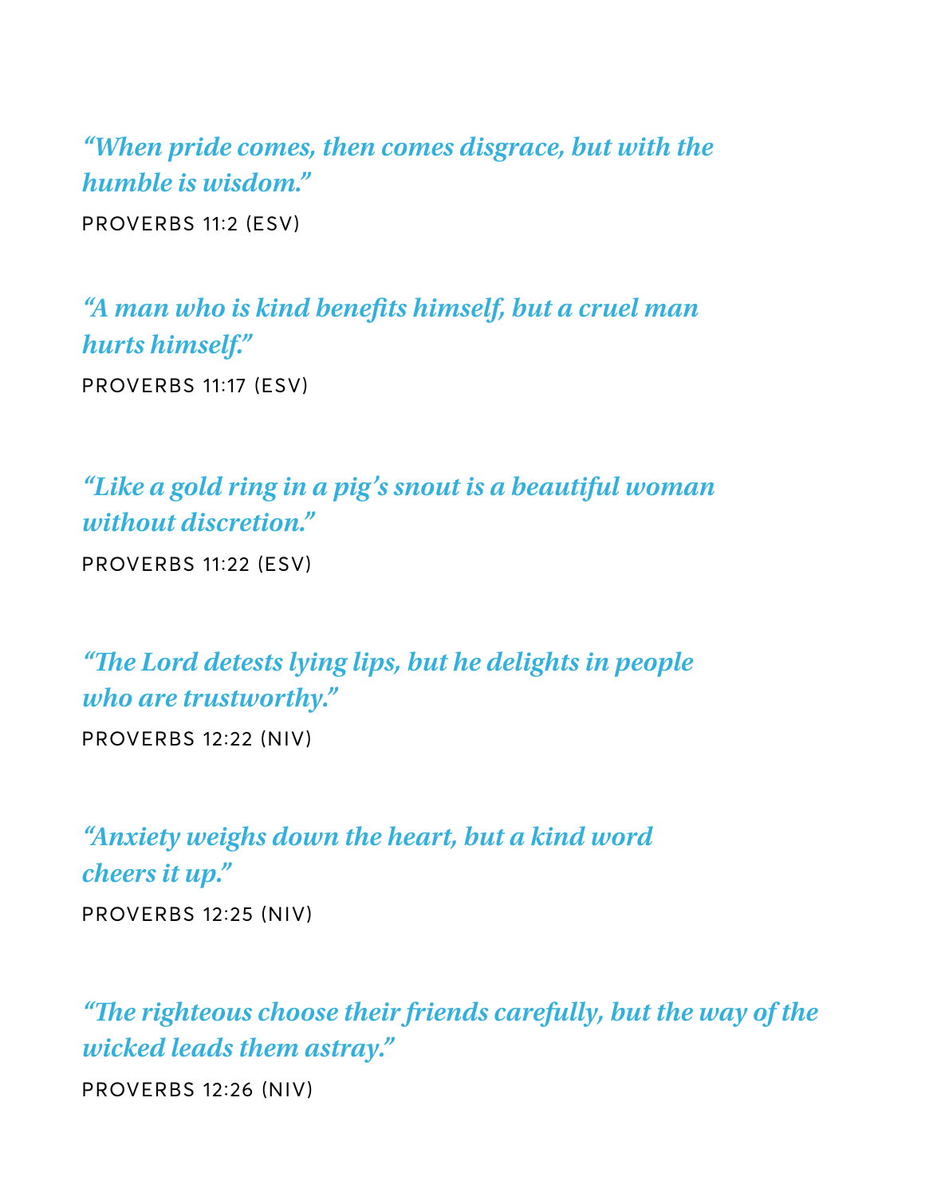*"When pride comes, then comes disgrace, but with the humble is wisdom."*

PROVERBS 11:2 (ESV)

*"A man who is kind benefits himself, but a cruel man hurts himself."*

PROVERBS 11:17 (ESV)

*"Like a gold ring in a pig's snout is a beautiful woman without discretion."*

PROVERBS 11:22 (ESV)

*"The Lord detests lying lips, but he delights in people who are trustworthy."*

PROVERBS 12:22 (NIV)

*"Anxiety weighs down the heart, but a kind word cheers it up."*

PROVERBS 12:25 (NIV)

*"The righteous choose their friends carefully, but the way of the wicked leads them astray."*

PROVERBS 12:26 (NIV)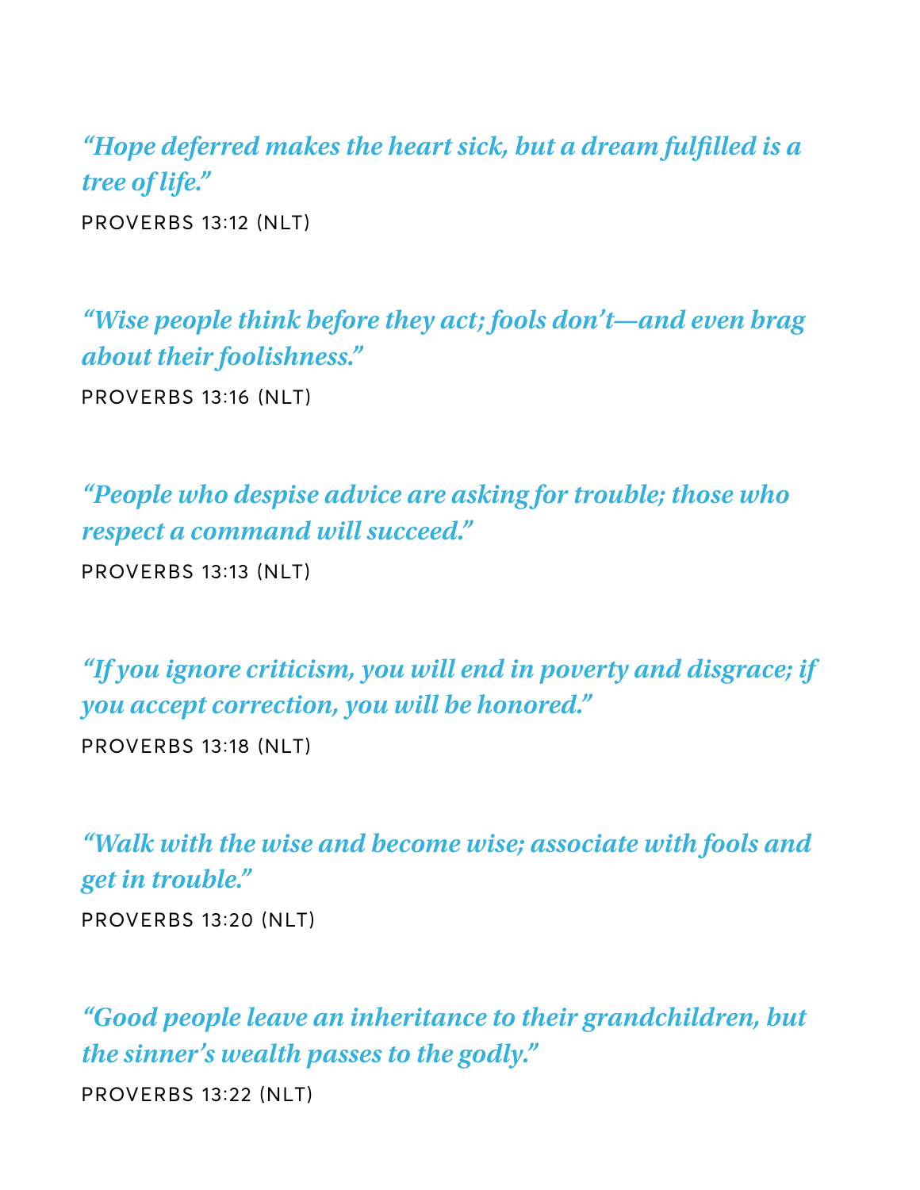*"Hope deferred makes the heart sick, but a dream fulfilled is a tree of life."*

PROVERBS 13:12 (NLT)

*"Wise people think before they act; fools don't—and even brag about their foolishness."*

PROVERBS 13:16 (NLT)

*"People who despise advice are asking for trouble; those who respect a command will succeed."*

PROVERBS 13:13 (NLT)

*"If you ignore criticism, you will end in poverty and disgrace; if you accept correction, you will be honored."*

PROVERBS 13:18 (NLT)

*"Walk with the wise and become wise; associate with fools and get in trouble."*

PROVERBS 13:20 (NLT)

*"Good people leave an inheritance to their grandchildren, but the sinner's wealth passes to the godly."*

PROVERBS 13:22 (NLT)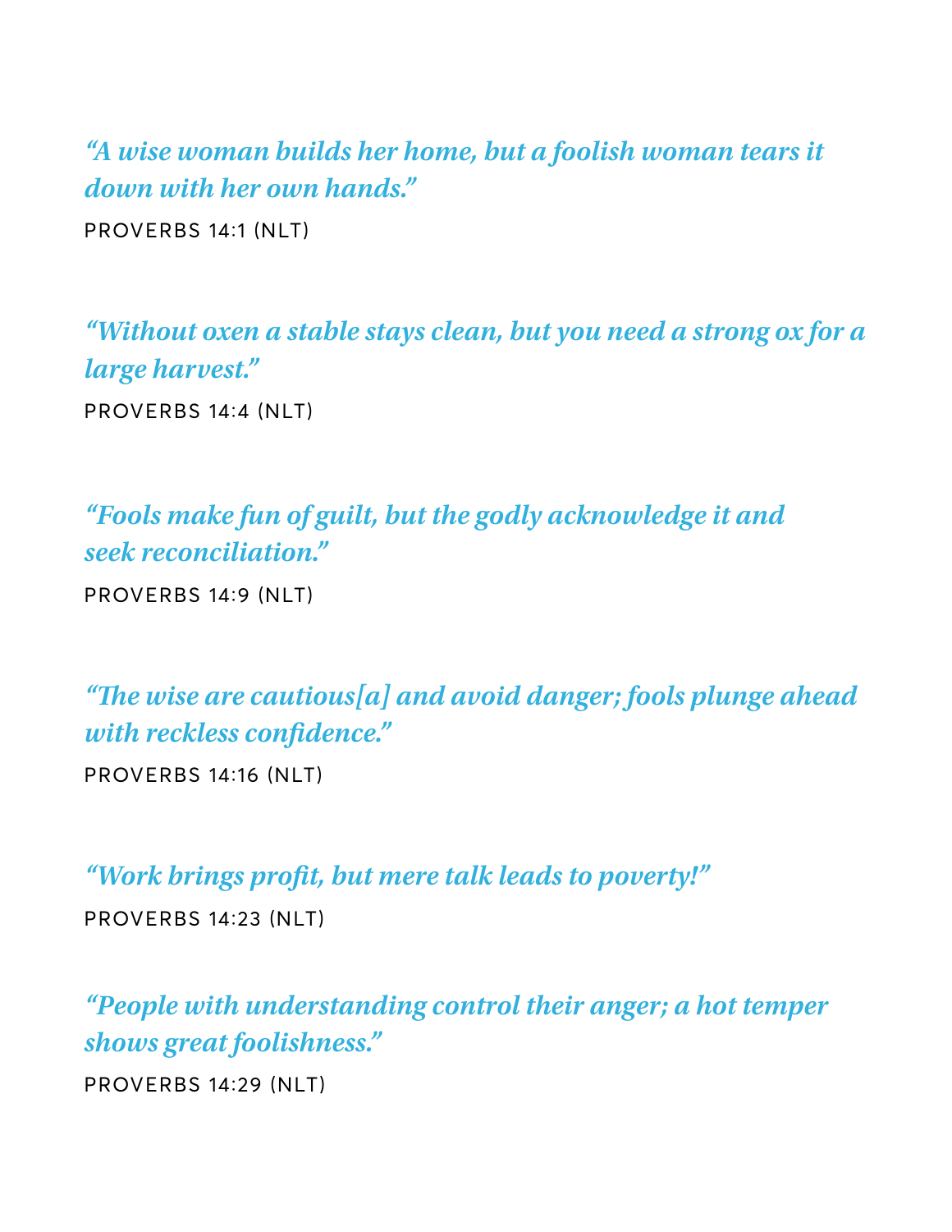*"A wise woman builds her home, but a foolish woman tears it down with her own hands."*

PROVERBS 14:1 (NLT)

*"Without oxen a stable stays clean, but you need a strong ox for a large harvest."*

PROVERBS 14:4 (NLT)

*"Fools make fun of guilt, but the godly acknowledge it and seek reconciliation."*

PROVERBS 14:9 (NLT)

*"The wise are cautious[a] and avoid danger; fools plunge ahead with reckless confidence."*

PROVERBS 14:16 (NLT)

*"Work brings profit, but mere talk leads to poverty!"*

PROVERBS 14:23 (NLT)

*"People with understanding control their anger; a hot temper shows great foolishness."*

PROVERBS 14:29 (NLT)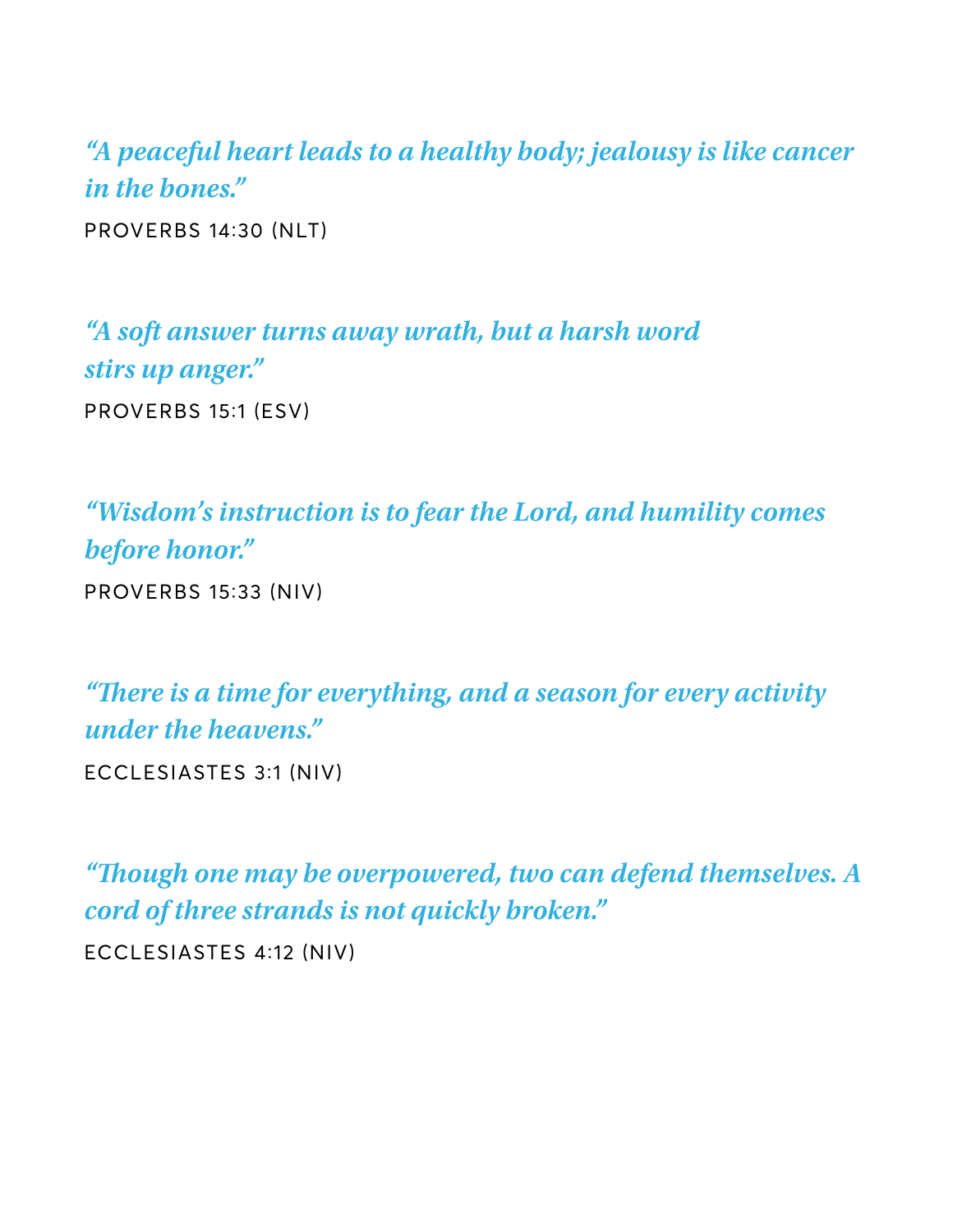*"A peaceful heart leads to a healthy body; jealousy is like cancer in the bones."*

PROVERBS 14:30 (NLT)

*"A soft answer turns away wrath, but a harsh word stirs up anger."*

PROVERBS 15:1 (ESV)

*"Wisdom's instruction is to fear the Lord, and humility comes before honor."*

PROVERBS 15:33 (NIV)

*"There is a time for everything, and a season for every activity under the heavens."*

ECCLESIASTES 3:1 (NIV)

*"Though one may be overpowered, two can defend themselves. A cord of three strands is not quickly broken."*

ECCLESIASTES 4:12 (NIV)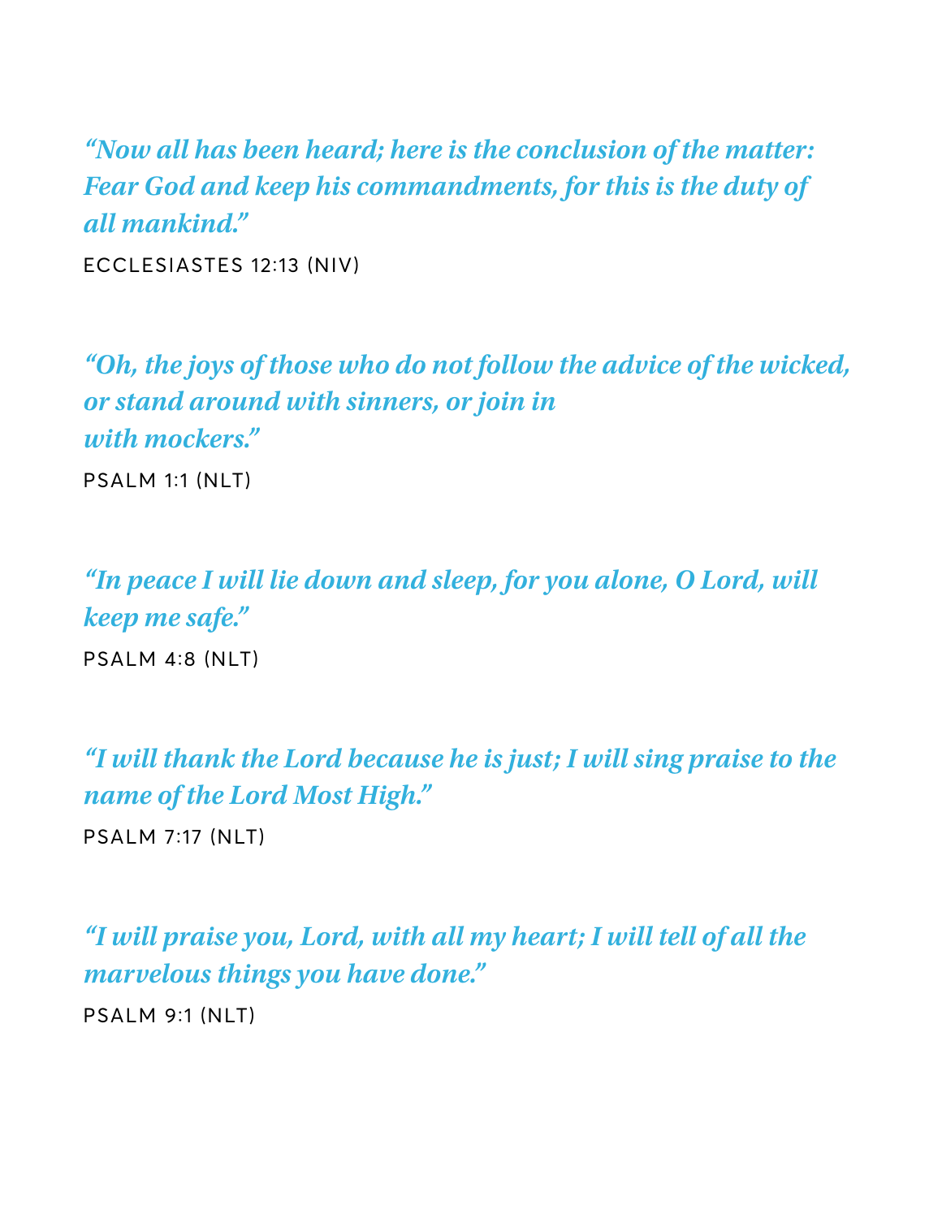*"Now all has been heard; here is the conclusion of the matter: Fear God and keep his commandments, for this is the duty of all mankind."*

ECCLESIASTES 12:13 (NIV)

*"Oh, the joys of those who do not follow the advice of the wicked, or stand around with sinners, or join in with mockers."*

PSALM 1:1 (NLT)

*"In peace I will lie down and sleep, for you alone, O Lord, will keep me safe."*

PSALM 4:8 (NLT)

*"I will thank the Lord because he is just; I will sing praise to the name of the Lord Most High."*

PSALM 7:17 (NLT)

*"I will praise you, Lord, with all my heart; I will tell of all the marvelous things you have done."*

PSALM 9:1 (NLT)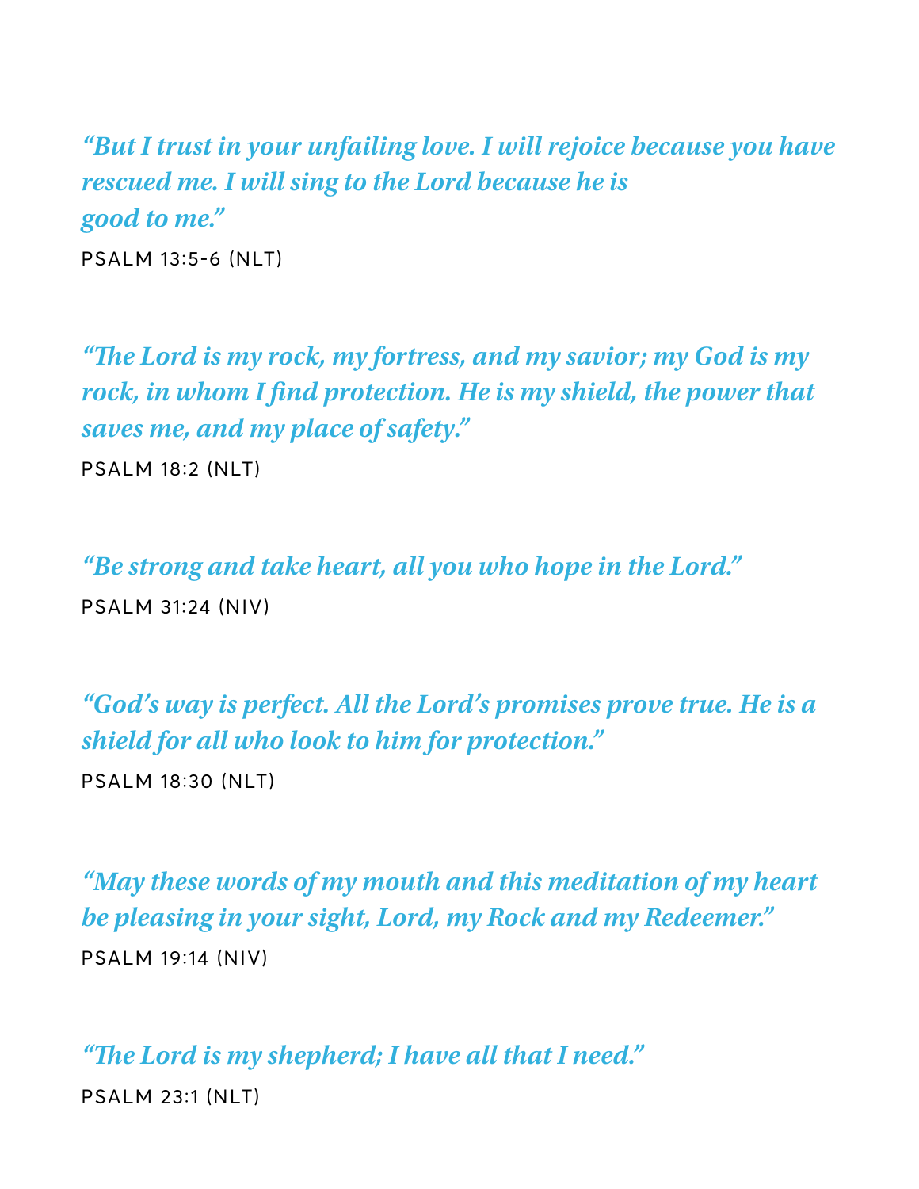*"But I trust in your unfailing love. I will rejoice because you have rescued me. I will sing to the Lord because he is good to me."*

PSALM 13:5-6 (NLT)

*"The Lord is my rock, my fortress, and my savior; my God is my rock, in whom I find protection. He is my shield, the power that saves me, and my place of safety."*

PSALM 18:2 (NLT)

*"Be strong and take heart, all you who hope in the Lord."*

PSALM 31:24 (NIV)

*"God's way is perfect. All the Lord's promises prove true. He is a shield for all who look to him for protection."*

PSALM 18:30 (NLT)

*"May these words of my mouth and this meditation of my heart be pleasing in your sight, Lord, my Rock and my Redeemer."*

PSALM 19:14 (NIV)

*"The Lord is my shepherd; I have all that I need."*

PSALM 23:1 (NLT)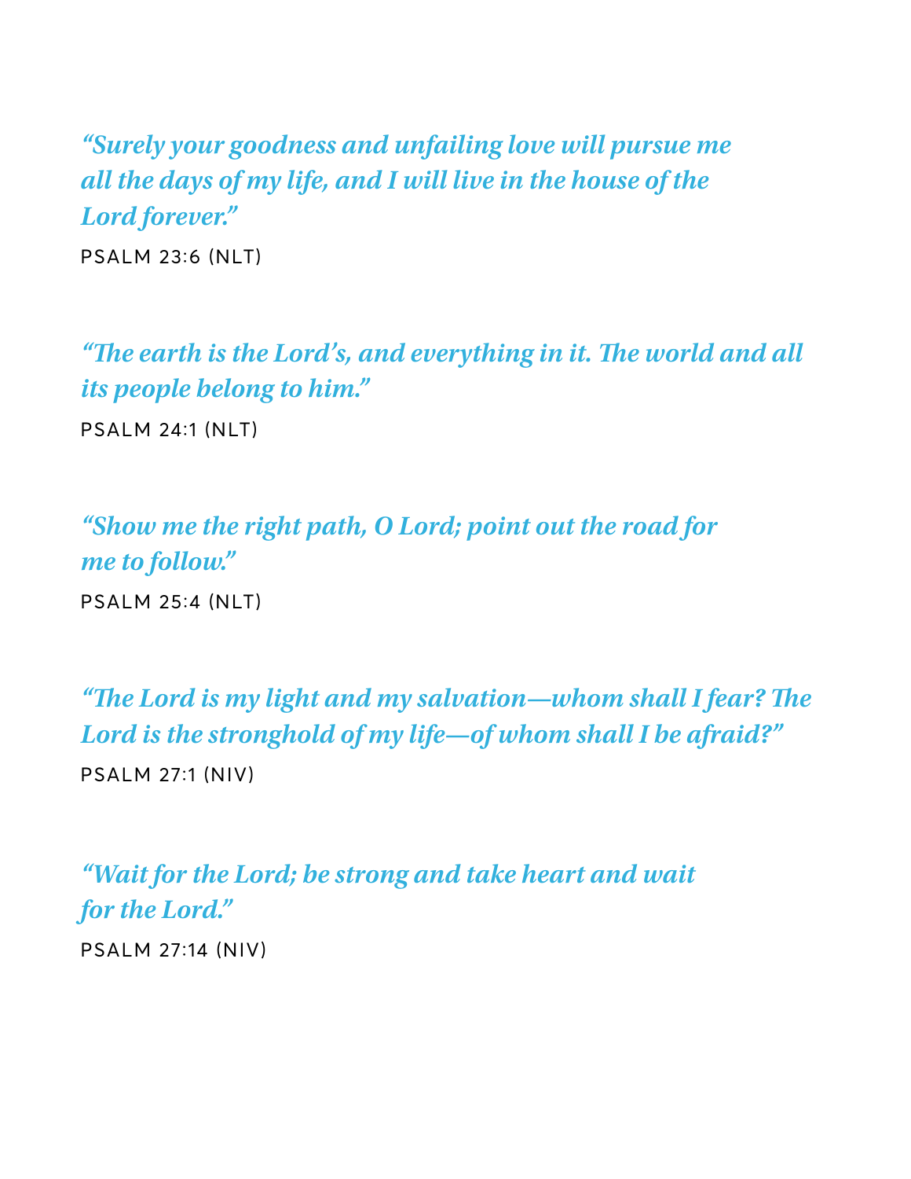*"Surely your goodness and unfailing love will pursue me all the days of my life, and I will live in the house of the Lord forever."*

PSALM 23:6 (NLT)

*"The earth is the Lord's, and everything in it. The world and all its people belong to him."*

PSALM 24:1 (NLT)

*"Show me the right path, O Lord; point out the road for me to follow."*

PSALM 25:4 (NLT)

*"The Lord is my light and my salvation—whom shall I fear? The Lord is the stronghold of my life—of whom shall I be afraid?"*

PSALM 27:1 (NIV)

*"Wait for the Lord; be strong and take heart and wait for the Lord."*

PSALM 27:14 (NIV)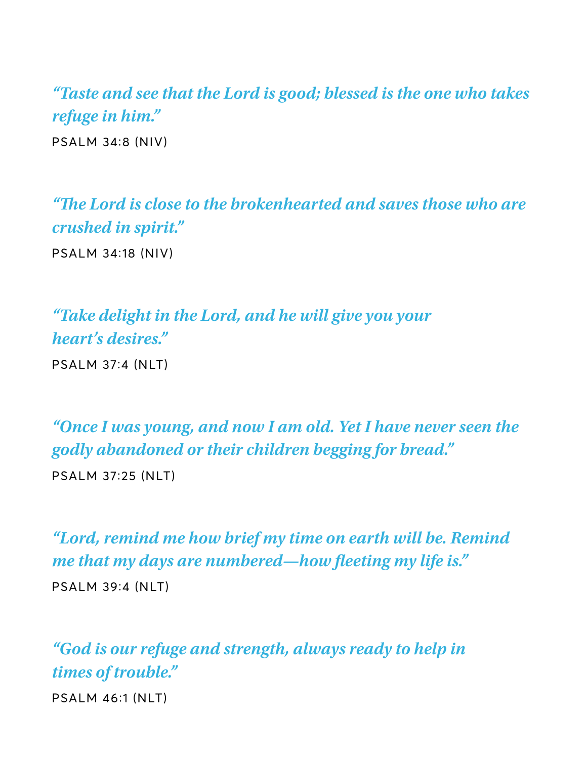*"Taste and see that the Lord is good; blessed is the one who takes refuge in him."*

PSALM 34:8 (NIV)

*"The Lord is close to the brokenhearted and saves those who are crushed in spirit."*

PSALM 34:18 (NIV)

*"Take delight in the Lord, and he will give you your heart's desires."*

PSALM 37:4 (NLT)

*"Once I was young, and now I am old. Yet I have never seen the godly abandoned or their children begging for bread."*

PSALM 37:25 (NLT)

*"Lord, remind me how brief my time on earth will be. Remind me that my days are numbered—how fleeting my life is."*

PSALM 39:4 (NLT)

*"God is our refuge and strength, always ready to help in times of trouble."*

PSALM 46:1 (NLT)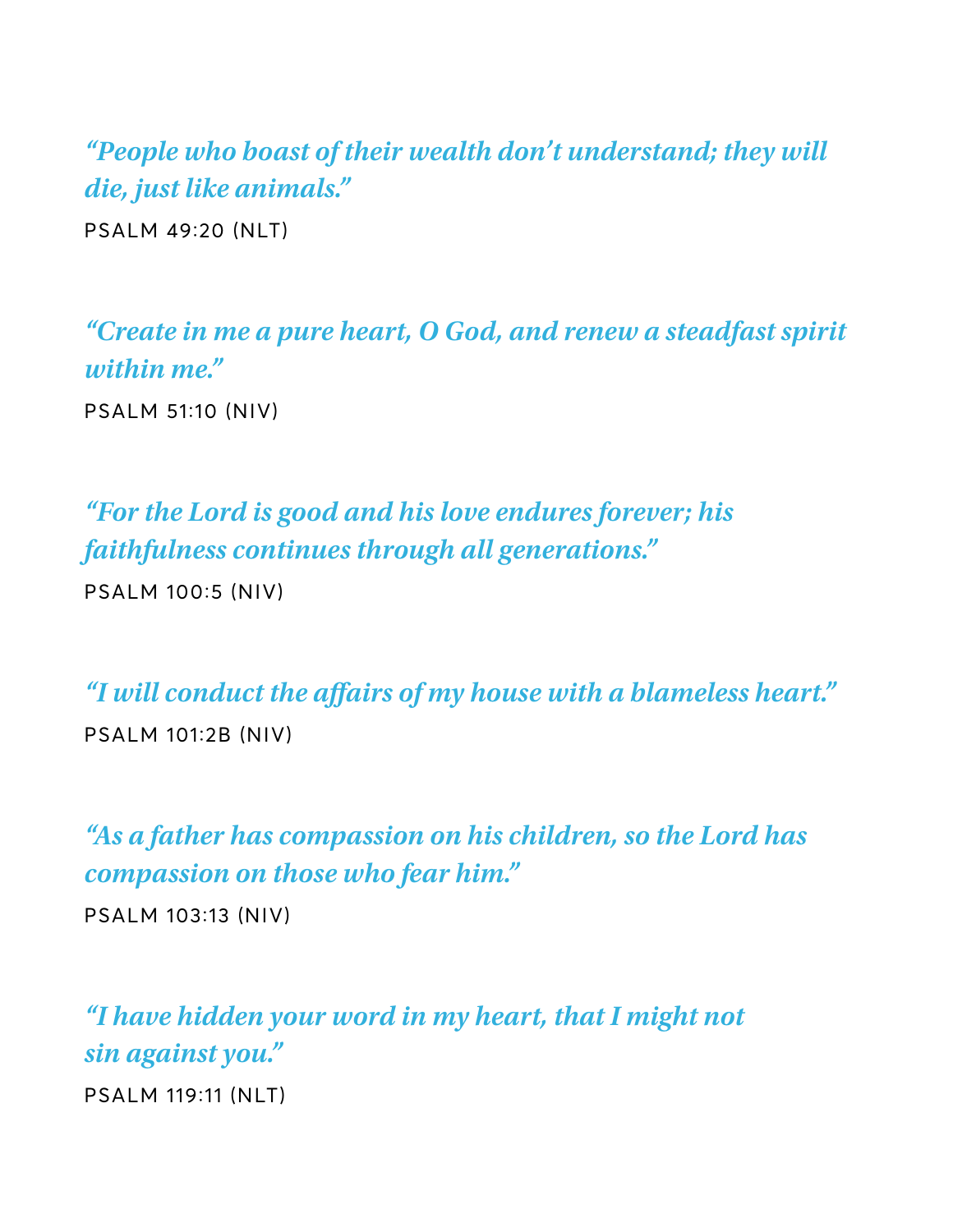*"People who boast of their wealth don't understand; they will die, just like animals."*

PSALM 49:20 (NLT)

*"Create in me a pure heart, O God, and renew a steadfast spirit within me."*

PSALM 51:10 (NIV)

*"For the Lord is good and his love endures forever; his faithfulness continues through all generations."*

PSALM 100:5 (NIV)

*"I will conduct the affairs of my house with a blameless heart."*

PSALM 101:2B (NIV)

*"As a father has compassion on his children, so the Lord has compassion on those who fear him."*

PSALM 103:13 (NIV)

*"I have hidden your word in my heart, that I might not sin against you."*

PSALM 119:11 (NLT)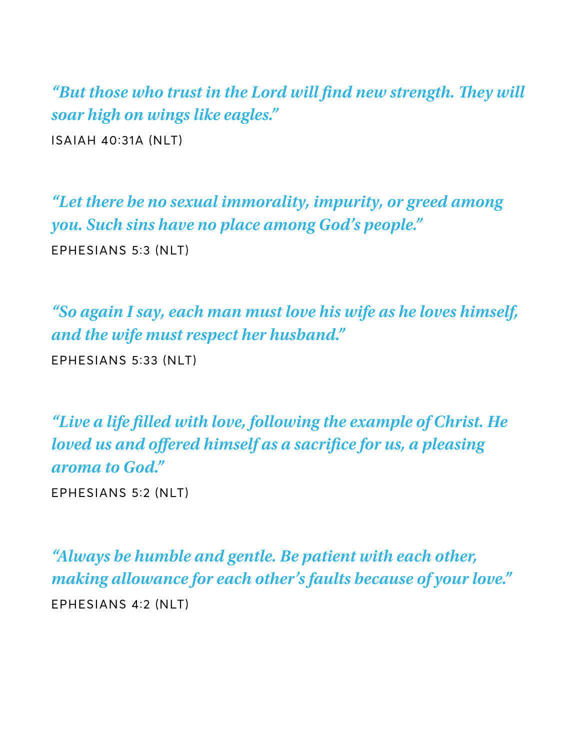*"But those who trust in the Lord will find new strength. They will soar high on wings like eagles."*

ISAIAH 40:31A (NLT)

*"Let there be no sexual immorality, impurity, or greed among you. Such sins have no place among God's people."*

EPHESIANS 5:3 (NLT)

*"So again I say, each man must love his wife as he loves himself, and the wife must respect her husband."*

EPHESIANS 5:33 (NLT)

*"Live a life filled with love, following the example of Christ. He loved us and offered himself as a sacrifice for us, a pleasing aroma to God."*

EPHESIANS 5:2 (NLT)

*"Always be humble and gentle. Be patient with each other, making allowance for each other's faults because of your love."*

EPHESIANS 4:2 (NLT)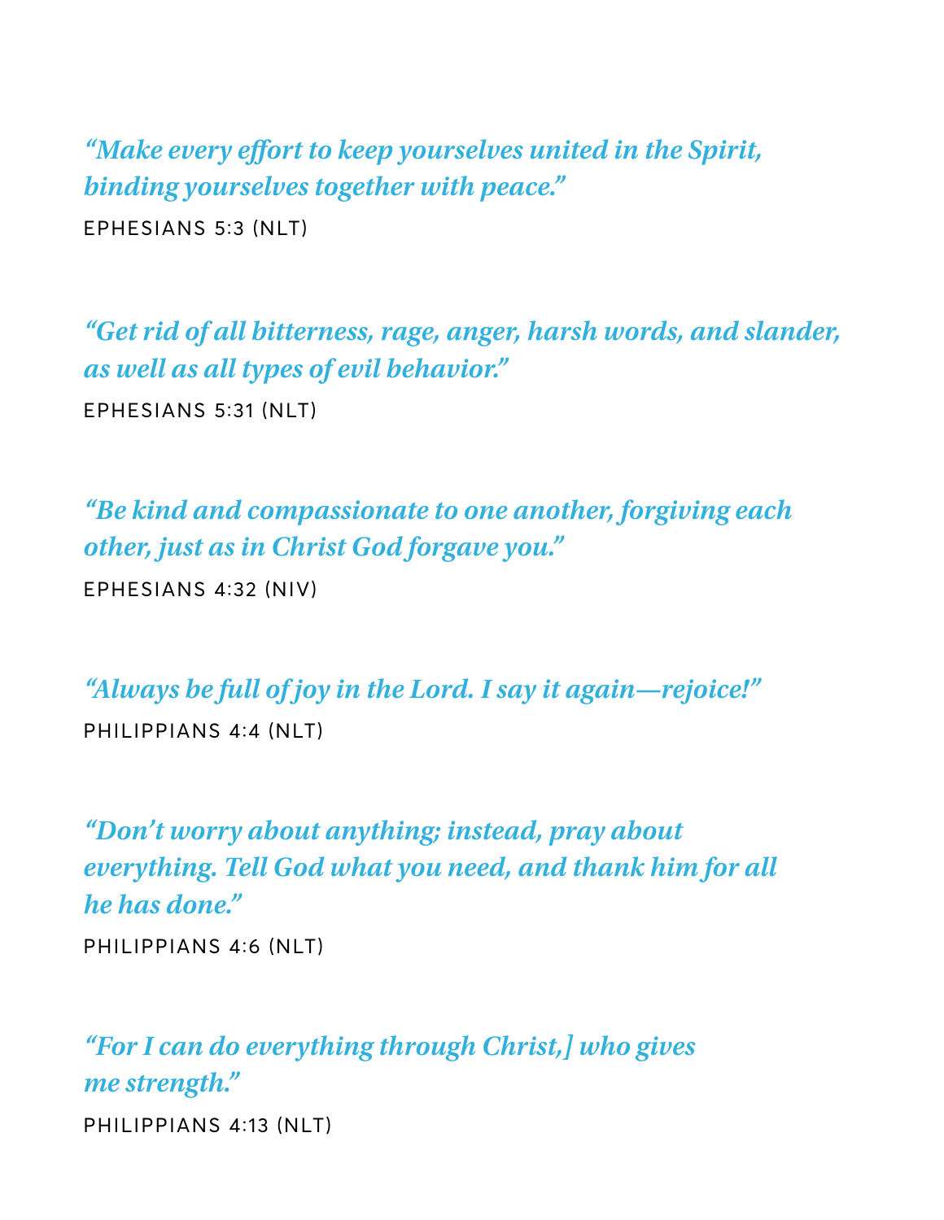*"Make every effort to keep yourselves united in the Spirit, binding yourselves together with peace."*

EPHESIANS 5:3 (NLT)

*"Get rid of all bitterness, rage, anger, harsh words, and slander, as well as all types of evil behavior."*

EPHESIANS 5:31 (NLT)

*"Be kind and compassionate to one another, forgiving each other, just as in Christ God forgave you."*

EPHESIANS 4:32 (NIV)

*"Always be full of joy in the Lord. I say it again—rejoice!"*

PHILIPPIANS 4:4 (NLT)

*"Don't worry about anything; instead, pray about everything. Tell God what you need, and thank him for all he has done."*

PHILIPPIANS 4:6 (NLT)

*"For I can do everything through Christ,] who gives me strength."*

PHILIPPIANS 4:13 (NLT)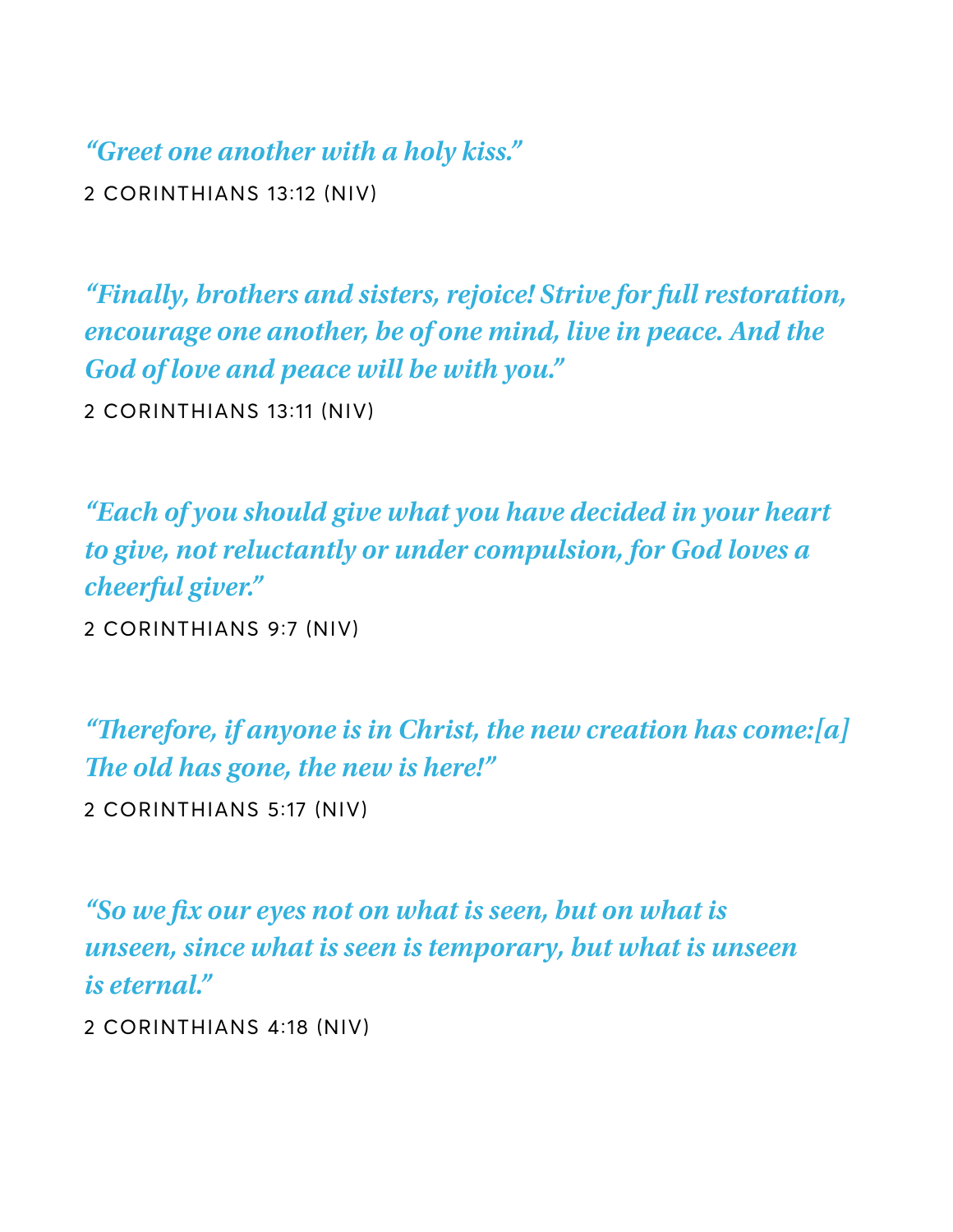*"Greet one another with a holy kiss."*

2 CORINTHIANS 13:12 (NIV)

*"Finally, brothers and sisters, rejoice! Strive for full restoration, encourage one another, be of one mind, live in peace. And the God of love and peace will be with you."*

2 CORINTHIANS 13:11 (NIV)

*"Each of you should give what you have decided in your heart to give, not reluctantly or under compulsion, for God loves a cheerful giver."*

2 CORINTHIANS 9:7 (NIV)

*"Therefore, if anyone is in Christ, the new creation has come:[a] The old has gone, the new is here!"*

2 CORINTHIANS 5:17 (NIV)

*"So we fix our eyes not on what is seen, but on what is unseen, since what is seen is temporary, but what is unseen is eternal."*

2 CORINTHIANS 4:18 (NIV)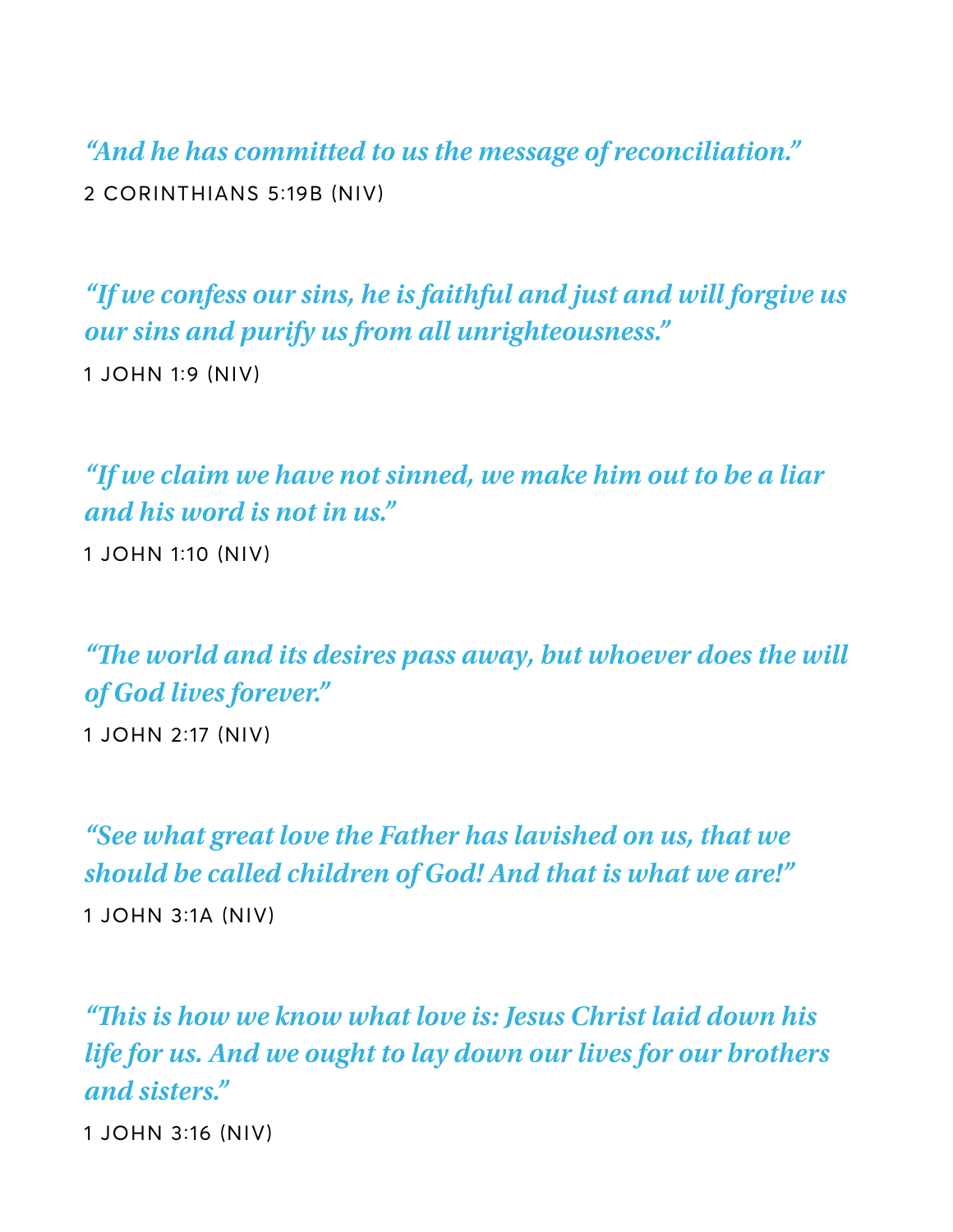*"And he has committed to us the message of reconciliation."*

2 CORINTHIANS 5:19B (NIV)

*"If we confess our sins, he is faithful and just and will forgive us our sins and purify us from all unrighteousness."*

1 JOHN 1:9 (NIV)

*"If we claim we have not sinned, we make him out to be a liar and his word is not in us."*

1 JOHN 1:10 (NIV)

*"The world and its desires pass away, but whoever does the will of God lives forever."*

1 JOHN 2:17 (NIV)

*"See what great love the Father has lavished on us, that we should be called children of God! And that is what we are!"*

1 JOHN 3:1A (NIV)

*"This is how we know what love is: Jesus Christ laid down his life for us. And we ought to lay down our lives for our brothers and sisters."*

1 JOHN 3:16 (NIV)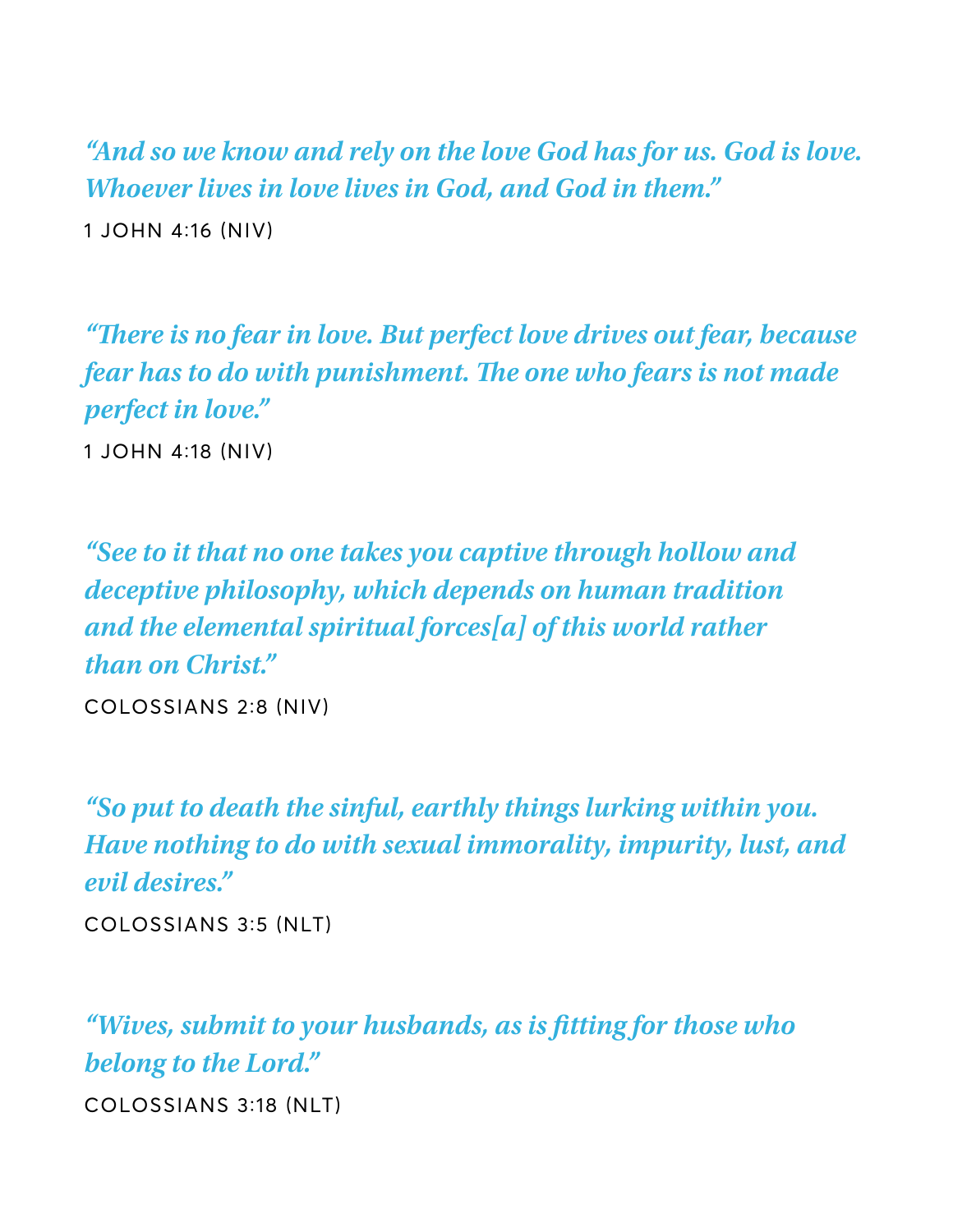*“And so we know and rely on the love God has for us. God is love. Whoever lives in love lives in God, and God in them.”*

1 JOHN 4:16 (NIV)

*“There is no fear in love. But perfect love drives out fear, because fear has to do with punishment. The one who fears is not made perfect in love.”*

1 JOHN 4:18 (NIV)

*“See to it that no one takes you captive through hollow and deceptive philosophy, which depends on human tradition and the elemental spiritual forces[a] of this world rather than on Christ.”*

COLOSSIANS 2:8 (NIV)

*“So put to death the sinful, earthly things lurking within you. Have nothing to do with sexual immorality, impurity, lust, and evil desires.”*

COLOSSIANS 3:5 (NLT)

*“Wives, submit to your husbands, as is fitting for those who belong to the Lord.”*

COLOSSIANS 3:18 (NLT)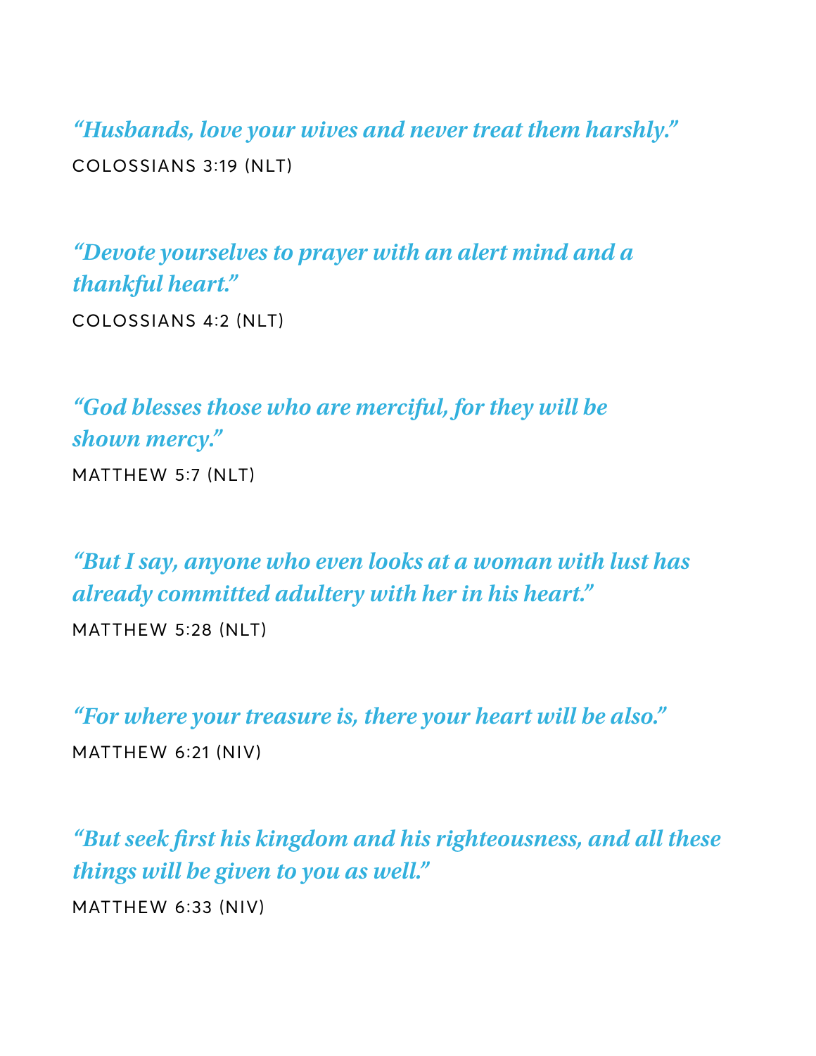*"Husbands, love your wives and never treat them harshly."*
COLOSSIANS 3:19 (NLT)

*"Devote yourselves to prayer with an alert mind and a thankful heart."*
COLOSSIANS 4:2 (NLT)

*"God blesses those who are merciful, for they will be shown mercy."*
MATTHEW 5:7 (NLT)

*"But I say, anyone who even looks at a woman with lust has already committed adultery with her in his heart."*
MATTHEW 5:28 (NLT)

*"For where your treasure is, there your heart will be also."*
MATTHEW 6:21 (NIV)

*"But seek first his kingdom and his righteousness, and all these things will be given to you as well."*
MATTHEW 6:33 (NIV)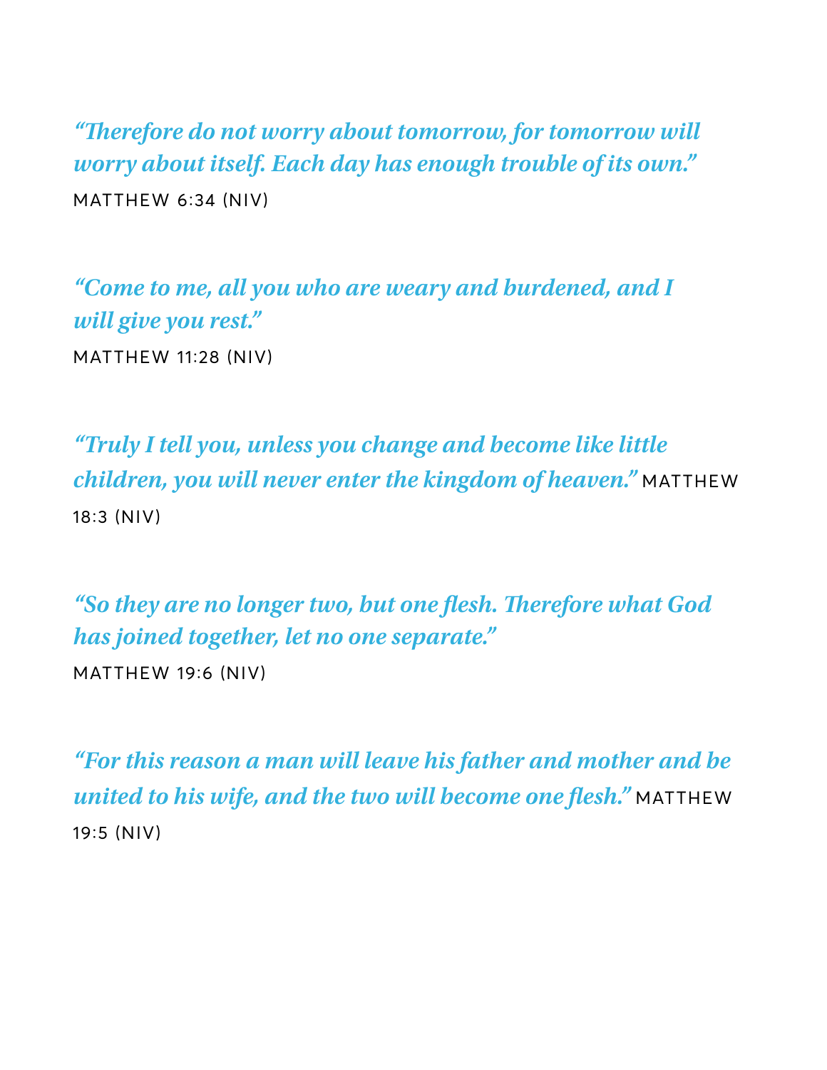*"Therefore do not worry about tomorrow, for tomorrow will worry about itself. Each day has enough trouble of its own."*
MATTHEW 6:34 (NIV)

*"Come to me, all you who are weary and burdened, and I will give you rest."*
MATTHEW 11:28 (NIV)

*"Truly I tell you, unless you change and become like little children, you will never enter the kingdom of heaven."* MATTHEW 18:3 (NIV)

*"So they are no longer two, but one flesh. Therefore what God has joined together, let no one separate."*
MATTHEW 19:6 (NIV)

*"For this reason a man will leave his father and mother and be united to his wife, and the two will become one flesh."* MATTHEW 19:5 (NIV)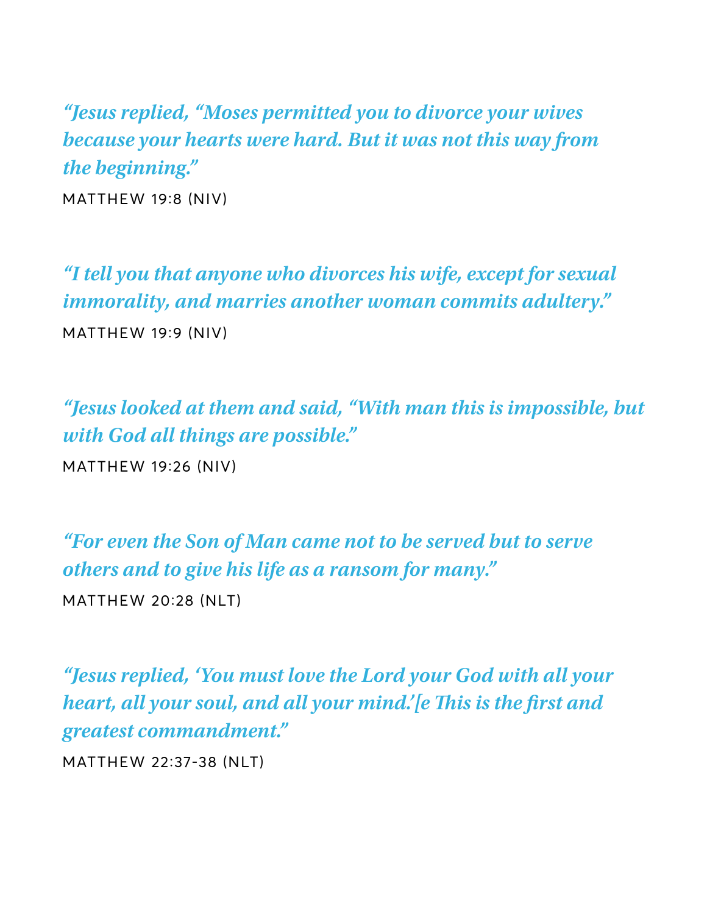*“Jesus replied, “Moses permitted you to divorce your wives because your hearts were hard. But it was not this way from the beginning.”*

MATTHEW 19:8 (NIV)

*“I tell you that anyone who divorces his wife, except for sexual immorality, and marries another woman commits adultery.”*

MATTHEW 19:9 (NIV)

*“Jesus looked at them and said, “With man this is impossible, but with God all things are possible.”*

MATTHEW 19:26 (NIV)

*“For even the Son of Man came not to be served but to serve others and to give his life as a ransom for many.”*

MATTHEW 20:28 (NLT)

*“Jesus replied, ‘You must love the Lord your God with all your heart, all your soul, and all your mind.’[e This is the first and greatest commandment.”*

MATTHEW 22:37-38 (NLT)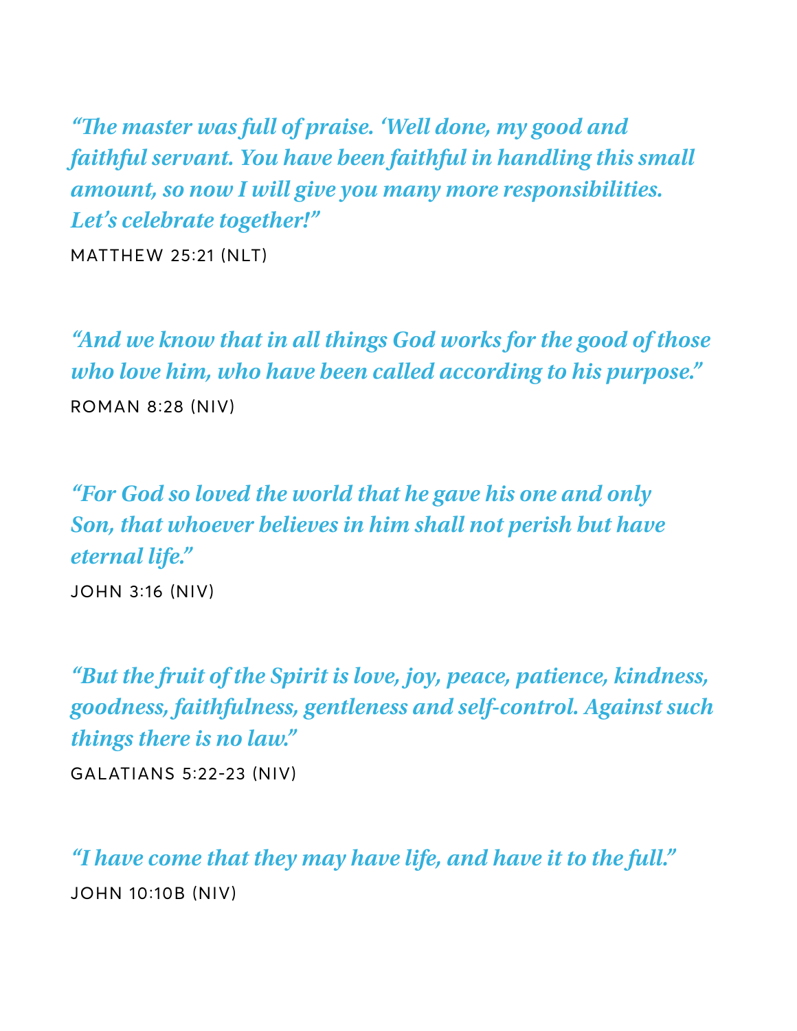*"The master was full of praise. 'Well done, my good and faithful servant. You have been faithful in handling this small amount, so now I will give you many more responsibilities. Let's celebrate together!"*

MATTHEW 25:21 (NLT)

*"And we know that in all things God works for the good of those who love him, who have been called according to his purpose."*

ROMAN 8:28 (NIV)

*"For God so loved the world that he gave his one and only Son, that whoever believes in him shall not perish but have eternal life."*

JOHN 3:16 (NIV)

*"But the fruit of the Spirit is love, joy, peace, patience, kindness, goodness, faithfulness, gentleness and self-control. Against such things there is no law."*

GALATIANS 5:22-23 (NIV)

*"I have come that they may have life, and have it to the full."*

JOHN 10:10B (NIV)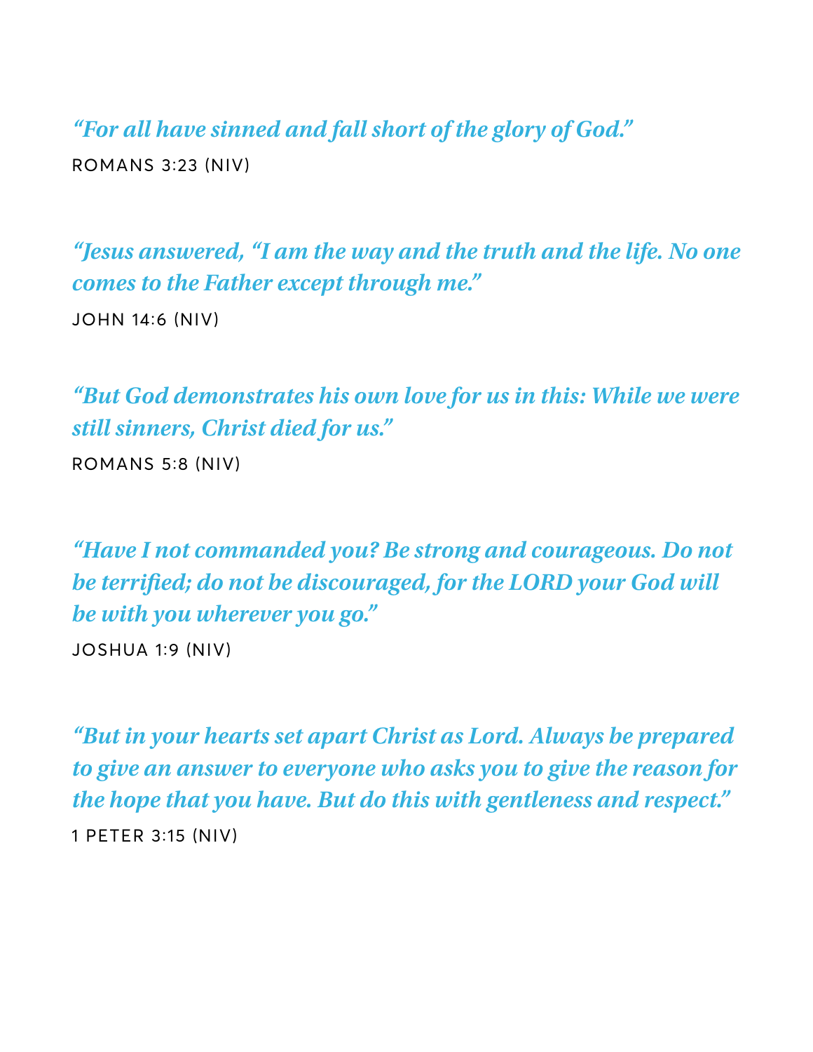*"For all have sinned and fall short of the glory of God."*
ROMANS 3:23 (NIV)

*"Jesus answered, "I am the way and the truth and the life. No one comes to the Father except through me."*
JOHN 14:6 (NIV)

*"But God demonstrates his own love for us in this: While we were still sinners, Christ died for us."*
ROMANS 5:8 (NIV)

*"Have I not commanded you? Be strong and courageous. Do not be terrified; do not be discouraged, for the LORD your God will be with you wherever you go."*
JOSHUA 1:9 (NIV)

*"But in your hearts set apart Christ as Lord. Always be prepared to give an answer to everyone who asks you to give the reason for the hope that you have. But do this with gentleness and respect."*
1 PETER 3:15 (NIV)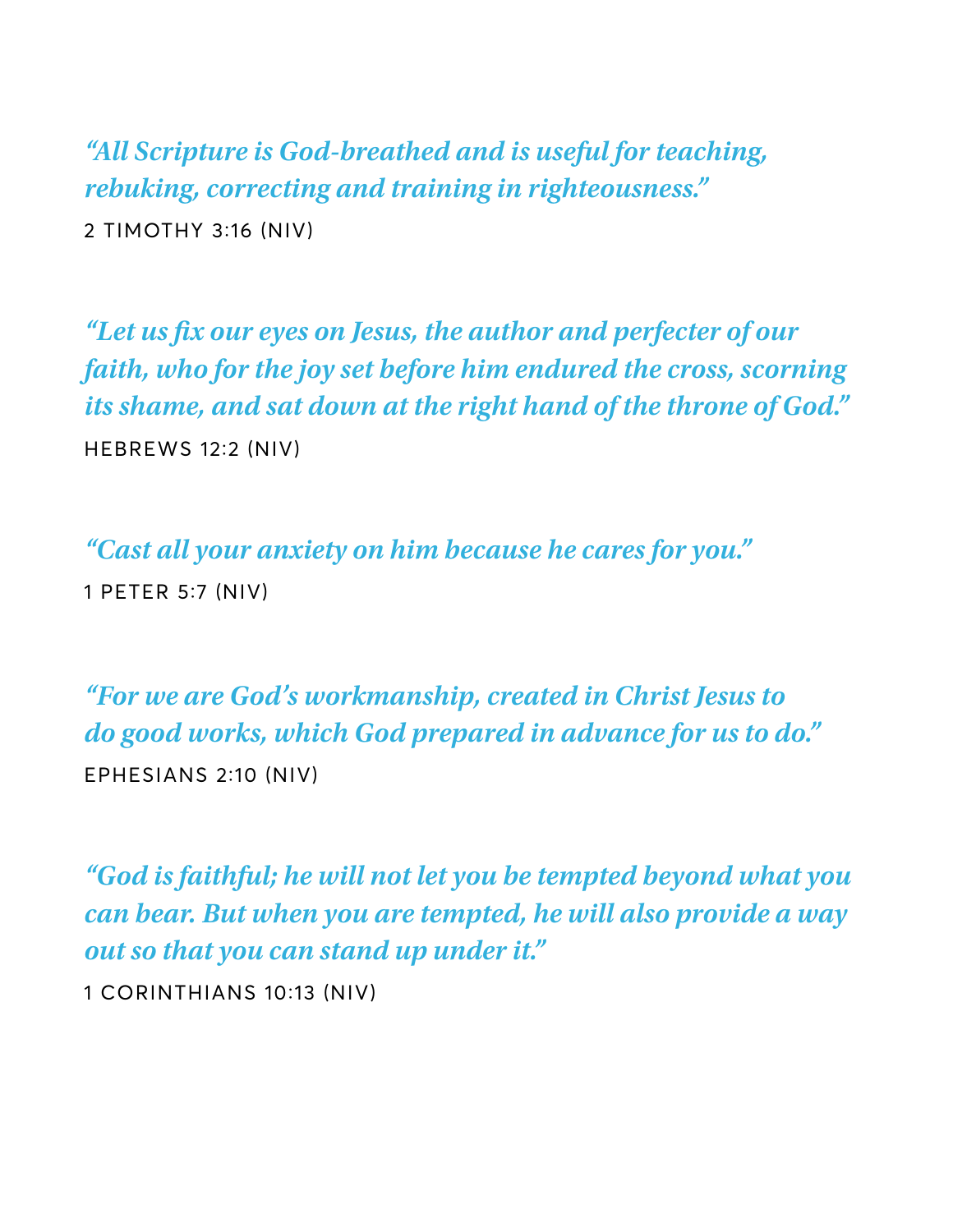*"All Scripture is God-breathed and is useful for teaching, rebuking, correcting and training in righteousness."*

2 TIMOTHY 3:16 (NIV)

*"Let us fix our eyes on Jesus, the author and perfecter of our faith, who for the joy set before him endured the cross, scorning its shame, and sat down at the right hand of the throne of God."*

HEBREWS 12:2 (NIV)

*"Cast all your anxiety on him because he cares for you."*

1 PETER 5:7 (NIV)

*"For we are God's workmanship, created in Christ Jesus to do good works, which God prepared in advance for us to do."*

EPHESIANS 2:10 (NIV)

*"God is faithful; he will not let you be tempted beyond what you can bear. But when you are tempted, he will also provide a way out so that you can stand up under it."*

1 CORINTHIANS 10:13 (NIV)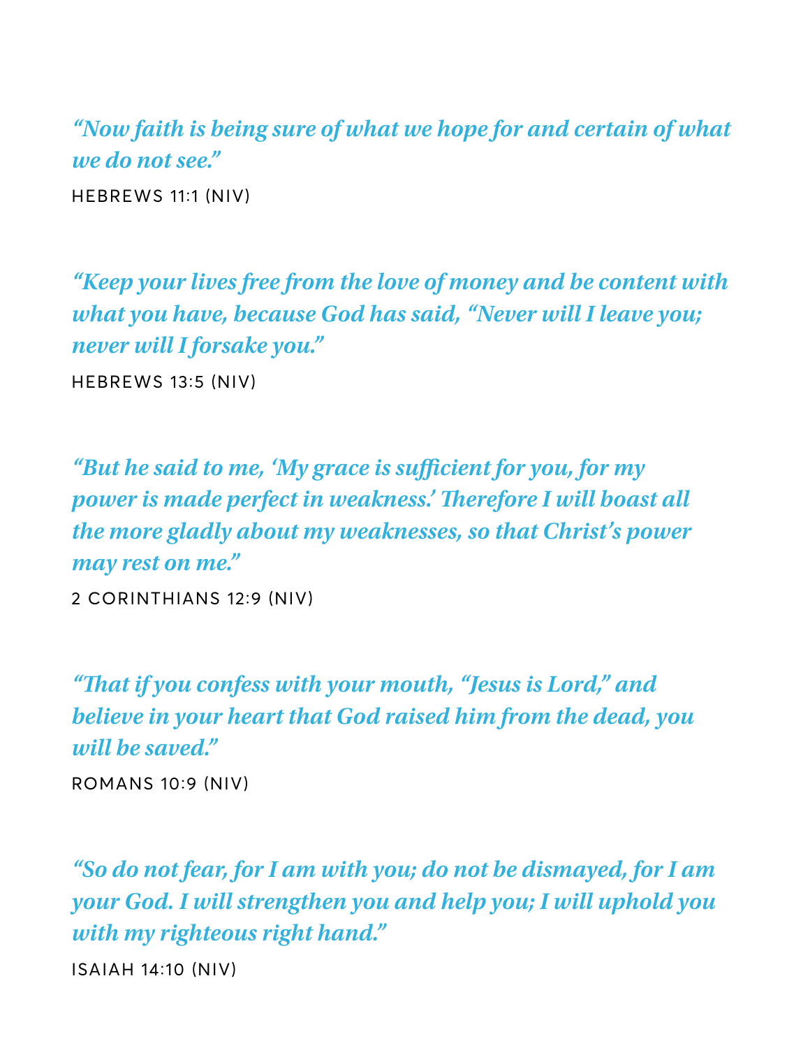*"Now faith is being sure of what we hope for and certain of what we do not see."*

HEBREWS 11:1 (NIV)

*"Keep your lives free from the love of money and be content with what you have, because God has said, "Never will I leave you; never will I forsake you."*

HEBREWS 13:5 (NIV)

*"But he said to me, 'My grace is sufficient for you, for my power is made perfect in weakness.' Therefore I will boast all the more gladly about my weaknesses, so that Christ's power may rest on me."*

2 CORINTHIANS 12:9 (NIV)

*"That if you confess with your mouth, "Jesus is Lord," and believe in your heart that God raised him from the dead, you will be saved."*

ROMANS 10:9 (NIV)

*"So do not fear, for I am with you; do not be dismayed, for I am your God. I will strengthen you and help you; I will uphold you with my righteous right hand."*

ISAIAH 14:10 (NIV)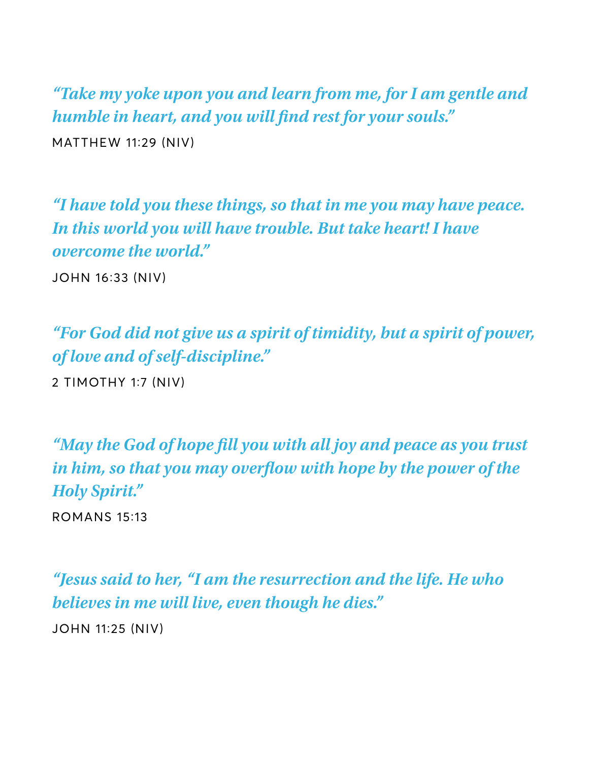*"Take my yoke upon you and learn from me, for I am gentle and humble in heart, and you will find rest for your souls."*

MATTHEW 11:29 (NIV)

*"I have told you these things, so that in me you may have peace. In this world you will have trouble. But take heart! I have overcome the world."*

JOHN 16:33 (NIV)

*"For God did not give us a spirit of timidity, but a spirit of power, of love and of self-discipline."*

2 TIMOTHY 1:7 (NIV)

*"May the God of hope fill you with all joy and peace as you trust in him, so that you may overflow with hope by the power of the Holy Spirit."*

ROMANS 15:13

*"Jesus said to her, "I am the resurrection and the life. He who believes in me will live, even though he dies."*

JOHN 11:25 (NIV)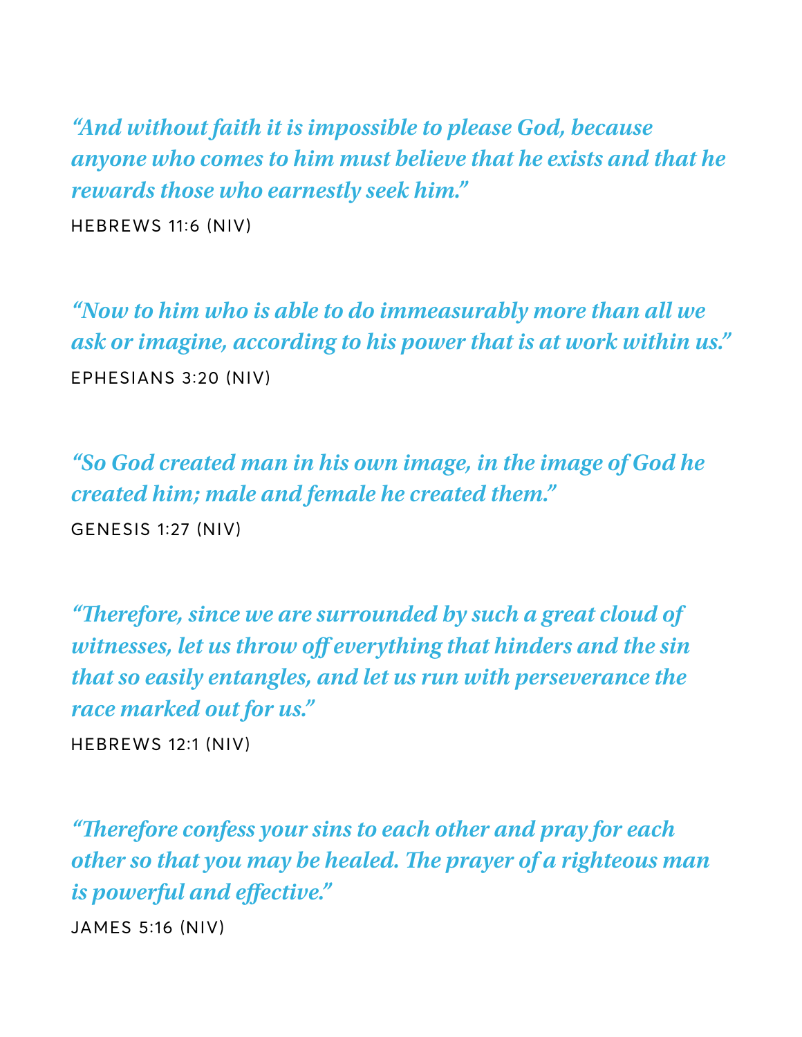*"And without faith it is impossible to please God, because anyone who comes to him must believe that he exists and that he rewards those who earnestly seek him."*

HEBREWS 11:6 (NIV)

*"Now to him who is able to do immeasurably more than all we ask or imagine, according to his power that is at work within us."*

EPHESIANS 3:20 (NIV)

*"So God created man in his own image, in the image of God he created him; male and female he created them."*

GENESIS 1:27 (NIV)

*"Therefore, since we are surrounded by such a great cloud of witnesses, let us throw off everything that hinders and the sin that so easily entangles, and let us run with perseverance the race marked out for us."*

HEBREWS 12:1 (NIV)

*"Therefore confess your sins to each other and pray for each other so that you may be healed. The prayer of a righteous man is powerful and effective."*

JAMES 5:16 (NIV)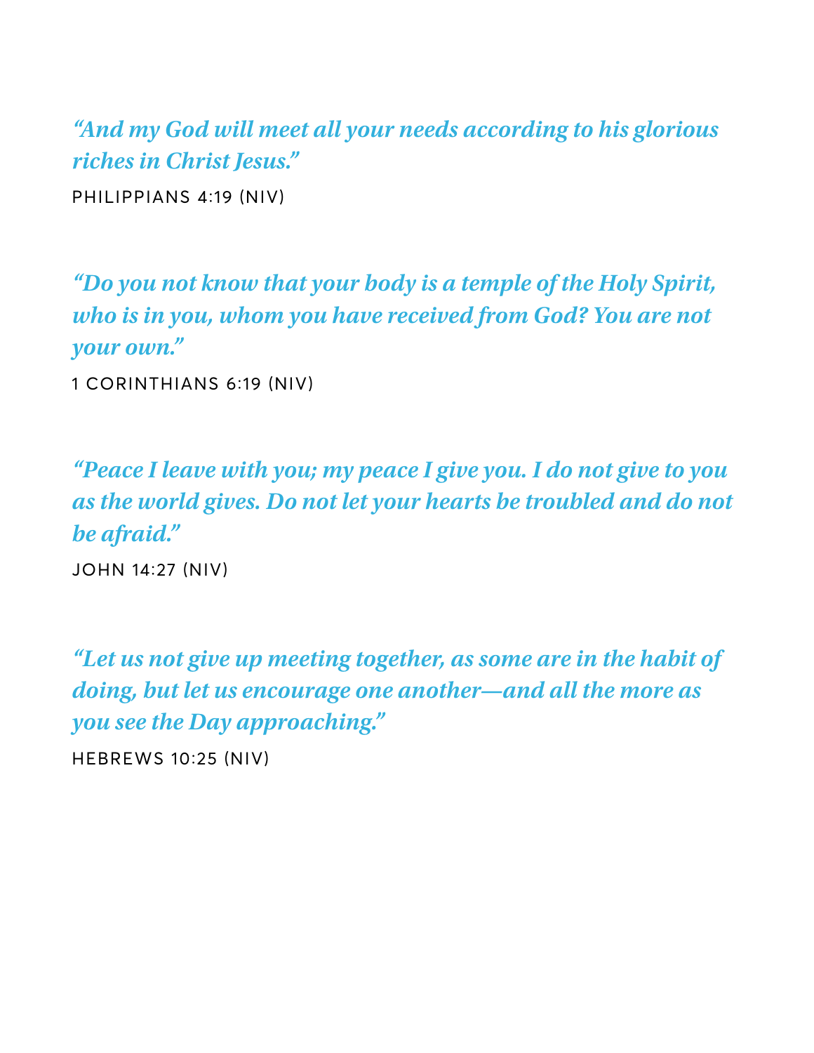*"And my God will meet all your needs according to his glorious riches in Christ Jesus."*

PHILIPPIANS 4:19 (NIV)

*"Do you not know that your body is a temple of the Holy Spirit, who is in you, whom you have received from God? You are not your own."*

1 CORINTHIANS 6:19 (NIV)

*"Peace I leave with you; my peace I give you. I do not give to you as the world gives. Do not let your hearts be troubled and do not be afraid."*

JOHN 14:27 (NIV)

*"Let us not give up meeting together, as some are in the habit of doing, but let us encourage one another—and all the more as you see the Day approaching."*

HEBREWS 10:25 (NIV)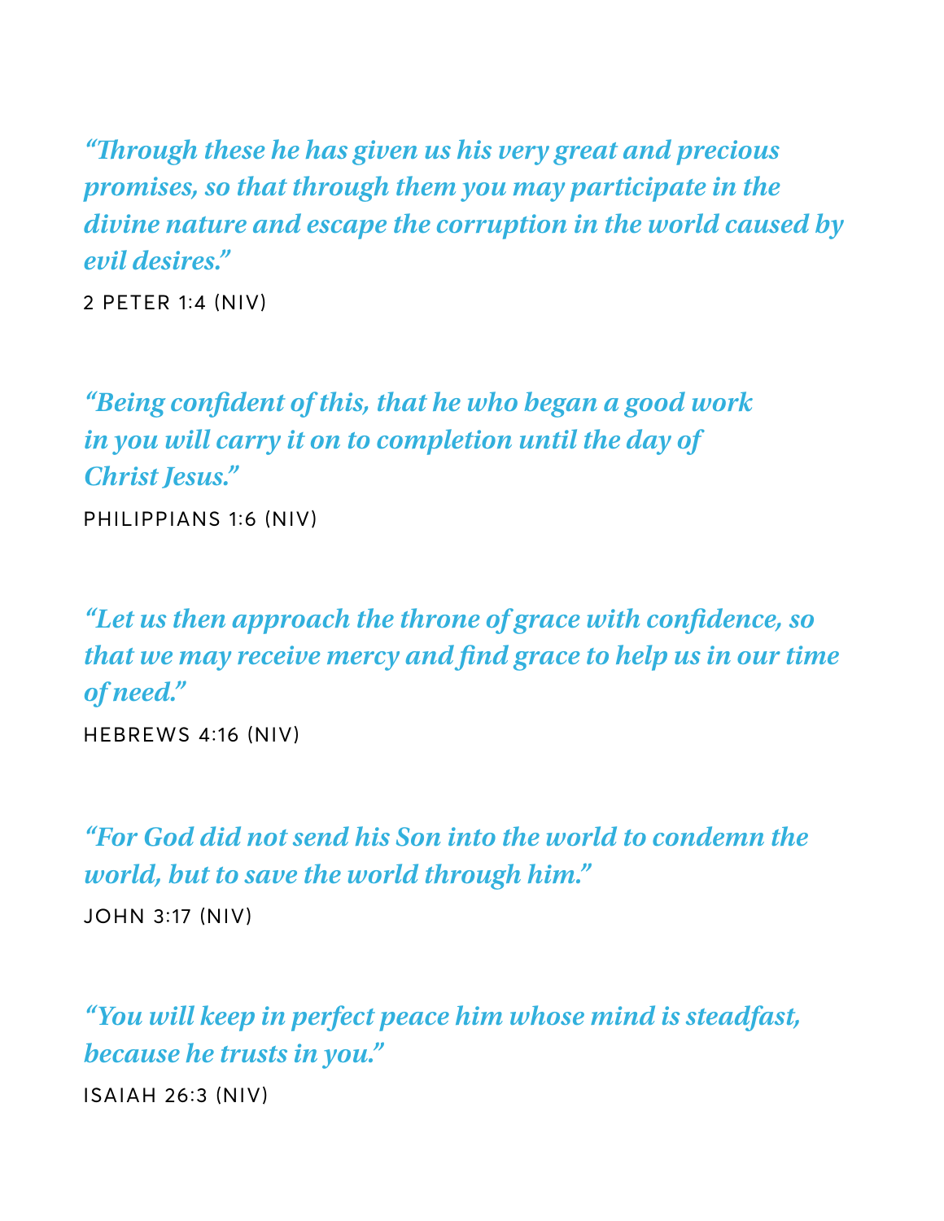*“Through these he has given us his very great and precious promises, so that through them you may participate in the divine nature and escape the corruption in the world caused by evil desires.”*

2 PETER 1:4 (NIV)

*“Being confident of this, that he who began a good work in you will carry it on to completion until the day of Christ Jesus.”*

PHILIPPIANS 1:6 (NIV)

*“Let us then approach the throne of grace with confidence, so that we may receive mercy and find grace to help us in our time of need.”*

HEBREWS 4:16 (NIV)

*“For God did not send his Son into the world to condemn the world, but to save the world through him.”*

JOHN 3:17 (NIV)

*“You will keep in perfect peace him whose mind is steadfast, because he trusts in you.”*

ISAIAH 26:3 (NIV)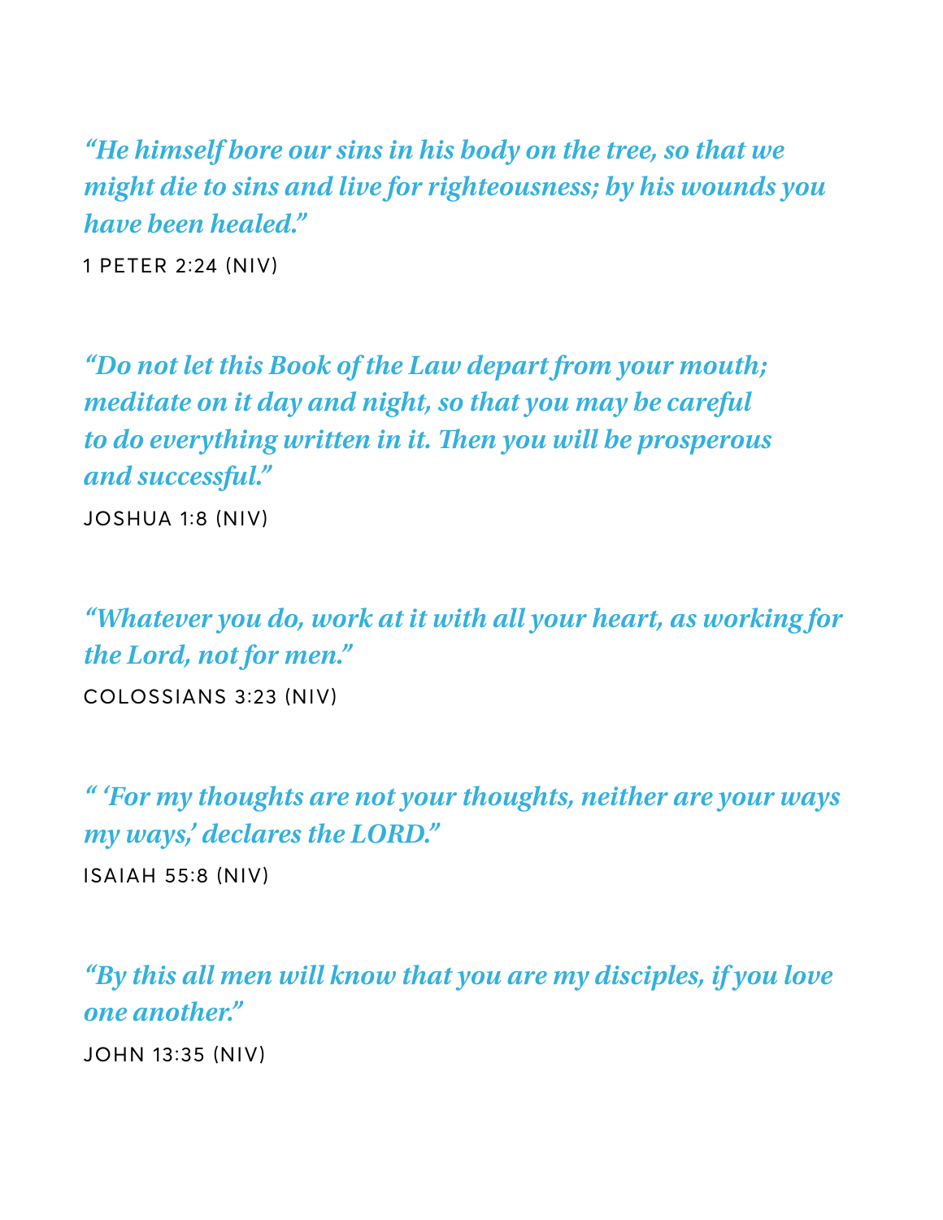*"He himself bore our sins in his body on the tree, so that we might die to sins and live for righteousness; by his wounds you have been healed."*

1 PETER 2:24 (NIV)

*"Do not let this Book of the Law depart from your mouth; meditate on it day and night, so that you may be careful to do everything written in it. Then you will be prosperous and successful."*

JOSHUA 1:8 (NIV)

*"Whatever you do, work at it with all your heart, as working for the Lord, not for men."*

COLOSSIANS 3:23 (NIV)

*" 'For my thoughts are not your thoughts, neither are your ways my ways,' declares the LORD."*

ISAIAH 55:8 (NIV)

*"By this all men will know that you are my disciples, if you love one another."*

JOHN 13:35 (NIV)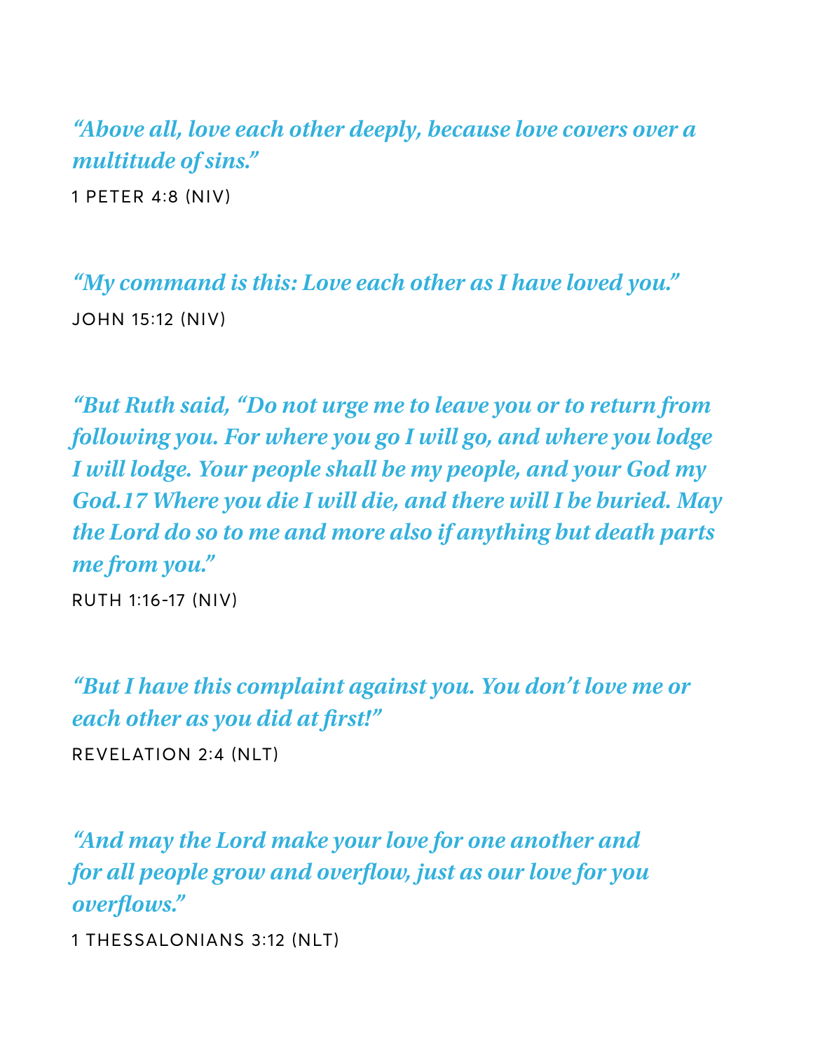*“Above all, love each other deeply, because love covers over a multitude of sins.”*

1 PETER 4:8 (NIV)

*“My command is this: Love each other as I have loved you.”*

JOHN 15:12 (NIV)

*“But Ruth said, “Do not urge me to leave you or to return from following you. For where you go I will go, and where you lodge I will lodge. Your people shall be my people, and your God my God.17 Where you die I will die, and there will I be buried. May the Lord do so to me and more also if anything but death parts me from you.”*

RUTH 1:16-17 (NIV)

*“But I have this complaint against you. You don’t love me or each other as you did at first!”*

REVELATION 2:4 (NLT)

*“And may the Lord make your love for one another and for all people grow and overflow, just as our love for you overflows.”*

1 THESSALONIANS 3:12 (NLT)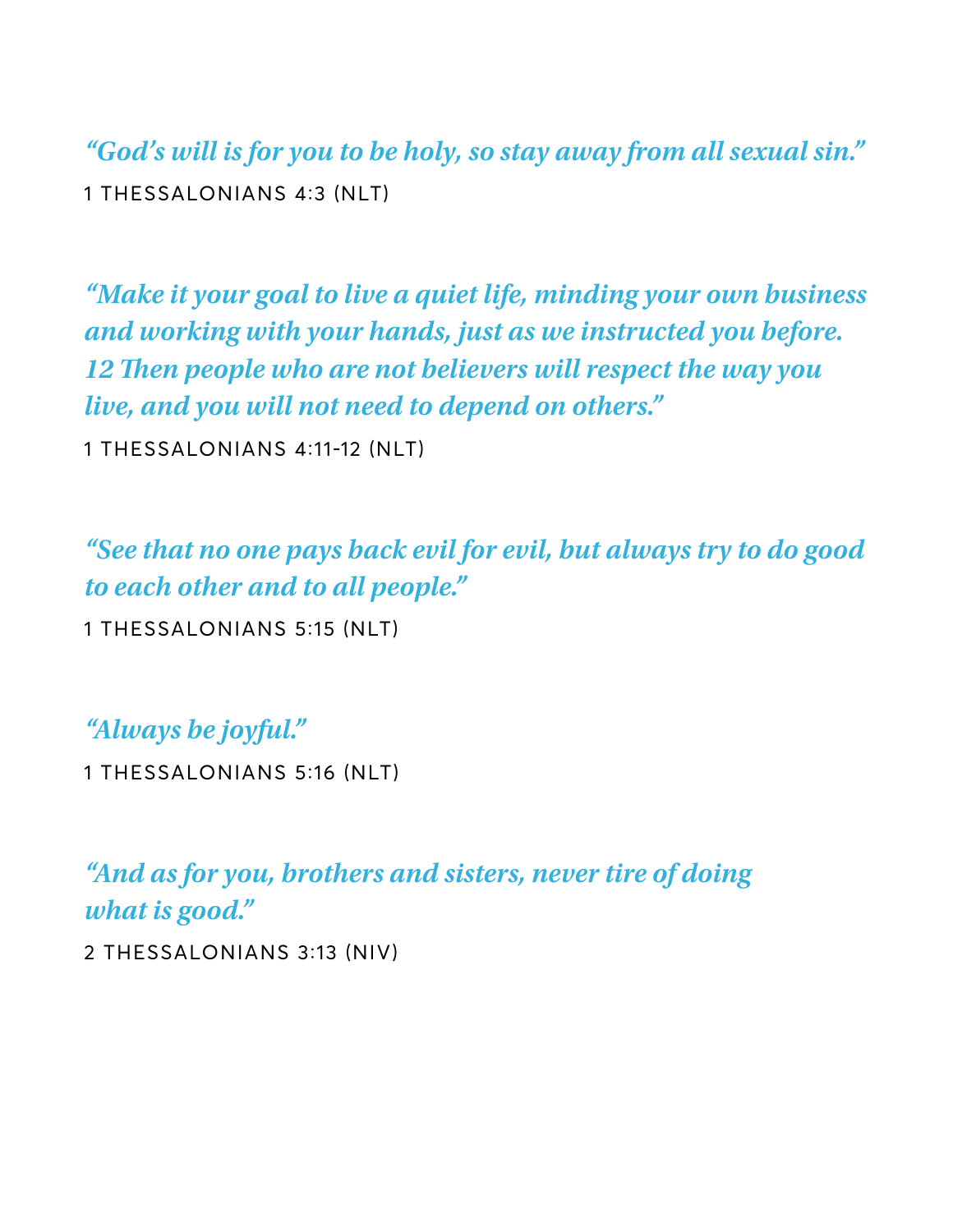*"God's will is for you to be holy, so stay away from all sexual sin."*

1 THESSALONIANS 4:3 (NLT)

*"Make it your goal to live a quiet life, minding your own business and working with your hands, just as we instructed you before. 12 Then people who are not believers will respect the way you live, and you will not need to depend on others."*

1 THESSALONIANS 4:11-12 (NLT)

*"See that no one pays back evil for evil, but always try to do good to each other and to all people."*

1 THESSALONIANS 5:15 (NLT)

*"Always be joyful."*

1 THESSALONIANS 5:16 (NLT)

*"And as for you, brothers and sisters, never tire of doing what is good."*

2 THESSALONIANS 3:13 (NIV)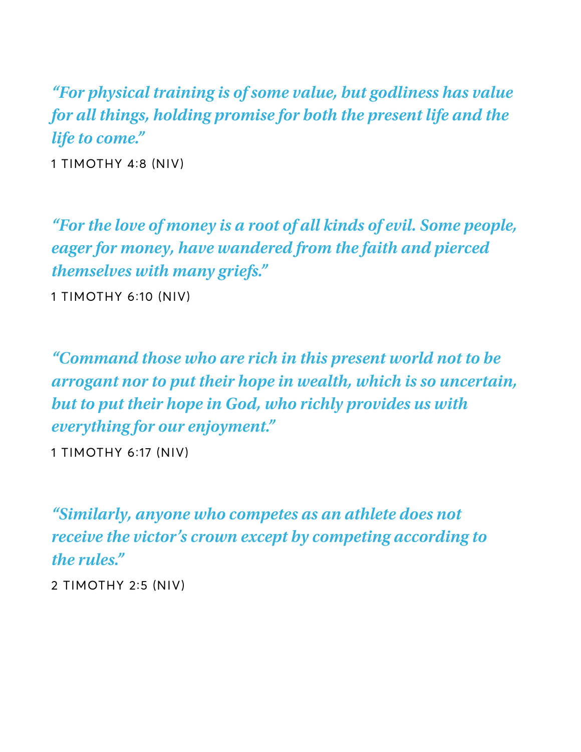*"For physical training is of some value, but godliness has value for all things, holding promise for both the present life and the life to come."*

1 TIMOTHY 4:8 (NIV)

*"For the love of money is a root of all kinds of evil. Some people, eager for money, have wandered from the faith and pierced themselves with many griefs."*

1 TIMOTHY 6:10 (NIV)

*"Command those who are rich in this present world not to be arrogant nor to put their hope in wealth, which is so uncertain, but to put their hope in God, who richly provides us with everything for our enjoyment."*

1 TIMOTHY 6:17 (NIV)

*"Similarly, anyone who competes as an athlete does not receive the victor's crown except by competing according to the rules."*

2 TIMOTHY 2:5 (NIV)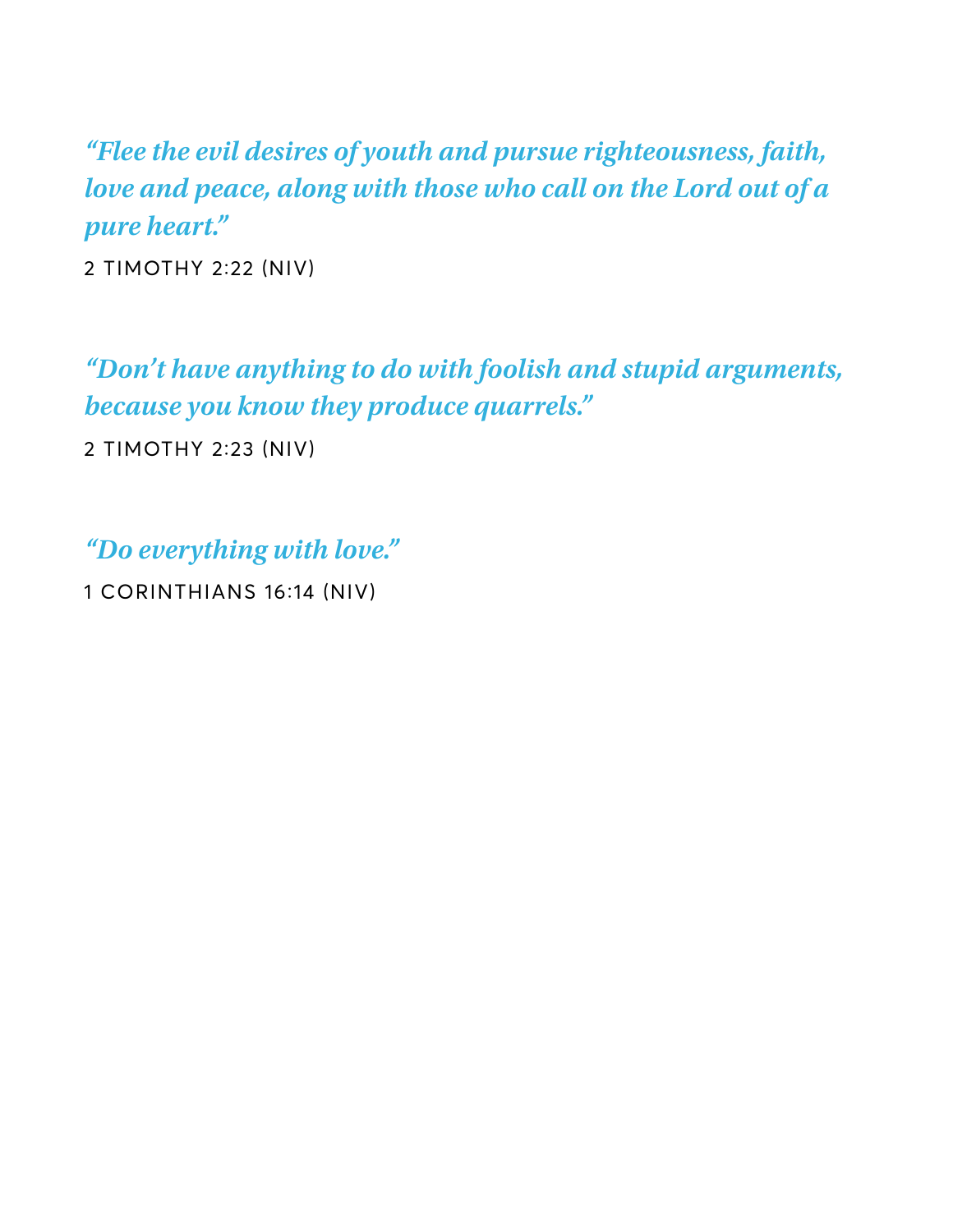*"Flee the evil desires of youth and pursue righteousness, faith, love and peace, along with those who call on the Lord out of a pure heart."*

2 TIMOTHY 2:22 (NIV)

*"Don't have anything to do with foolish and stupid arguments, because you know they produce quarrels."*

2 TIMOTHY 2:23 (NIV)

*"Do everything with love."*

1 CORINTHIANS 16:14 (NIV)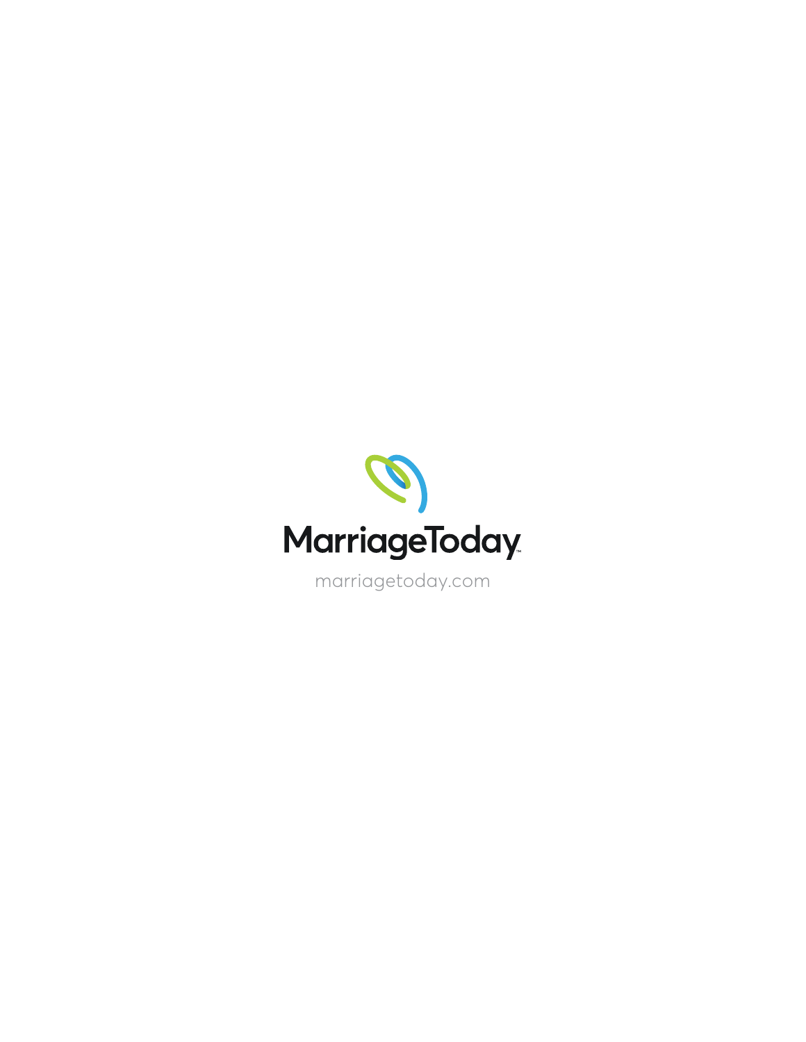MarriageToday™

marriagetoday.com